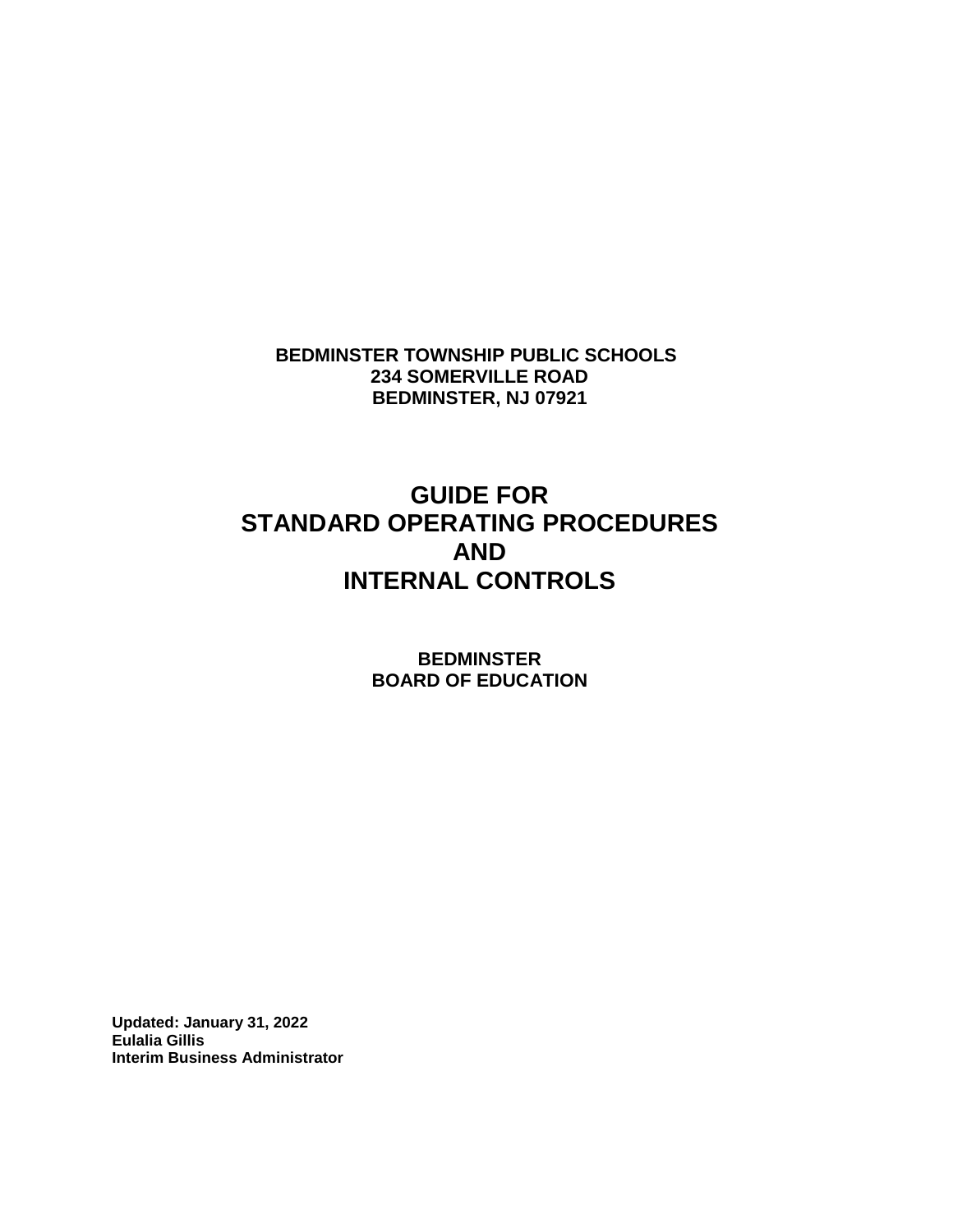**BEDMINSTER TOWNSHIP PUBLIC SCHOOLS**
**234 SOMERVILLE ROAD**
**BEDMINSTER, NJ 07921**

# GUIDE FOR STANDARD OPERATING PROCEDURES AND INTERNAL CONTROLS

**BEDMINSTER**
**BOARD OF EDUCATION**

**Updated: January 31, 2022**
**Eulalia Gillis**
**Interim Business Administrator**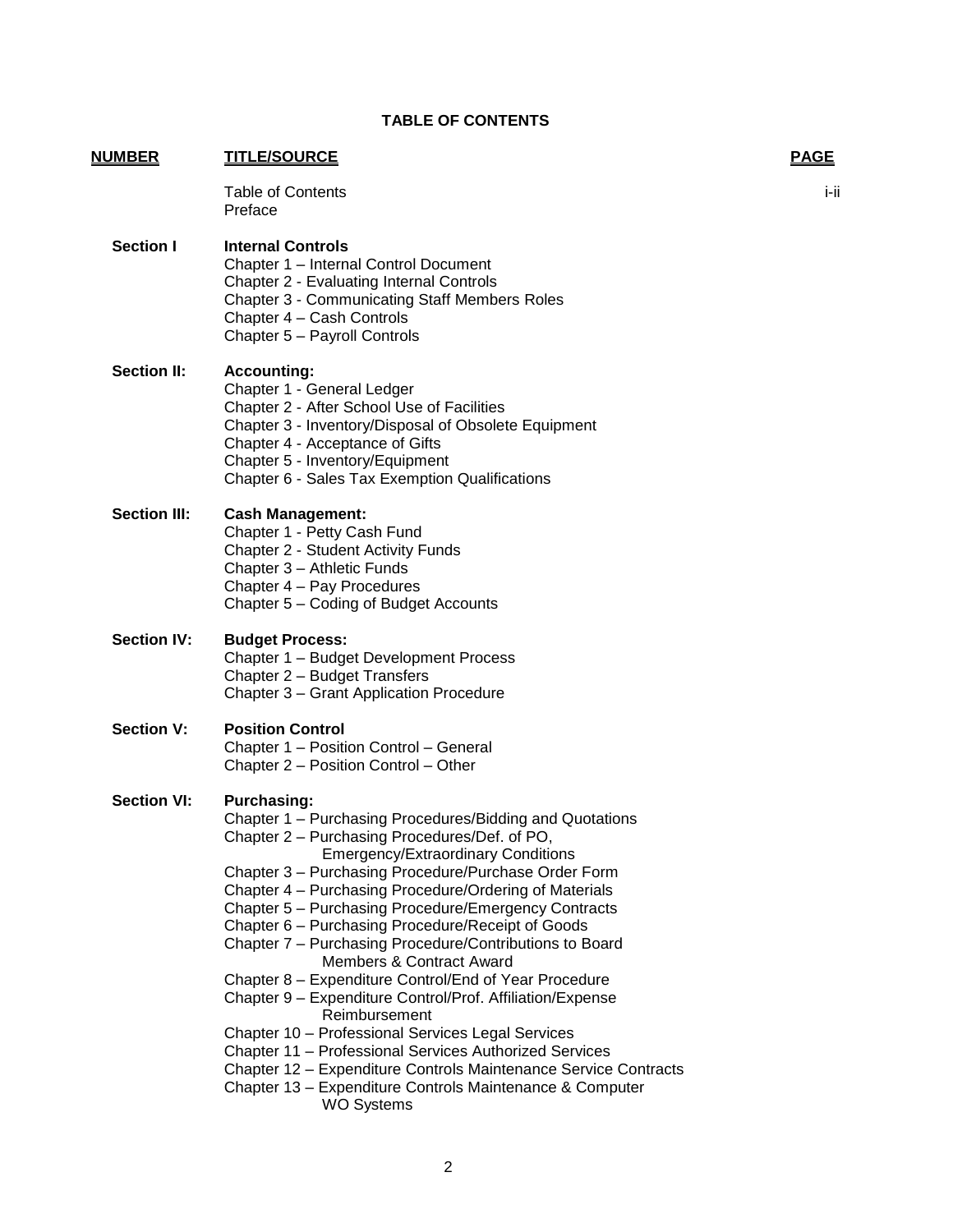# TABLE OF CONTENTS

| NUMBER | TITLE/SOURCE | PAGE |
|---|---|---|
| | Table of Contents | i-ii |
| | Preface | |
| **Section I** | **Internal Controls** | |
| | Chapter 1 – Internal Control Document | |
| | Chapter 2 - Evaluating Internal Controls | |
| | Chapter 3 - Communicating Staff Members Roles | |
| | Chapter 4 – Cash Controls | |
| | Chapter 5 – Payroll Controls | |
| **Section II:** | **Accounting:** | |
| | Chapter 1 - General Ledger | |
| | Chapter 2 - After School Use of Facilities | |
| | Chapter 3 - Inventory/Disposal of Obsolete Equipment | |
| | Chapter 4 - Acceptance of Gifts | |
| | Chapter 5 - Inventory/Equipment | |
| | Chapter 6 - Sales Tax Exemption Qualifications | |
| **Section III:** | **Cash Management:** | |
| | Chapter 1 - Petty Cash Fund | |
| | Chapter 2 - Student Activity Funds | |
| | Chapter 3 – Athletic Funds | |
| | Chapter 4 – Pay Procedures | |
| | Chapter 5 – Coding of Budget Accounts | |
| **Section IV:** | **Budget Process:** | |
| | Chapter 1 – Budget Development Process | |
| | Chapter 2 – Budget Transfers | |
| | Chapter 3 – Grant Application Procedure | |
| **Section V:** | **Position Control** | |
| | Chapter 1 – Position Control – General | |
| | Chapter 2 – Position Control – Other | |
| **Section VI:** | **Purchasing:** | |
| | Chapter 1 – Purchasing Procedures/Bidding and Quotations | |
| | Chapter 2 – Purchasing Procedures/Def. of PO, Emergency/Extraordinary Conditions | |
| | Chapter 3 – Purchasing Procedure/Purchase Order Form | |
| | Chapter 4 – Purchasing Procedure/Ordering of Materials | |
| | Chapter 5 – Purchasing Procedure/Emergency Contracts | |
| | Chapter 6 – Purchasing Procedure/Receipt of Goods | |
| | Chapter 7 – Purchasing Procedure/Contributions to Board Members & Contract Award | |
| | Chapter 8 – Expenditure Control/End of Year Procedure | |
| | Chapter 9 – Expenditure Control/Prof. Affiliation/Expense Reimbursement | |
| | Chapter 10 – Professional Services Legal Services | |
| | Chapter 11 – Professional Services Authorized Services | |
| | Chapter 12 – Expenditure Controls Maintenance Service Contracts | |
| | Chapter 13 – Expenditure Controls Maintenance & Computer WO Systems | |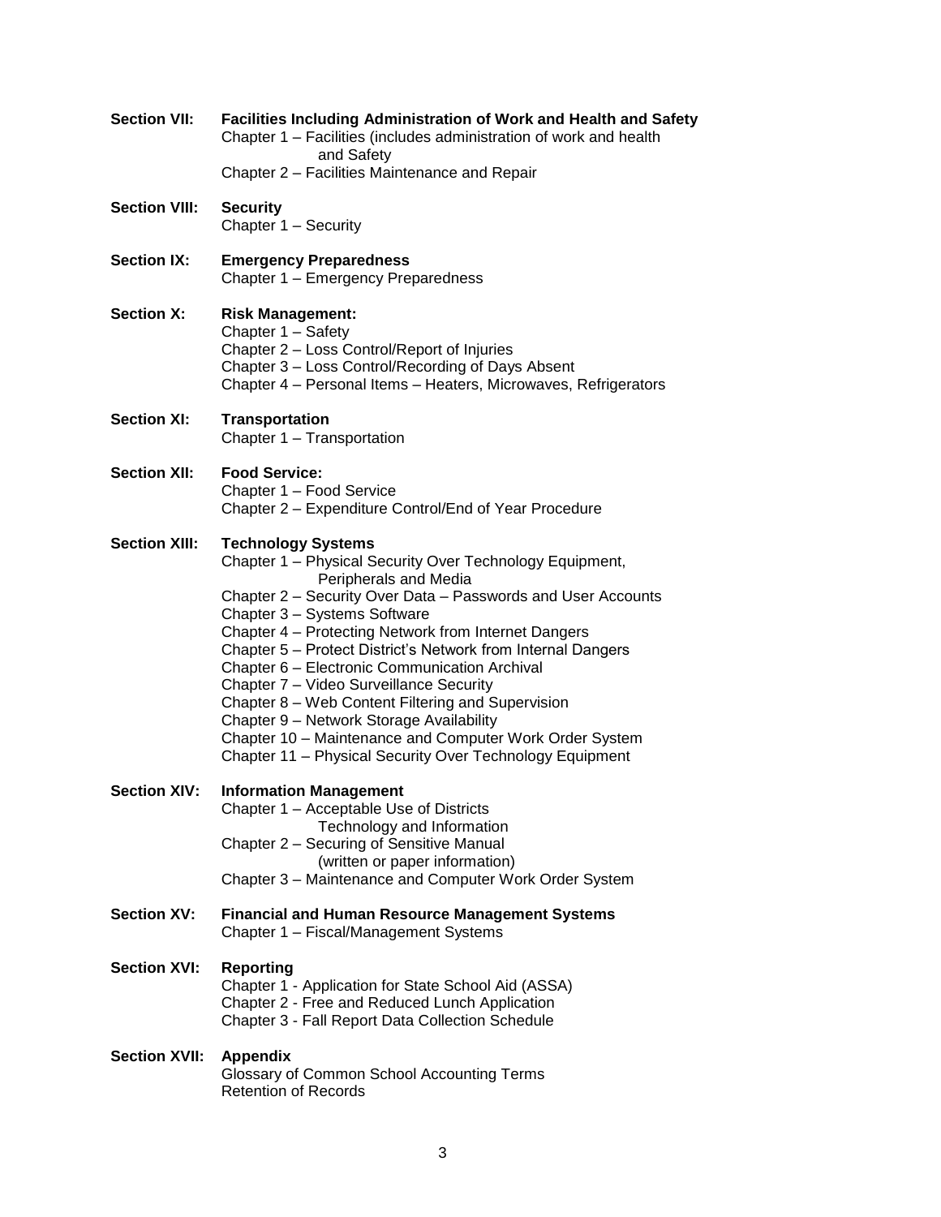**Section VII: Facilities Including Administration of Work and Health and Safety**

Chapter 1 – Facilities (includes administration of work and health and Safety
Chapter 2 – Facilities Maintenance and Repair

**Section VIII: Security**

Chapter 1 – Security

**Section IX: Emergency Preparedness**

Chapter 1 – Emergency Preparedness

**Section X: Risk Management:**

Chapter 1 – Safety
Chapter 2 – Loss Control/Report of Injuries
Chapter 3 – Loss Control/Recording of Days Absent
Chapter 4 – Personal Items – Heaters, Microwaves, Refrigerators

**Section XI: Transportation**

Chapter 1 – Transportation

**Section XII: Food Service:**

Chapter 1 – Food Service
Chapter 2 – Expenditure Control/End of Year Procedure

**Section XIII: Technology Systems**

Chapter 1 – Physical Security Over Technology Equipment, Peripherals and Media
Chapter 2 – Security Over Data – Passwords and User Accounts
Chapter 3 – Systems Software
Chapter 4 – Protecting Network from Internet Dangers
Chapter 5 – Protect District's Network from Internal Dangers
Chapter 6 – Electronic Communication Archival
Chapter 7 – Video Surveillance Security
Chapter 8 – Web Content Filtering and Supervision
Chapter 9 – Network Storage Availability
Chapter 10 – Maintenance and Computer Work Order System
Chapter 11 – Physical Security Over Technology Equipment

**Section XIV: Information Management**

Chapter 1 – Acceptable Use of Districts Technology and Information
Chapter 2 – Securing of Sensitive Manual (written or paper information)
Chapter 3 – Maintenance and Computer Work Order System

**Section XV: Financial and Human Resource Management Systems**

Chapter 1 – Fiscal/Management Systems

**Section XVI: Reporting**

Chapter 1 - Application for State School Aid (ASSA)
Chapter 2 - Free and Reduced Lunch Application
Chapter 3 - Fall Report Data Collection Schedule

**Section XVII: Appendix**

Glossary of Common School Accounting Terms
Retention of Records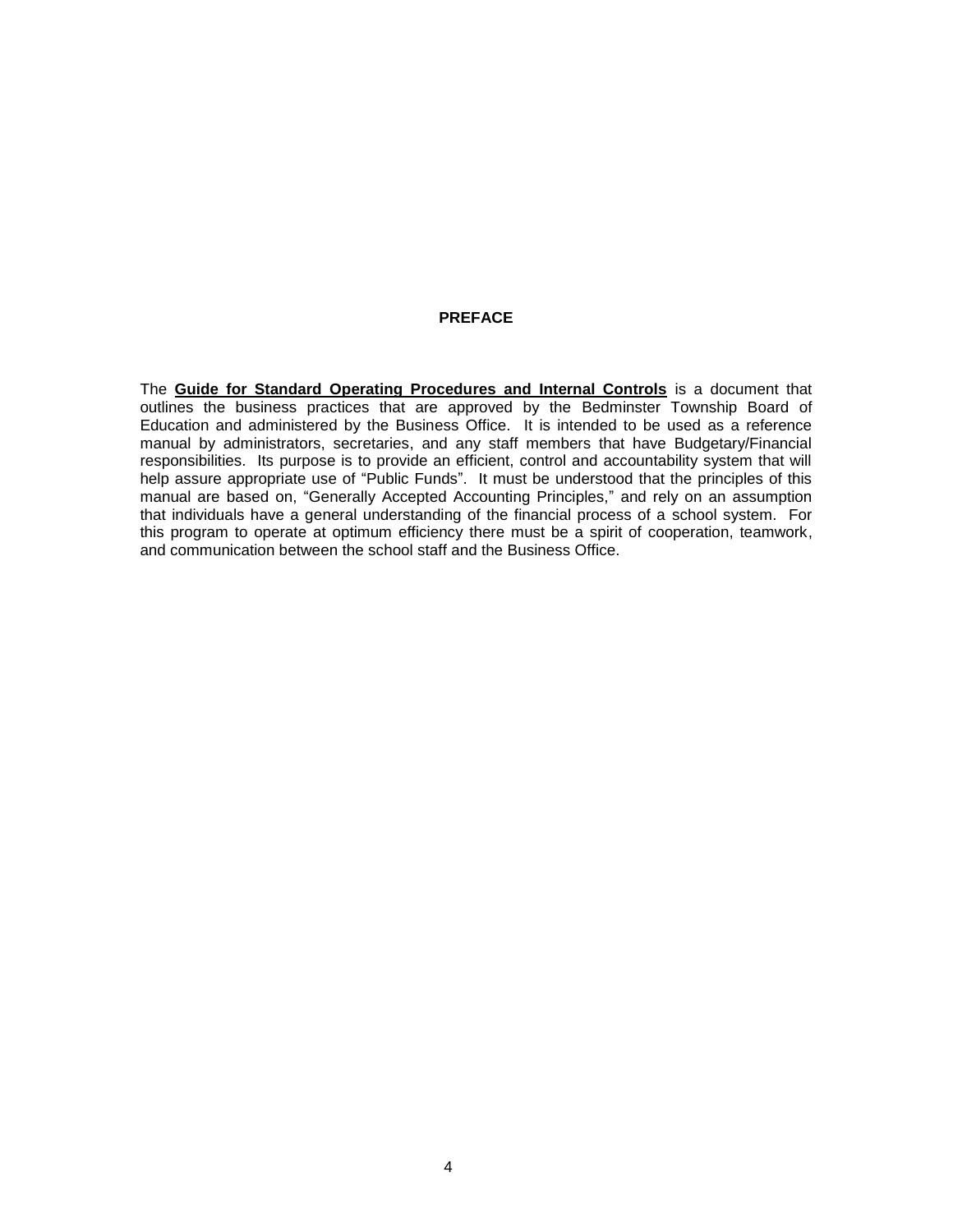# PREFACE

The **Guide for Standard Operating Procedures and Internal Controls** is a document that outlines the business practices that are approved by the Bedminster Township Board of Education and administered by the Business Office. It is intended to be used as a reference manual by administrators, secretaries, and any staff members that have Budgetary/Financial responsibilities. Its purpose is to provide an efficient, control and accountability system that will help assure appropriate use of "Public Funds". It must be understood that the principles of this manual are based on, "Generally Accepted Accounting Principles," and rely on an assumption that individuals have a general understanding of the financial process of a school system. For this program to operate at optimum efficiency there must be a spirit of cooperation, teamwork, and communication between the school staff and the Business Office.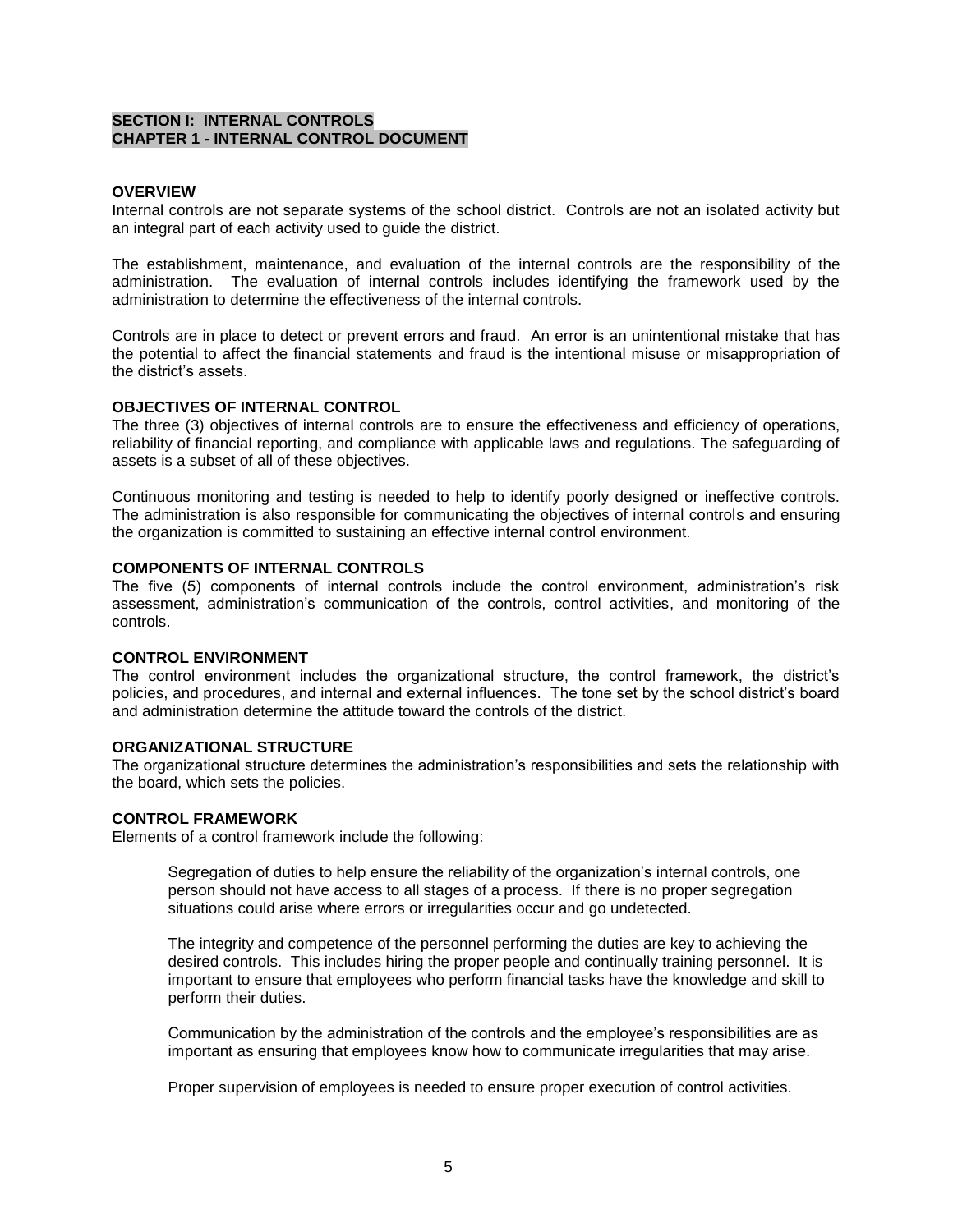# SECTION I: INTERNAL CONTROLS
## CHAPTER 1 - INTERNAL CONTROL DOCUMENT

### OVERVIEW

Internal controls are not separate systems of the school district. Controls are not an isolated activity but an integral part of each activity used to guide the district.

The establishment, maintenance, and evaluation of the internal controls are the responsibility of the administration. The evaluation of internal controls includes identifying the framework used by the administration to determine the effectiveness of the internal controls.

Controls are in place to detect or prevent errors and fraud. An error is an unintentional mistake that has the potential to affect the financial statements and fraud is the intentional misuse or misappropriation of the district's assets.

### OBJECTIVES OF INTERNAL CONTROL

The three (3) objectives of internal controls are to ensure the effectiveness and efficiency of operations, reliability of financial reporting, and compliance with applicable laws and regulations. The safeguarding of assets is a subset of all of these objectives.

Continuous monitoring and testing is needed to help to identify poorly designed or ineffective controls. The administration is also responsible for communicating the objectives of internal controls and ensuring the organization is committed to sustaining an effective internal control environment.

### COMPONENTS OF INTERNAL CONTROLS

The five (5) components of internal controls include the control environment, administration's risk assessment, administration's communication of the controls, control activities, and monitoring of the controls.

### CONTROL ENVIRONMENT

The control environment includes the organizational structure, the control framework, the district's policies, and procedures, and internal and external influences. The tone set by the school district's board and administration determine the attitude toward the controls of the district.

### ORGANIZATIONAL STRUCTURE

The organizational structure determines the administration's responsibilities and sets the relationship with the board, which sets the policies.

### CONTROL FRAMEWORK

Elements of a control framework include the following:

Segregation of duties to help ensure the reliability of the organization's internal controls, one person should not have access to all stages of a process. If there is no proper segregation situations could arise where errors or irregularities occur and go undetected.

The integrity and competence of the personnel performing the duties are key to achieving the desired controls. This includes hiring the proper people and continually training personnel. It is important to ensure that employees who perform financial tasks have the knowledge and skill to perform their duties.

Communication by the administration of the controls and the employee's responsibilities are as important as ensuring that employees know how to communicate irregularities that may arise.

Proper supervision of employees is needed to ensure proper execution of control activities.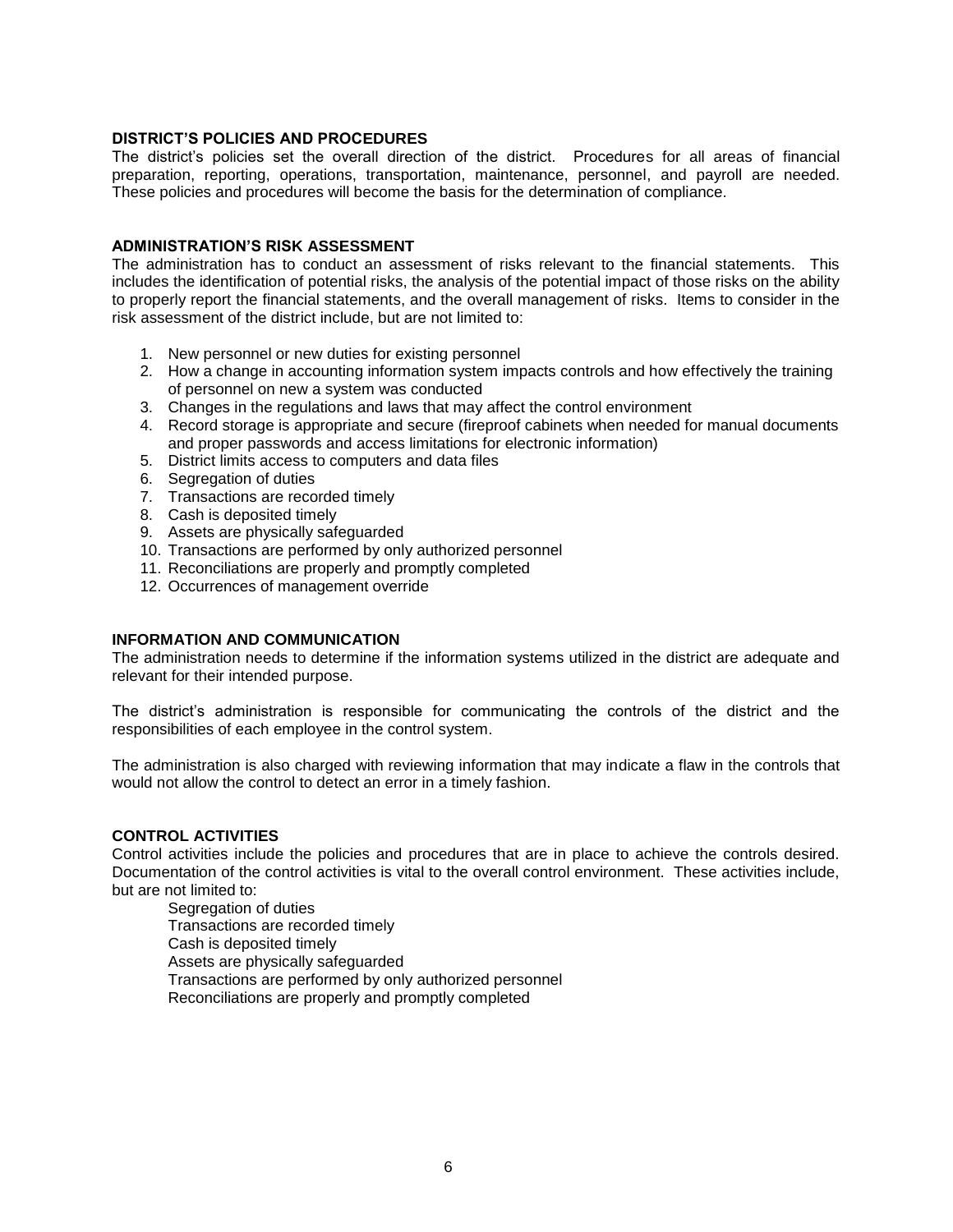## DISTRICT'S POLICIES AND PROCEDURES

The district's policies set the overall direction of the district. Procedures for all areas of financial preparation, reporting, operations, transportation, maintenance, personnel, and payroll are needed. These policies and procedures will become the basis for the determination of compliance.

## ADMINISTRATION'S RISK ASSESSMENT

The administration has to conduct an assessment of risks relevant to the financial statements. This includes the identification of potential risks, the analysis of the potential impact of those risks on the ability to properly report the financial statements, and the overall management of risks. Items to consider in the risk assessment of the district include, but are not limited to:

1. New personnel or new duties for existing personnel
2. How a change in accounting information system impacts controls and how effectively the training of personnel on new a system was conducted
3. Changes in the regulations and laws that may affect the control environment
4. Record storage is appropriate and secure (fireproof cabinets when needed for manual documents and proper passwords and access limitations for electronic information)
5. District limits access to computers and data files
6. Segregation of duties
7. Transactions are recorded timely
8. Cash is deposited timely
9. Assets are physically safeguarded
10. Transactions are performed by only authorized personnel
11. Reconciliations are properly and promptly completed
12. Occurrences of management override

## INFORMATION AND COMMUNICATION

The administration needs to determine if the information systems utilized in the district are adequate and relevant for their intended purpose.

The district's administration is responsible for communicating the controls of the district and the responsibilities of each employee in the control system.

The administration is also charged with reviewing information that may indicate a flaw in the controls that would not allow the control to detect an error in a timely fashion.

## CONTROL ACTIVITIES

Control activities include the policies and procedures that are in place to achieve the controls desired. Documentation of the control activities is vital to the overall control environment. These activities include, but are not limited to:

Segregation of duties
Transactions are recorded timely
Cash is deposited timely
Assets are physically safeguarded
Transactions are performed by only authorized personnel
Reconciliations are properly and promptly completed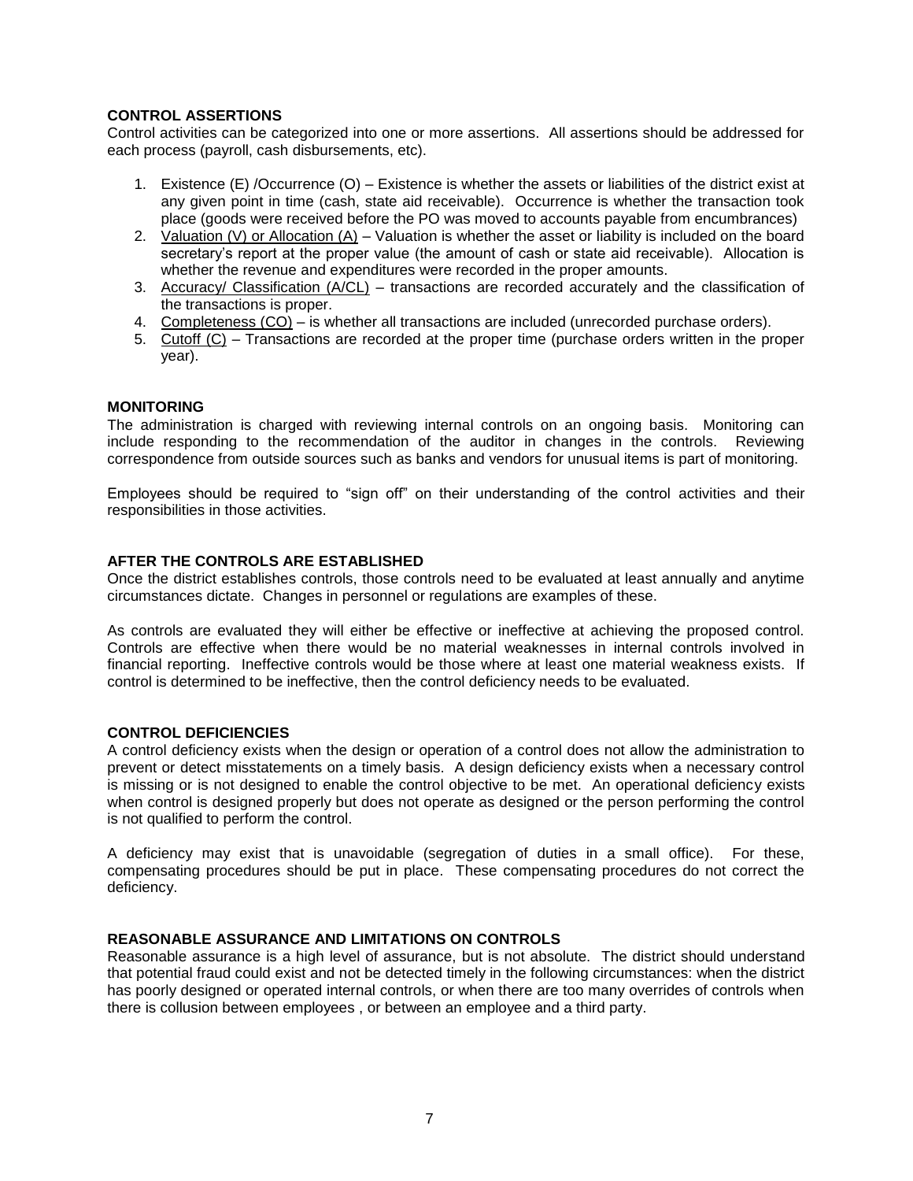**CONTROL ASSERTIONS**

Control activities can be categorized into one or more assertions. All assertions should be addressed for each process (payroll, cash disbursements, etc).

1. Existence (E) /Occurrence (O) – Existence is whether the assets or liabilities of the district exist at any given point in time (cash, state aid receivable). Occurrence is whether the transaction took place (goods were received before the PO was moved to accounts payable from encumbrances)
2. <u>Valuation (V) or Allocation (A)</u> – Valuation is whether the asset or liability is included on the board secretary's report at the proper value (the amount of cash or state aid receivable). Allocation is whether the revenue and expenditures were recorded in the proper amounts.
3. <u>Accuracy/ Classification (A/CL)</u> – transactions are recorded accurately and the classification of the transactions is proper.
4. <u>Completeness (CO)</u> – is whether all transactions are included (unrecorded purchase orders).
5. <u>Cutoff (C)</u> – Transactions are recorded at the proper time (purchase orders written in the proper year).

**MONITORING**

The administration is charged with reviewing internal controls on an ongoing basis. Monitoring can include responding to the recommendation of the auditor in changes in the controls. Reviewing correspondence from outside sources such as banks and vendors for unusual items is part of monitoring.

Employees should be required to "sign off" on their understanding of the control activities and their responsibilities in those activities.

**AFTER THE CONTROLS ARE ESTABLISHED**

Once the district establishes controls, those controls need to be evaluated at least annually and anytime circumstances dictate. Changes in personnel or regulations are examples of these.

As controls are evaluated they will either be effective or ineffective at achieving the proposed control. Controls are effective when there would be no material weaknesses in internal controls involved in financial reporting. Ineffective controls would be those where at least one material weakness exists. If control is determined to be ineffective, then the control deficiency needs to be evaluated.

**CONTROL DEFICIENCIES**

A control deficiency exists when the design or operation of a control does not allow the administration to prevent or detect misstatements on a timely basis. A design deficiency exists when a necessary control is missing or is not designed to enable the control objective to be met. An operational deficiency exists when control is designed properly but does not operate as designed or the person performing the control is not qualified to perform the control.

A deficiency may exist that is unavoidable (segregation of duties in a small office). For these, compensating procedures should be put in place. These compensating procedures do not correct the deficiency.

**REASONABLE ASSURANCE AND LIMITATIONS ON CONTROLS**

Reasonable assurance is a high level of assurance, but is not absolute. The district should understand that potential fraud could exist and not be detected timely in the following circumstances: when the district has poorly designed or operated internal controls, or when there are too many overrides of controls when there is collusion between employees , or between an employee and a third party.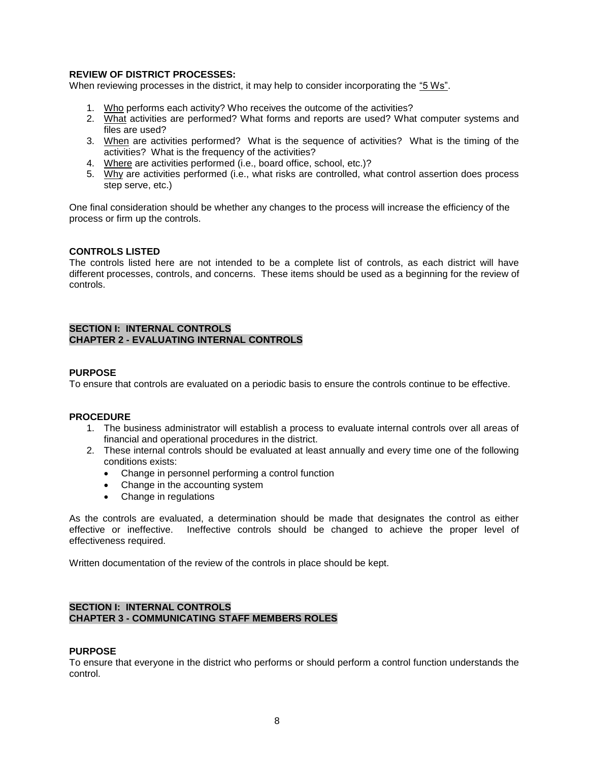**REVIEW OF DISTRICT PROCESSES:**
When reviewing processes in the district, it may help to consider incorporating the "5 Ws".

1. Who performs each activity? Who receives the outcome of the activities?
2. What activities are performed? What forms and reports are used? What computer systems and files are used?
3. When are activities performed? What is the sequence of activities? What is the timing of the activities? What is the frequency of the activities?
4. Where are activities performed (i.e., board office, school, etc.)?
5. Why are activities performed (i.e., what risks are controlled, what control assertion does process step serve, etc.)

One final consideration should be whether any changes to the process will increase the efficiency of the process or firm up the controls.

**CONTROLS LISTED**
The controls listed here are not intended to be a complete list of controls, as each district will have different processes, controls, and concerns. These items should be used as a beginning for the review of controls.

## SECTION I: INTERNAL CONTROLS
## CHAPTER 2 - EVALUATING INTERNAL CONTROLS

**PURPOSE**
To ensure that controls are evaluated on a periodic basis to ensure the controls continue to be effective.

**PROCEDURE**

1. The business administrator will establish a process to evaluate internal controls over all areas of financial and operational procedures in the district.
2. These internal controls should be evaluated at least annually and every time one of the following conditions exists:
   - Change in personnel performing a control function
   - Change in the accounting system
   - Change in regulations

As the controls are evaluated, a determination should be made that designates the control as either effective or ineffective. Ineffective controls should be changed to achieve the proper level of effectiveness required.

Written documentation of the review of the controls in place should be kept.

## SECTION I: INTERNAL CONTROLS
## CHAPTER 3 - COMMUNICATING STAFF MEMBERS ROLES

**PURPOSE**
To ensure that everyone in the district who performs or should perform a control function understands the control.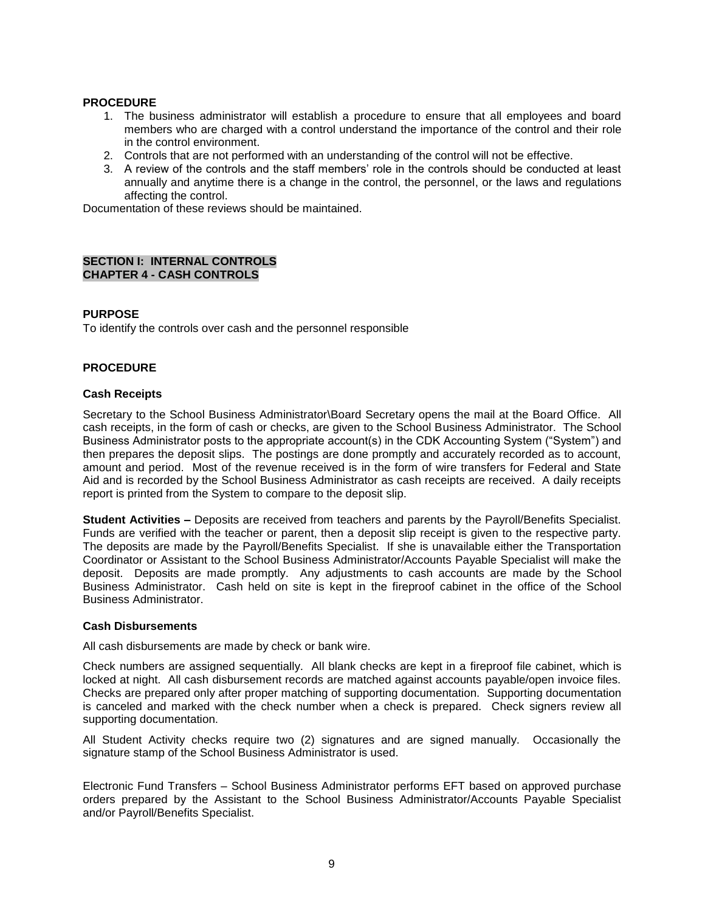**PROCEDURE**

1. The business administrator will establish a procedure to ensure that all employees and board members who are charged with a control understand the importance of the control and their role in the control environment.
2. Controls that are not performed with an understanding of the control will not be effective.
3. A review of the controls and the staff members' role in the controls should be conducted at least annually and anytime there is a change in the control, the personnel, or the laws and regulations affecting the control.

Documentation of these reviews should be maintained.

## SECTION I: INTERNAL CONTROLS
## CHAPTER 4 - CASH CONTROLS

**PURPOSE**

To identify the controls over cash and the personnel responsible

**PROCEDURE**

**Cash Receipts**

Secretary to the School Business Administrator\Board Secretary opens the mail at the Board Office. All cash receipts, in the form of cash or checks, are given to the School Business Administrator. The School Business Administrator posts to the appropriate account(s) in the CDK Accounting System ("System") and then prepares the deposit slips. The postings are done promptly and accurately recorded as to account, amount and period. Most of the revenue received is in the form of wire transfers for Federal and State Aid and is recorded by the School Business Administrator as cash receipts are received. A daily receipts report is printed from the System to compare to the deposit slip.

**Student Activities –** Deposits are received from teachers and parents by the Payroll/Benefits Specialist. Funds are verified with the teacher or parent, then a deposit slip receipt is given to the respective party. The deposits are made by the Payroll/Benefits Specialist. If she is unavailable either the Transportation Coordinator or Assistant to the School Business Administrator/Accounts Payable Specialist will make the deposit. Deposits are made promptly. Any adjustments to cash accounts are made by the School Business Administrator. Cash held on site is kept in the fireproof cabinet in the office of the School Business Administrator.

**Cash Disbursements**

All cash disbursements are made by check or bank wire.

Check numbers are assigned sequentially. All blank checks are kept in a fireproof file cabinet, which is locked at night. All cash disbursement records are matched against accounts payable/open invoice files. Checks are prepared only after proper matching of supporting documentation. Supporting documentation is canceled and marked with the check number when a check is prepared. Check signers review all supporting documentation.

All Student Activity checks require two (2) signatures and are signed manually. Occasionally the signature stamp of the School Business Administrator is used.

Electronic Fund Transfers – School Business Administrator performs EFT based on approved purchase orders prepared by the Assistant to the School Business Administrator/Accounts Payable Specialist and/or Payroll/Benefits Specialist.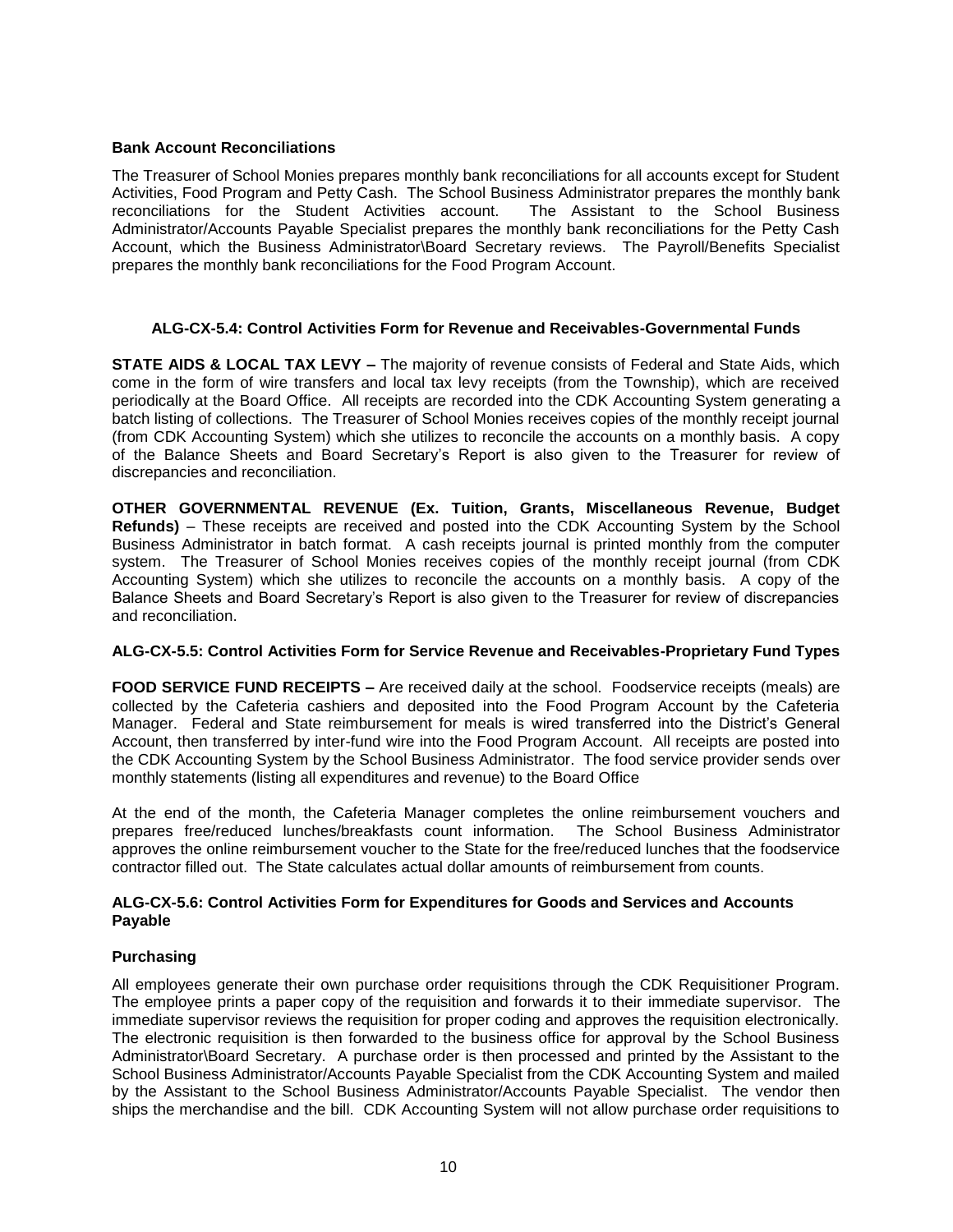**Bank Account Reconciliations**

The Treasurer of School Monies prepares monthly bank reconciliations for all accounts except for Student Activities, Food Program and Petty Cash. The School Business Administrator prepares the monthly bank reconciliations for the Student Activities account. The Assistant to the School Business Administrator/Accounts Payable Specialist prepares the monthly bank reconciliations for the Petty Cash Account, which the Business Administrator\Board Secretary reviews. The Payroll/Benefits Specialist prepares the monthly bank reconciliations for the Food Program Account.

**ALG-CX-5.4: Control Activities Form for Revenue and Receivables-Governmental Funds**

**STATE AIDS & LOCAL TAX LEVY –** The majority of revenue consists of Federal and State Aids, which come in the form of wire transfers and local tax levy receipts (from the Township), which are received periodically at the Board Office. All receipts are recorded into the CDK Accounting System generating a batch listing of collections. The Treasurer of School Monies receives copies of the monthly receipt journal (from CDK Accounting System) which she utilizes to reconcile the accounts on a monthly basis. A copy of the Balance Sheets and Board Secretary's Report is also given to the Treasurer for review of discrepancies and reconciliation.

**OTHER GOVERNMENTAL REVENUE (Ex. Tuition, Grants, Miscellaneous Revenue, Budget Refunds)** – These receipts are received and posted into the CDK Accounting System by the School Business Administrator in batch format. A cash receipts journal is printed monthly from the computer system. The Treasurer of School Monies receives copies of the monthly receipt journal (from CDK Accounting System) which she utilizes to reconcile the accounts on a monthly basis. A copy of the Balance Sheets and Board Secretary's Report is also given to the Treasurer for review of discrepancies and reconciliation.

**ALG-CX-5.5: Control Activities Form for Service Revenue and Receivables-Proprietary Fund Types**

**FOOD SERVICE FUND RECEIPTS –** Are received daily at the school. Foodservice receipts (meals) are collected by the Cafeteria cashiers and deposited into the Food Program Account by the Cafeteria Manager. Federal and State reimbursement for meals is wired transferred into the District's General Account, then transferred by inter-fund wire into the Food Program Account. All receipts are posted into the CDK Accounting System by the School Business Administrator. The food service provider sends over monthly statements (listing all expenditures and revenue) to the Board Office

At the end of the month, the Cafeteria Manager completes the online reimbursement vouchers and prepares free/reduced lunches/breakfasts count information. The School Business Administrator approves the online reimbursement voucher to the State for the free/reduced lunches that the foodservice contractor filled out. The State calculates actual dollar amounts of reimbursement from counts.

**ALG-CX-5.6: Control Activities Form for Expenditures for Goods and Services and Accounts Payable**

**Purchasing**

All employees generate their own purchase order requisitions through the CDK Requisitioner Program. The employee prints a paper copy of the requisition and forwards it to their immediate supervisor. The immediate supervisor reviews the requisition for proper coding and approves the requisition electronically. The electronic requisition is then forwarded to the business office for approval by the School Business Administrator\Board Secretary. A purchase order is then processed and printed by the Assistant to the School Business Administrator/Accounts Payable Specialist from the CDK Accounting System and mailed by the Assistant to the School Business Administrator/Accounts Payable Specialist. The vendor then ships the merchandise and the bill. CDK Accounting System will not allow purchase order requisitions to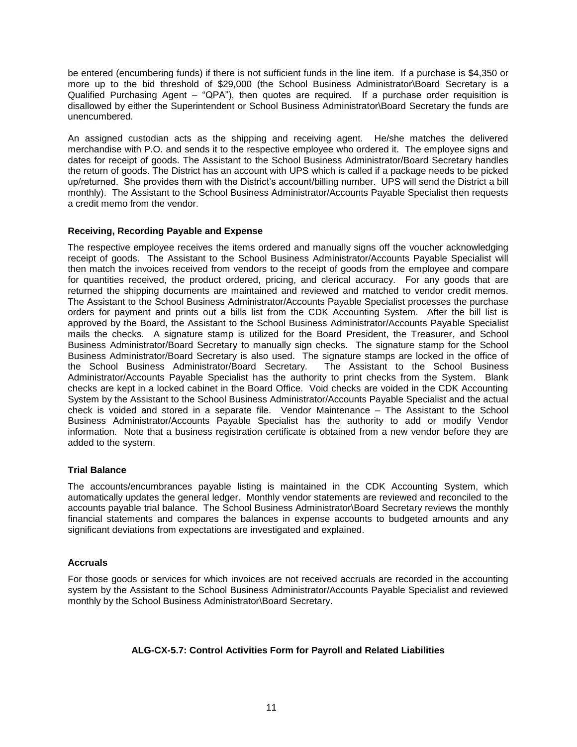be entered (encumbering funds) if there is not sufficient funds in the line item. If a purchase is $4,350 or more up to the bid threshold of $29,000 (the School Business Administrator\Board Secretary is a Qualified Purchasing Agent – "QPA"), then quotes are required. If a purchase order requisition is disallowed by either the Superintendent or School Business Administrator\Board Secretary the funds are unencumbered.

An assigned custodian acts as the shipping and receiving agent. He/she matches the delivered merchandise with P.O. and sends it to the respective employee who ordered it. The employee signs and dates for receipt of goods. The Assistant to the School Business Administrator/Board Secretary handles the return of goods. The District has an account with UPS which is called if a package needs to be picked up/returned. She provides them with the District's account/billing number. UPS will send the District a bill monthly). The Assistant to the School Business Administrator/Accounts Payable Specialist then requests a credit memo from the vendor.

**Receiving, Recording Payable and Expense**

The respective employee receives the items ordered and manually signs off the voucher acknowledging receipt of goods. The Assistant to the School Business Administrator/Accounts Payable Specialist will then match the invoices received from vendors to the receipt of goods from the employee and compare for quantities received, the product ordered, pricing, and clerical accuracy. For any goods that are returned the shipping documents are maintained and reviewed and matched to vendor credit memos. The Assistant to the School Business Administrator/Accounts Payable Specialist processes the purchase orders for payment and prints out a bills list from the CDK Accounting System. After the bill list is approved by the Board, the Assistant to the School Business Administrator/Accounts Payable Specialist mails the checks. A signature stamp is utilized for the Board President, the Treasurer, and School Business Administrator/Board Secretary to manually sign checks. The signature stamp for the School Business Administrator/Board Secretary is also used. The signature stamps are locked in the office of the School Business Administrator/Board Secretary. The Assistant to the School Business Administrator/Accounts Payable Specialist has the authority to print checks from the System. Blank checks are kept in a locked cabinet in the Board Office. Void checks are voided in the CDK Accounting System by the Assistant to the School Business Administrator/Accounts Payable Specialist and the actual check is voided and stored in a separate file. Vendor Maintenance – The Assistant to the School Business Administrator/Accounts Payable Specialist has the authority to add or modify Vendor information. Note that a business registration certificate is obtained from a new vendor before they are added to the system.

**Trial Balance**

The accounts/encumbrances payable listing is maintained in the CDK Accounting System, which automatically updates the general ledger. Monthly vendor statements are reviewed and reconciled to the accounts payable trial balance. The School Business Administrator\Board Secretary reviews the monthly financial statements and compares the balances in expense accounts to budgeted amounts and any significant deviations from expectations are investigated and explained.

**Accruals**

For those goods or services for which invoices are not received accruals are recorded in the accounting system by the Assistant to the School Business Administrator/Accounts Payable Specialist and reviewed monthly by the School Business Administrator\Board Secretary.

**ALG-CX-5.7: Control Activities Form for Payroll and Related Liabilities**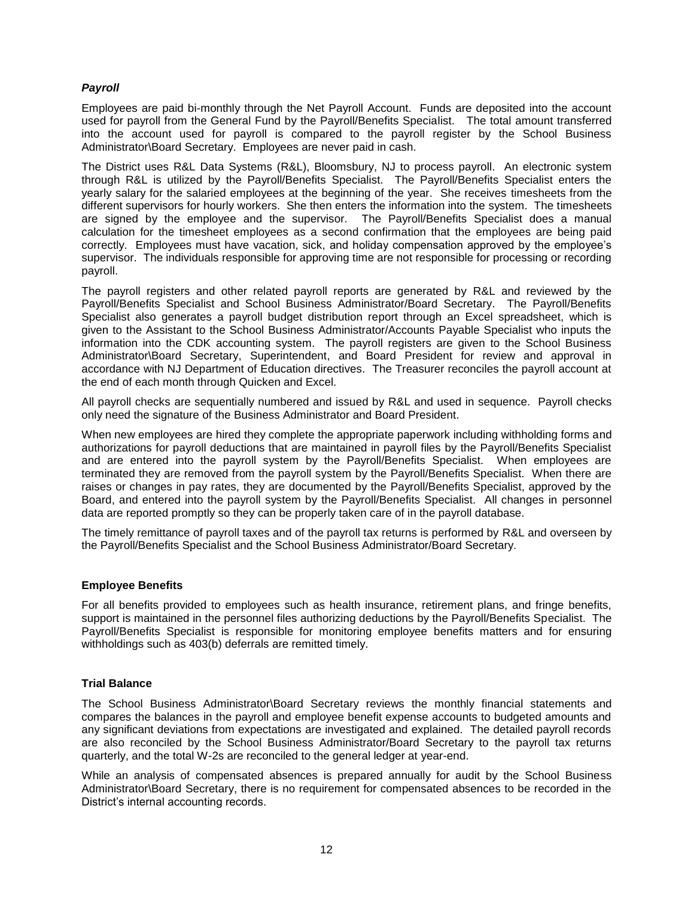### *Payroll*

Employees are paid bi-monthly through the Net Payroll Account. Funds are deposited into the account used for payroll from the General Fund by the Payroll/Benefits Specialist. The total amount transferred into the account used for payroll is compared to the payroll register by the School Business Administrator\Board Secretary. Employees are never paid in cash.

The District uses R&L Data Systems (R&L), Bloomsbury, NJ to process payroll. An electronic system through R&L is utilized by the Payroll/Benefits Specialist. The Payroll/Benefits Specialist enters the yearly salary for the salaried employees at the beginning of the year. She receives timesheets from the different supervisors for hourly workers. She then enters the information into the system. The timesheets are signed by the employee and the supervisor. The Payroll/Benefits Specialist does a manual calculation for the timesheet employees as a second confirmation that the employees are being paid correctly. Employees must have vacation, sick, and holiday compensation approved by the employee's supervisor. The individuals responsible for approving time are not responsible for processing or recording payroll.

The payroll registers and other related payroll reports are generated by R&L and reviewed by the Payroll/Benefits Specialist and School Business Administrator/Board Secretary. The Payroll/Benefits Specialist also generates a payroll budget distribution report through an Excel spreadsheet, which is given to the Assistant to the School Business Administrator/Accounts Payable Specialist who inputs the information into the CDK accounting system. The payroll registers are given to the School Business Administrator\Board Secretary, Superintendent, and Board President for review and approval in accordance with NJ Department of Education directives. The Treasurer reconciles the payroll account at the end of each month through Quicken and Excel.

All payroll checks are sequentially numbered and issued by R&L and used in sequence. Payroll checks only need the signature of the Business Administrator and Board President.

When new employees are hired they complete the appropriate paperwork including withholding forms and authorizations for payroll deductions that are maintained in payroll files by the Payroll/Benefits Specialist and are entered into the payroll system by the Payroll/Benefits Specialist. When employees are terminated they are removed from the payroll system by the Payroll/Benefits Specialist. When there are raises or changes in pay rates, they are documented by the Payroll/Benefits Specialist, approved by the Board, and entered into the payroll system by the Payroll/Benefits Specialist. All changes in personnel data are reported promptly so they can be properly taken care of in the payroll database.

The timely remittance of payroll taxes and of the payroll tax returns is performed by R&L and overseen by the Payroll/Benefits Specialist and the School Business Administrator/Board Secretary.

### Employee Benefits

For all benefits provided to employees such as health insurance, retirement plans, and fringe benefits, support is maintained in the personnel files authorizing deductions by the Payroll/Benefits Specialist. The Payroll/Benefits Specialist is responsible for monitoring employee benefits matters and for ensuring withholdings such as 403(b) deferrals are remitted timely.

### Trial Balance

The School Business Administrator\Board Secretary reviews the monthly financial statements and compares the balances in the payroll and employee benefit expense accounts to budgeted amounts and any significant deviations from expectations are investigated and explained. The detailed payroll records are also reconciled by the School Business Administrator/Board Secretary to the payroll tax returns quarterly, and the total W-2s are reconciled to the general ledger at year-end.

While an analysis of compensated absences is prepared annually for audit by the School Business Administrator\Board Secretary, there is no requirement for compensated absences to be recorded in the District's internal accounting records.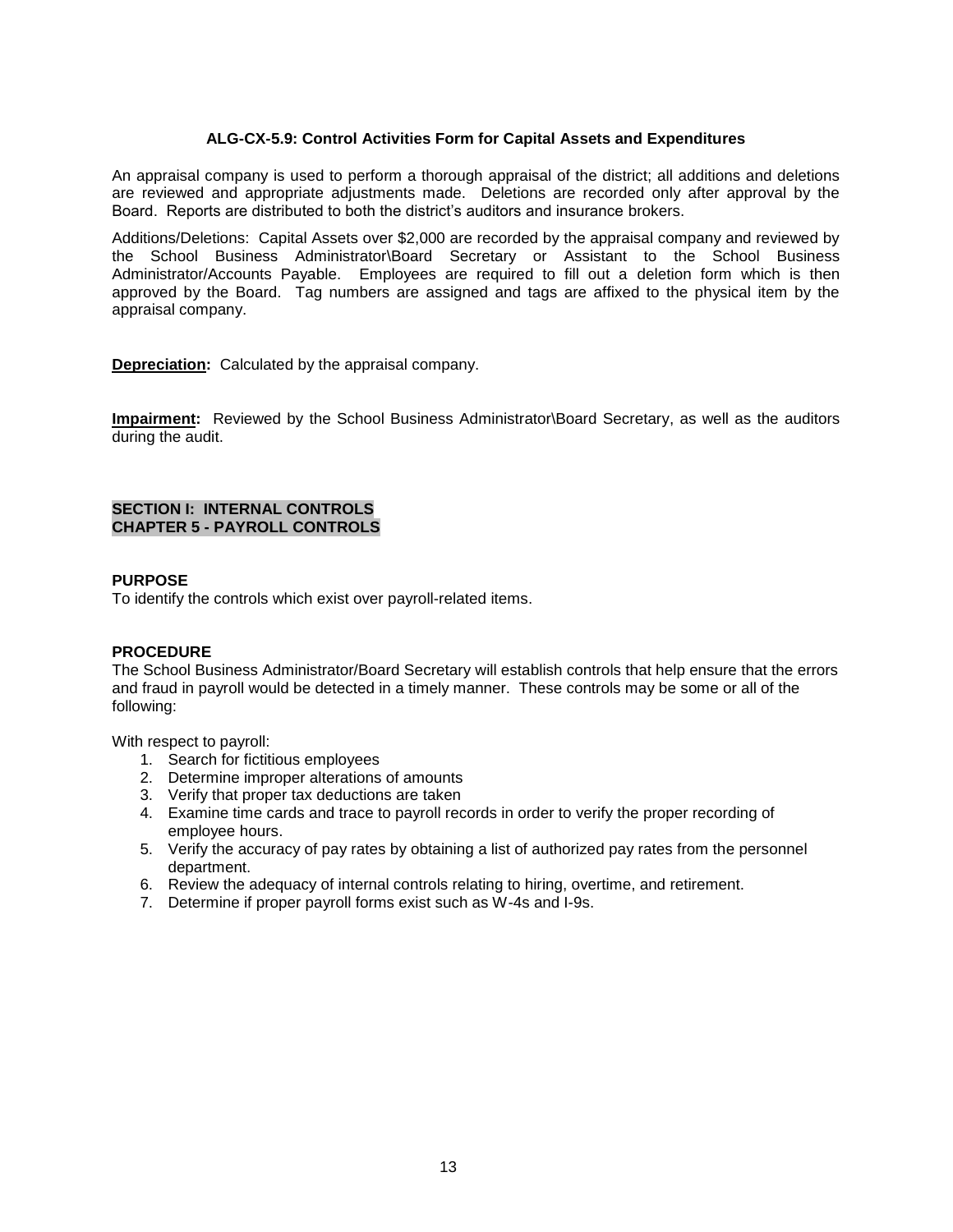### ALG-CX-5.9: Control Activities Form for Capital Assets and Expenditures

An appraisal company is used to perform a thorough appraisal of the district; all additions and deletions are reviewed and appropriate adjustments made. Deletions are recorded only after approval by the Board. Reports are distributed to both the district's auditors and insurance brokers.

Additions/Deletions: Capital Assets over $2,000 are recorded by the appraisal company and reviewed by the School Business Administrator\Board Secretary or Assistant to the School Business Administrator/Accounts Payable. Employees are required to fill out a deletion form which is then approved by the Board. Tag numbers are assigned and tags are affixed to the physical item by the appraisal company.

**Depreciation:** Calculated by the appraisal company.

**Impairment:** Reviewed by the School Business Administrator\Board Secretary, as well as the auditors during the audit.

## SECTION I: INTERNAL CONTROLS
## CHAPTER 5 - PAYROLL CONTROLS

**PURPOSE**

To identify the controls which exist over payroll-related items.

**PROCEDURE**

The School Business Administrator/Board Secretary will establish controls that help ensure that the errors and fraud in payroll would be detected in a timely manner. These controls may be some or all of the following:

With respect to payroll:

1. Search for fictitious employees
2. Determine improper alterations of amounts
3. Verify that proper tax deductions are taken
4. Examine time cards and trace to payroll records in order to verify the proper recording of employee hours.
5. Verify the accuracy of pay rates by obtaining a list of authorized pay rates from the personnel department.
6. Review the adequacy of internal controls relating to hiring, overtime, and retirement.
7. Determine if proper payroll forms exist such as W-4s and I-9s.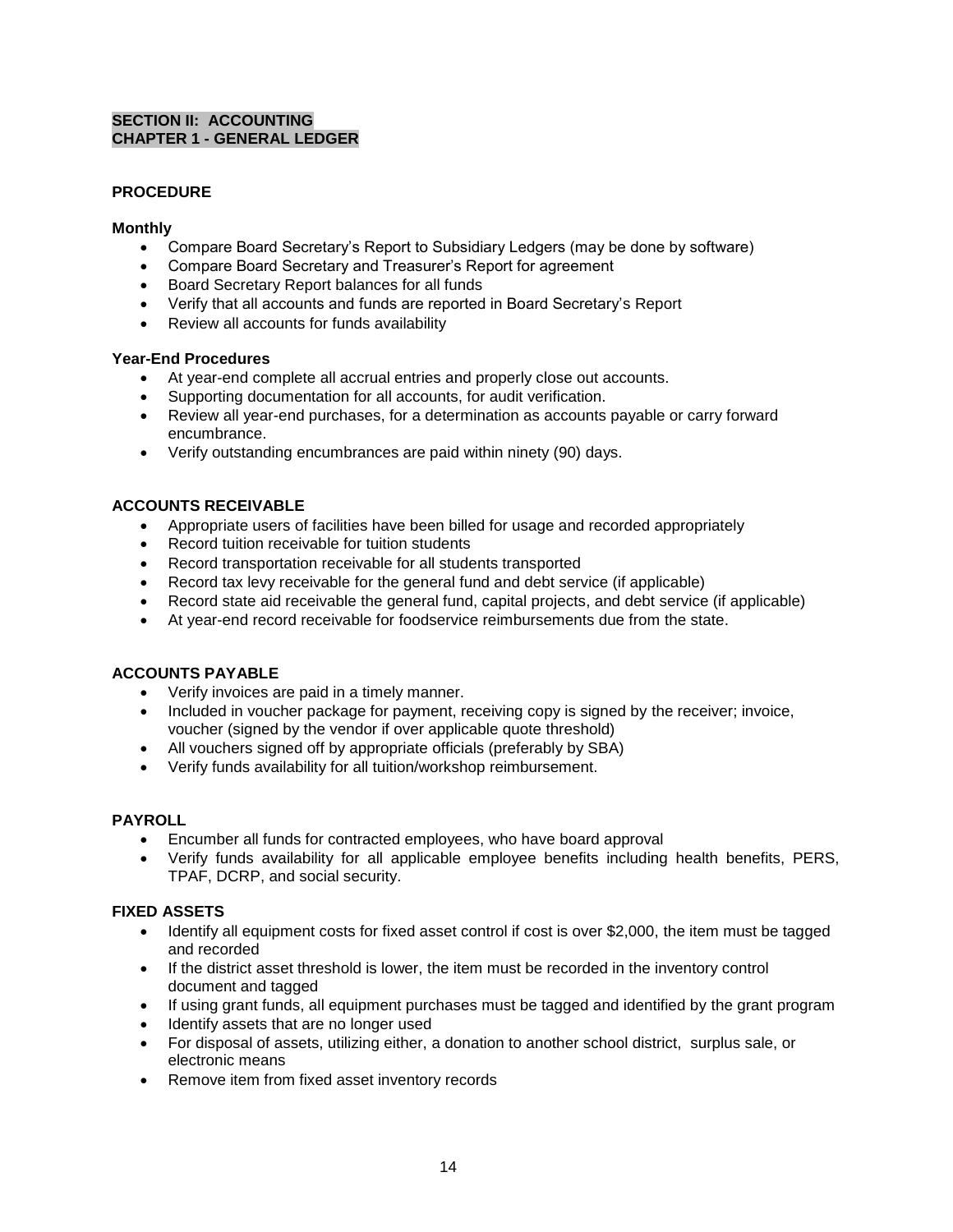## SECTION II: ACCOUNTING
## CHAPTER 1 - GENERAL LEDGER

### PROCEDURE

#### Monthly

- Compare Board Secretary's Report to Subsidiary Ledgers (may be done by software)
- Compare Board Secretary and Treasurer's Report for agreement
- Board Secretary Report balances for all funds
- Verify that all accounts and funds are reported in Board Secretary's Report
- Review all accounts for funds availability

#### Year-End Procedures

- At year-end complete all accrual entries and properly close out accounts.
- Supporting documentation for all accounts, for audit verification.
- Review all year-end purchases, for a determination as accounts payable or carry forward encumbrance.
- Verify outstanding encumbrances are paid within ninety (90) days.

### ACCOUNTS RECEIVABLE

- Appropriate users of facilities have been billed for usage and recorded appropriately
- Record tuition receivable for tuition students
- Record transportation receivable for all students transported
- Record tax levy receivable for the general fund and debt service (if applicable)
- Record state aid receivable the general fund, capital projects, and debt service (if applicable)
- At year-end record receivable for foodservice reimbursements due from the state.

### ACCOUNTS PAYABLE

- Verify invoices are paid in a timely manner.
- Included in voucher package for payment, receiving copy is signed by the receiver; invoice, voucher (signed by the vendor if over applicable quote threshold)
- All vouchers signed off by appropriate officials (preferably by SBA)
- Verify funds availability for all tuition/workshop reimbursement.

### PAYROLL

- Encumber all funds for contracted employees, who have board approval
- Verify funds availability for all applicable employee benefits including health benefits, PERS, TPAF, DCRP, and social security.

### FIXED ASSETS

- Identify all equipment costs for fixed asset control if cost is over $2,000, the item must be tagged and recorded
- If the district asset threshold is lower, the item must be recorded in the inventory control document and tagged
- If using grant funds, all equipment purchases must be tagged and identified by the grant program
- Identify assets that are no longer used
- For disposal of assets, utilizing either, a donation to another school district, surplus sale, or electronic means
- Remove item from fixed asset inventory records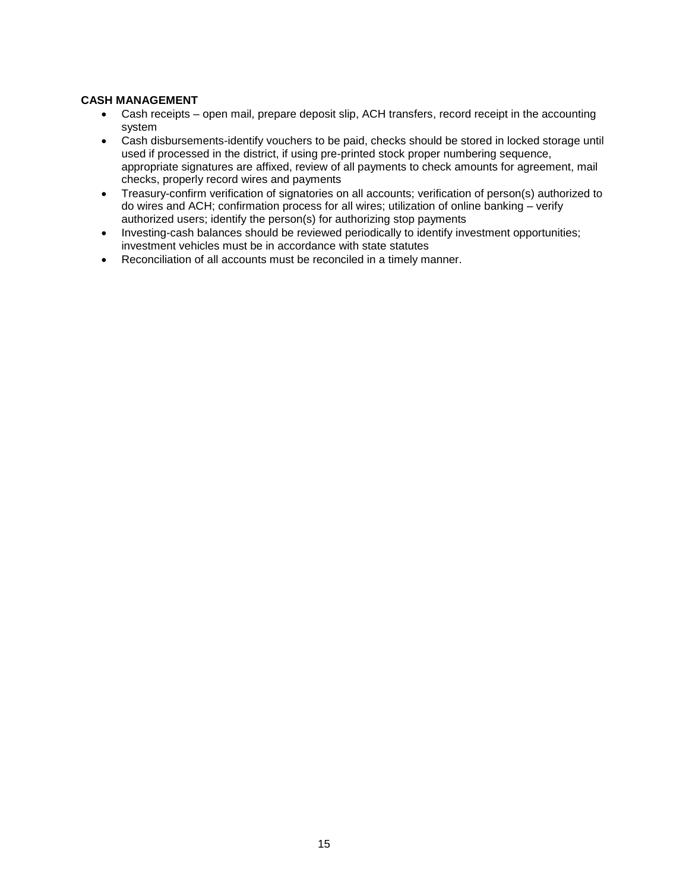**CASH MANAGEMENT**

- Cash receipts – open mail, prepare deposit slip, ACH transfers, record receipt in the accounting system
- Cash disbursements-identify vouchers to be paid, checks should be stored in locked storage until used if processed in the district, if using pre-printed stock proper numbering sequence, appropriate signatures are affixed, review of all payments to check amounts for agreement, mail checks, properly record wires and payments
- Treasury-confirm verification of signatories on all accounts; verification of person(s) authorized to do wires and ACH; confirmation process for all wires; utilization of online banking – verify authorized users; identify the person(s) for authorizing stop payments
- Investing-cash balances should be reviewed periodically to identify investment opportunities; investment vehicles must be in accordance with state statutes
- Reconciliation of all accounts must be reconciled in a timely manner.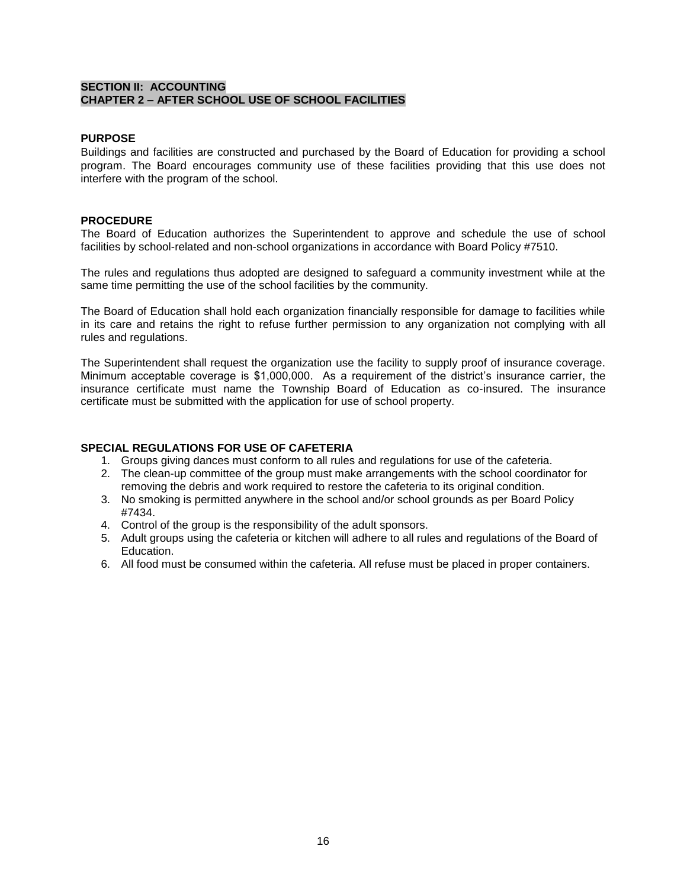## SECTION II: ACCOUNTING
## CHAPTER 2 – AFTER SCHOOL USE OF SCHOOL FACILITIES

**PURPOSE**

Buildings and facilities are constructed and purchased by the Board of Education for providing a school program. The Board encourages community use of these facilities providing that this use does not interfere with the program of the school.

**PROCEDURE**

The Board of Education authorizes the Superintendent to approve and schedule the use of school facilities by school-related and non-school organizations in accordance with Board Policy #7510.

The rules and regulations thus adopted are designed to safeguard a community investment while at the same time permitting the use of the school facilities by the community.

The Board of Education shall hold each organization financially responsible for damage to facilities while in its care and retains the right to refuse further permission to any organization not complying with all rules and regulations.

The Superintendent shall request the organization use the facility to supply proof of insurance coverage. Minimum acceptable coverage is $1,000,000. As a requirement of the district's insurance carrier, the insurance certificate must name the Township Board of Education as co-insured. The insurance certificate must be submitted with the application for use of school property.

**SPECIAL REGULATIONS FOR USE OF CAFETERIA**

1. Groups giving dances must conform to all rules and regulations for use of the cafeteria.
2. The clean-up committee of the group must make arrangements with the school coordinator for removing the debris and work required to restore the cafeteria to its original condition.
3. No smoking is permitted anywhere in the school and/or school grounds as per Board Policy #7434.
4. Control of the group is the responsibility of the adult sponsors.
5. Adult groups using the cafeteria or kitchen will adhere to all rules and regulations of the Board of Education.
6. All food must be consumed within the cafeteria. All refuse must be placed in proper containers.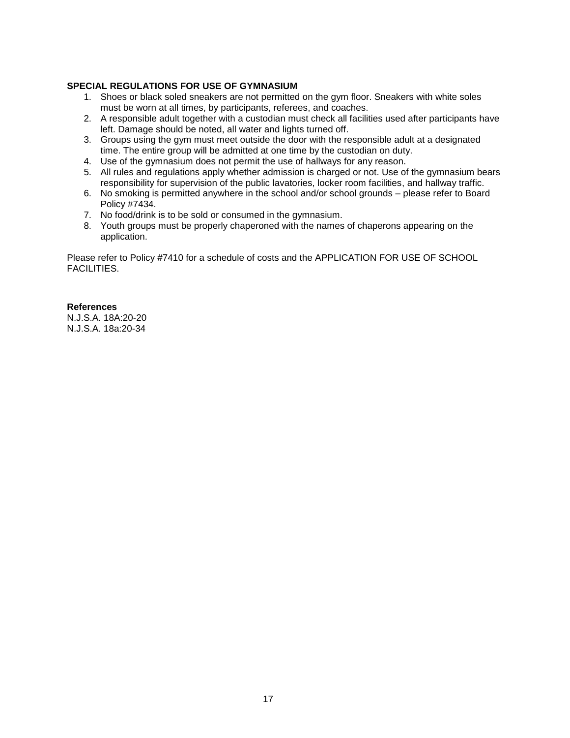**SPECIAL REGULATIONS FOR USE OF GYMNASIUM**

1. Shoes or black soled sneakers are not permitted on the gym floor. Sneakers with white soles must be worn at all times, by participants, referees, and coaches.
2. A responsible adult together with a custodian must check all facilities used after participants have left. Damage should be noted, all water and lights turned off.
3. Groups using the gym must meet outside the door with the responsible adult at a designated time. The entire group will be admitted at one time by the custodian on duty.
4. Use of the gymnasium does not permit the use of hallways for any reason.
5. All rules and regulations apply whether admission is charged or not. Use of the gymnasium bears responsibility for supervision of the public lavatories, locker room facilities, and hallway traffic.
6. No smoking is permitted anywhere in the school and/or school grounds – please refer to Board Policy #7434.
7. No food/drink is to be sold or consumed in the gymnasium.
8. Youth groups must be properly chaperoned with the names of chaperons appearing on the application.

Please refer to Policy #7410 for a schedule of costs and the APPLICATION FOR USE OF SCHOOL FACILITIES.

**References**
N.J.S.A. 18A:20-20
N.J.S.A. 18a:20-34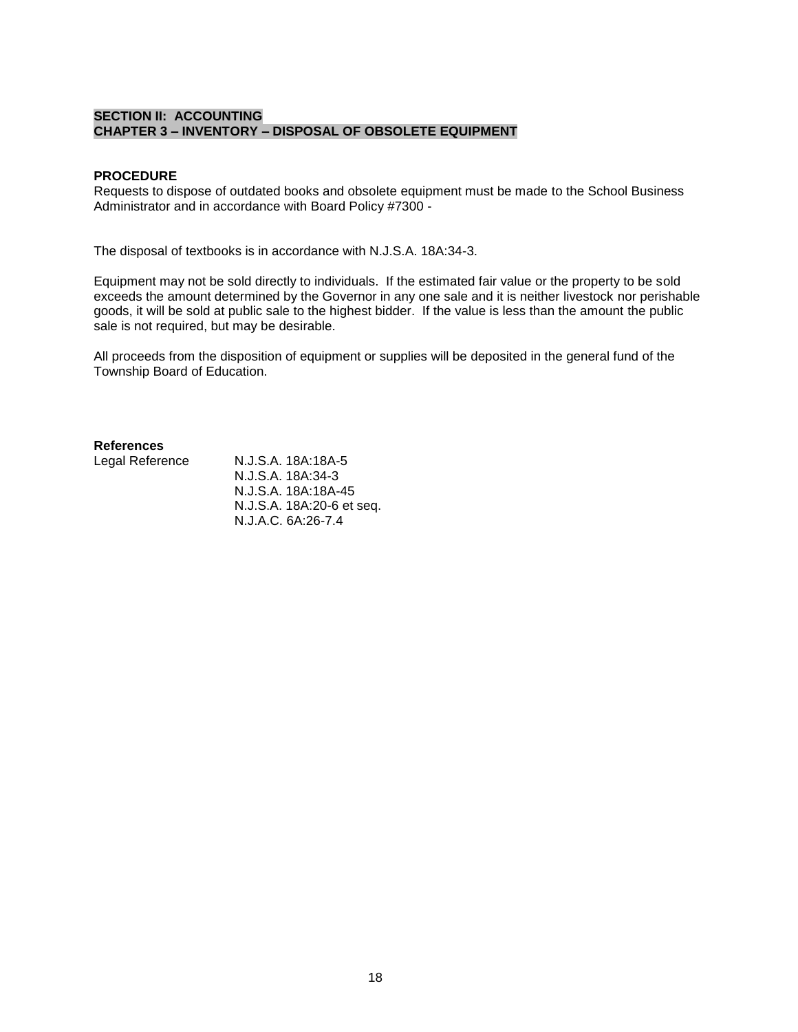**SECTION II: ACCOUNTING**
**CHAPTER 3 – INVENTORY – DISPOSAL OF OBSOLETE EQUIPMENT**

**PROCEDURE**
Requests to dispose of outdated books and obsolete equipment must be made to the School Business Administrator and in accordance with Board Policy #7300 -

The disposal of textbooks is in accordance with N.J.S.A. 18A:34-3.

Equipment may not be sold directly to individuals. If the estimated fair value or the property to be sold exceeds the amount determined by the Governor in any one sale and it is neither livestock nor perishable goods, it will be sold at public sale to the highest bidder. If the value is less than the amount the public sale is not required, but may be desirable.

All proceeds from the disposition of equipment or supplies will be deposited in the general fund of the Township Board of Education.

**References**

| Legal Reference | N.J.S.A. 18A:18A-5 |
| --- | --- |
| | N.J.S.A. 18A:34-3 |
| | N.J.S.A. 18A:18A-45 |
| | N.J.S.A. 18A:20-6 et seq. |
| | N.J.A.C. 6A:26-7.4 |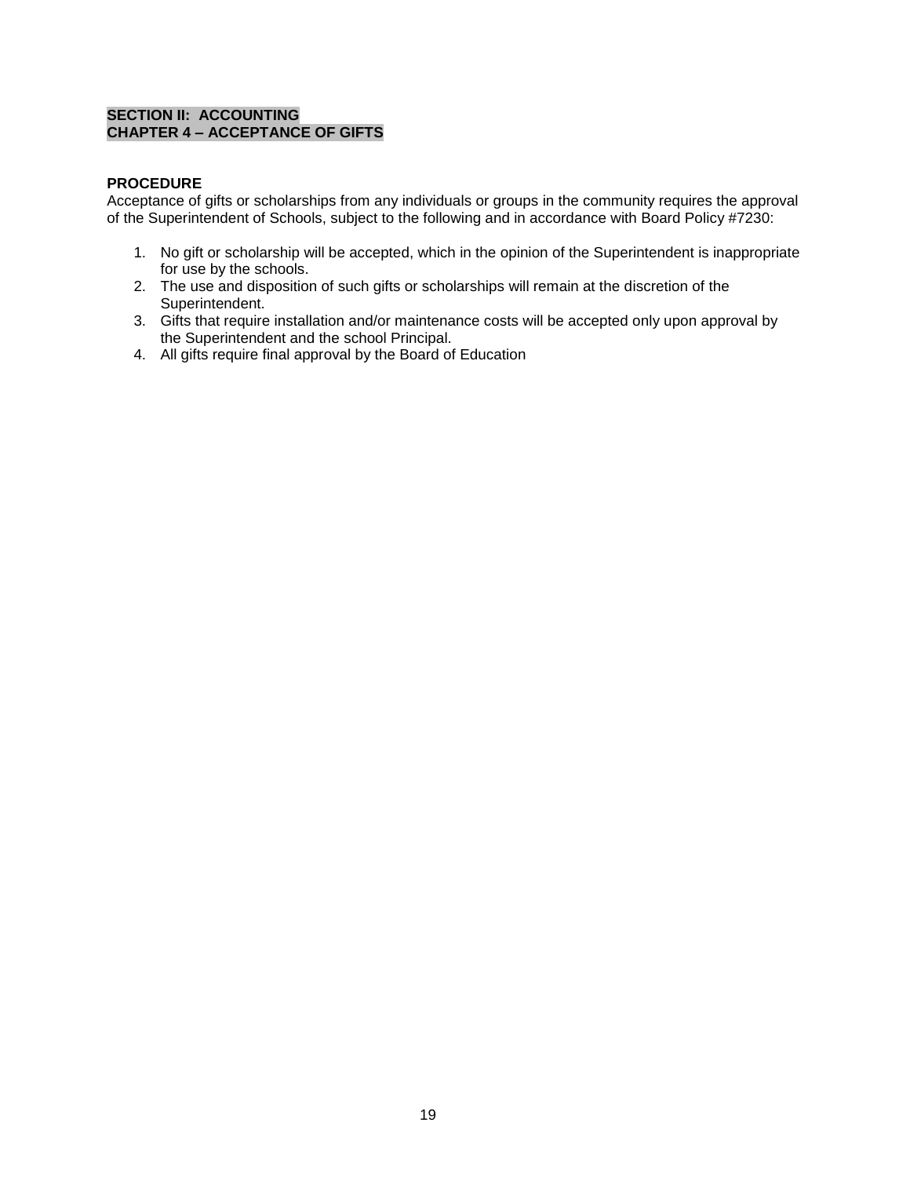## SECTION II: ACCOUNTING
## CHAPTER 4 – ACCEPTANCE OF GIFTS

**PROCEDURE**

Acceptance of gifts or scholarships from any individuals or groups in the community requires the approval of the Superintendent of Schools, subject to the following and in accordance with Board Policy #7230:

1. No gift or scholarship will be accepted, which in the opinion of the Superintendent is inappropriate for use by the schools.
2. The use and disposition of such gifts or scholarships will remain at the discretion of the Superintendent.
3. Gifts that require installation and/or maintenance costs will be accepted only upon approval by the Superintendent and the school Principal.
4. All gifts require final approval by the Board of Education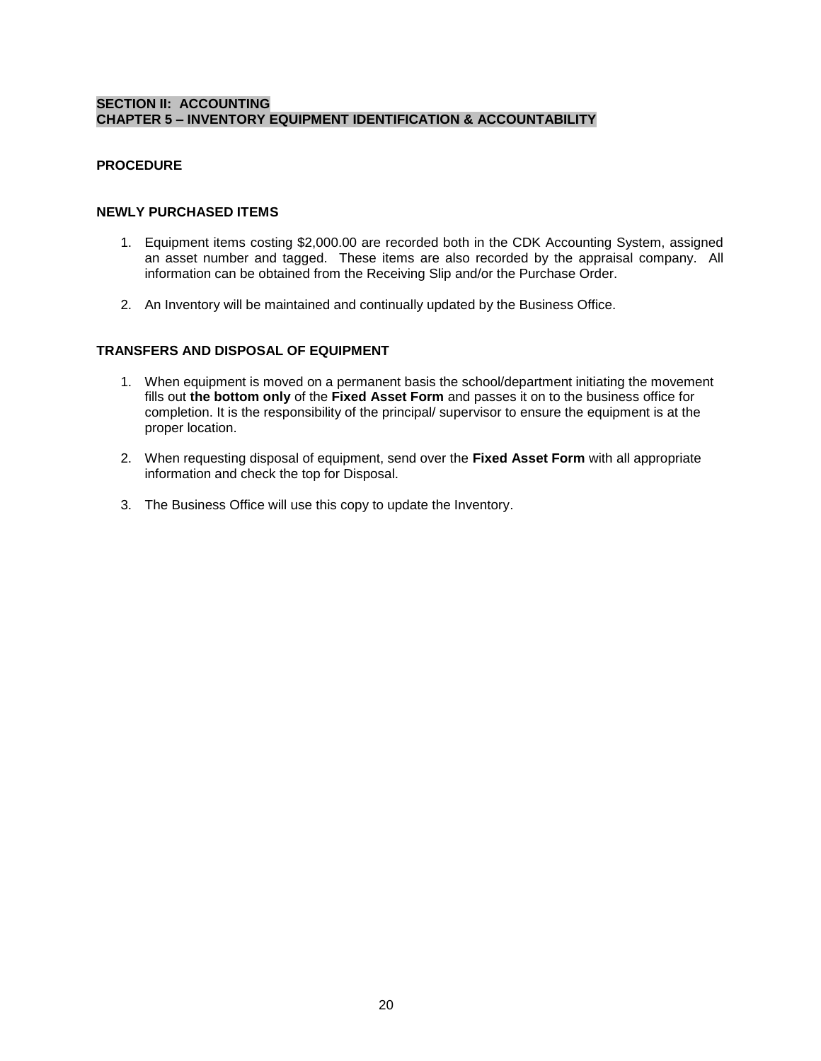**SECTION II: ACCOUNTING**
**CHAPTER 5 – INVENTORY EQUIPMENT IDENTIFICATION & ACCOUNTABILITY**

**PROCEDURE**

**NEWLY PURCHASED ITEMS**

1. Equipment items costing $2,000.00 are recorded both in the CDK Accounting System, assigned an asset number and tagged. These items are also recorded by the appraisal company. All information can be obtained from the Receiving Slip and/or the Purchase Order.

2. An Inventory will be maintained and continually updated by the Business Office.

**TRANSFERS AND DISPOSAL OF EQUIPMENT**

1. When equipment is moved on a permanent basis the school/department initiating the movement fills out **the bottom only** of the **Fixed Asset Form** and passes it on to the business office for completion. It is the responsibility of the principal/ supervisor to ensure the equipment is at the proper location.

2. When requesting disposal of equipment, send over the **Fixed Asset Form** with all appropriate information and check the top for Disposal.

3. The Business Office will use this copy to update the Inventory.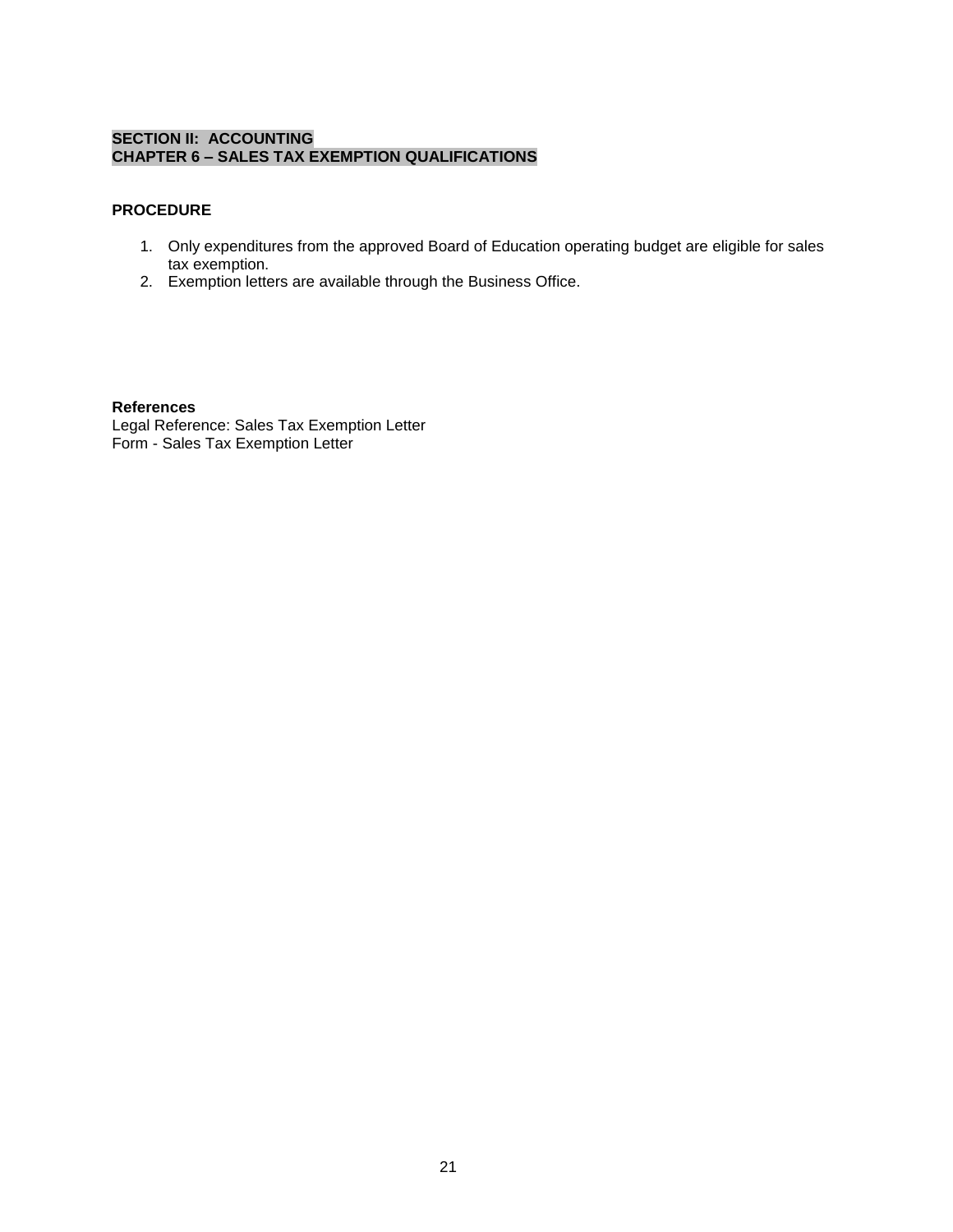## SECTION II: ACCOUNTING
## CHAPTER 6 – SALES TAX EXEMPTION QUALIFICATIONS

### PROCEDURE

1. Only expenditures from the approved Board of Education operating budget are eligible for sales tax exemption.
2. Exemption letters are available through the Business Office.

**References**
Legal Reference: Sales Tax Exemption Letter
Form - Sales Tax Exemption Letter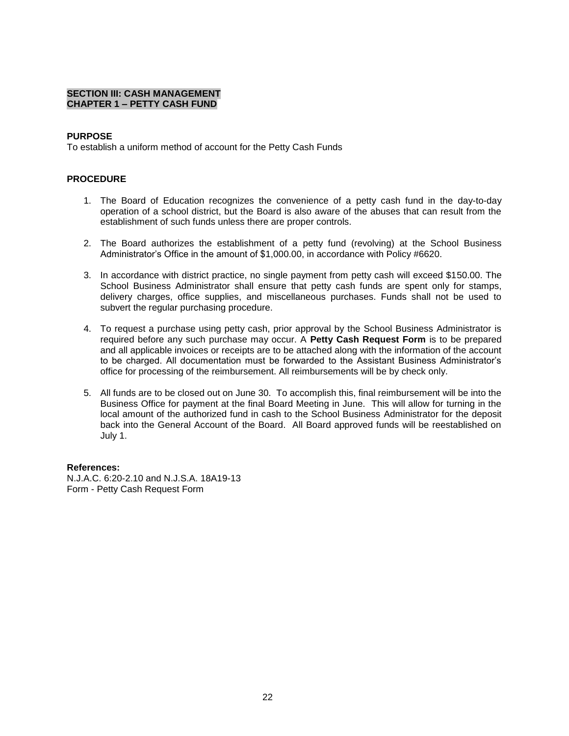## SECTION III: CASH MANAGEMENT
## CHAPTER 1 – PETTY CASH FUND

**PURPOSE**

To establish a uniform method of account for the Petty Cash Funds

**PROCEDURE**

1. The Board of Education recognizes the convenience of a petty cash fund in the day-to-day operation of a school district, but the Board is also aware of the abuses that can result from the establishment of such funds unless there are proper controls.

2. The Board authorizes the establishment of a petty fund (revolving) at the School Business Administrator's Office in the amount of $1,000.00, in accordance with Policy #6620.

3. In accordance with district practice, no single payment from petty cash will exceed $150.00. The School Business Administrator shall ensure that petty cash funds are spent only for stamps, delivery charges, office supplies, and miscellaneous purchases. Funds shall not be used to subvert the regular purchasing procedure.

4. To request a purchase using petty cash, prior approval by the School Business Administrator is required before any such purchase may occur. A **Petty Cash Request Form** is to be prepared and all applicable invoices or receipts are to be attached along with the information of the account to be charged. All documentation must be forwarded to the Assistant Business Administrator's office for processing of the reimbursement. All reimbursements will be by check only.

5. All funds are to be closed out on June 30. To accomplish this, final reimbursement will be into the Business Office for payment at the final Board Meeting in June. This will allow for turning in the local amount of the authorized fund in cash to the School Business Administrator for the deposit back into the General Account of the Board. All Board approved funds will be reestablished on July 1.

**References:**

N.J.A.C. 6:20-2.10 and N.J.S.A. 18A19-13
Form - Petty Cash Request Form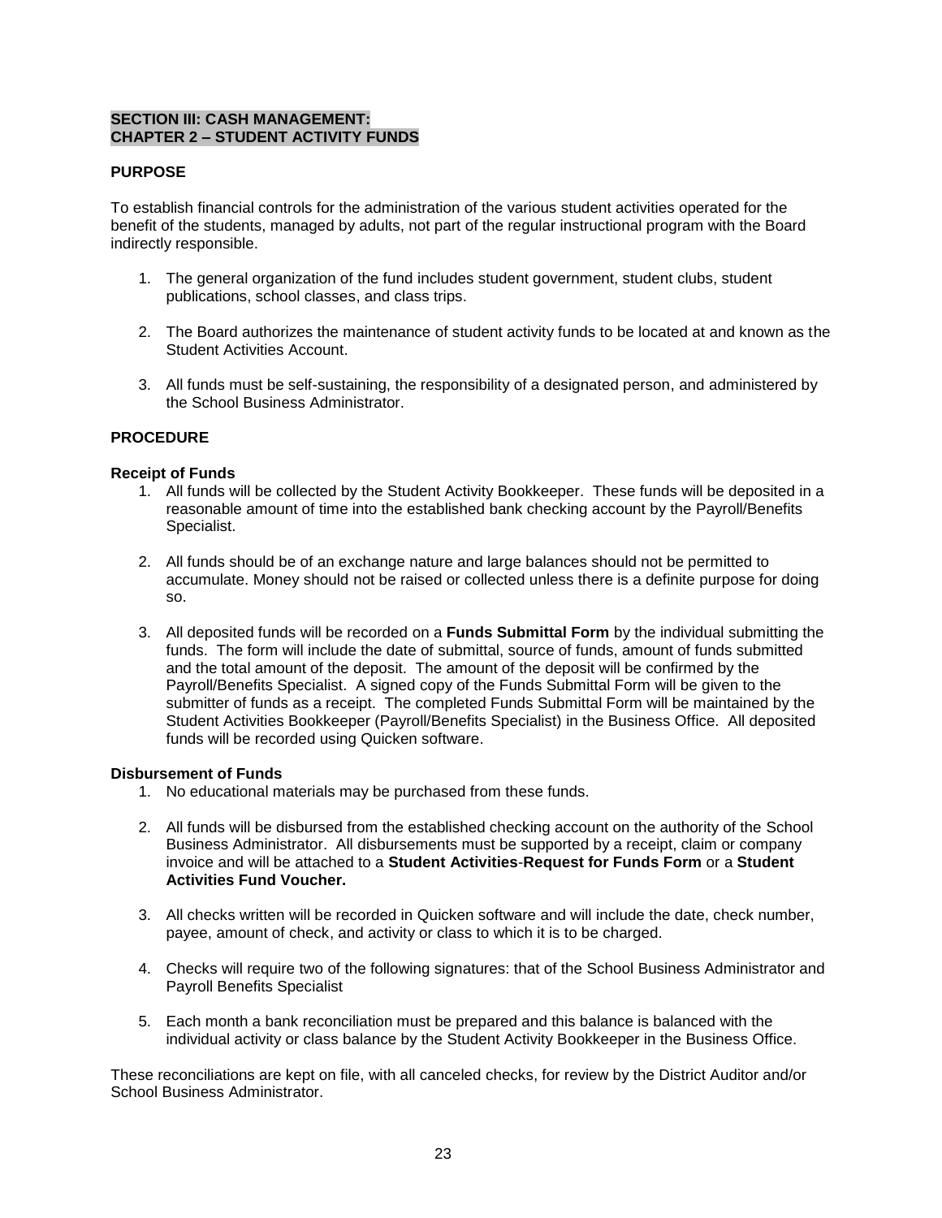## SECTION III: CASH MANAGEMENT:
## CHAPTER 2 – STUDENT ACTIVITY FUNDS

### PURPOSE

To establish financial controls for the administration of the various student activities operated for the benefit of the students, managed by adults, not part of the regular instructional program with the Board indirectly responsible.

1. The general organization of the fund includes student government, student clubs, student publications, school classes, and class trips.

2. The Board authorizes the maintenance of student activity funds to be located at and known as the Student Activities Account.

3. All funds must be self-sustaining, the responsibility of a designated person, and administered by the School Business Administrator.

### PROCEDURE

**Receipt of Funds**

1. All funds will be collected by the Student Activity Bookkeeper. These funds will be deposited in a reasonable amount of time into the established bank checking account by the Payroll/Benefits Specialist.

2. All funds should be of an exchange nature and large balances should not be permitted to accumulate. Money should not be raised or collected unless there is a definite purpose for doing so.

3. All deposited funds will be recorded on a **Funds Submittal Form** by the individual submitting the funds. The form will include the date of submittal, source of funds, amount of funds submitted and the total amount of the deposit. The amount of the deposit will be confirmed by the Payroll/Benefits Specialist. A signed copy of the Funds Submittal Form will be given to the submitter of funds as a receipt. The completed Funds Submittal Form will be maintained by the Student Activities Bookkeeper (Payroll/Benefits Specialist) in the Business Office. All deposited funds will be recorded using Quicken software.

**Disbursement of Funds**

1. No educational materials may be purchased from these funds.

2. All funds will be disbursed from the established checking account on the authority of the School Business Administrator. All disbursements must be supported by a receipt, claim or company invoice and will be attached to a **Student Activities**-**Request for Funds Form** or a **Student Activities Fund Voucher.**

3. All checks written will be recorded in Quicken software and will include the date, check number, payee, amount of check, and activity or class to which it is to be charged.

4. Checks will require two of the following signatures: that of the School Business Administrator and Payroll Benefits Specialist

5. Each month a bank reconciliation must be prepared and this balance is balanced with the individual activity or class balance by the Student Activity Bookkeeper in the Business Office.

These reconciliations are kept on file, with all canceled checks, for review by the District Auditor and/or School Business Administrator.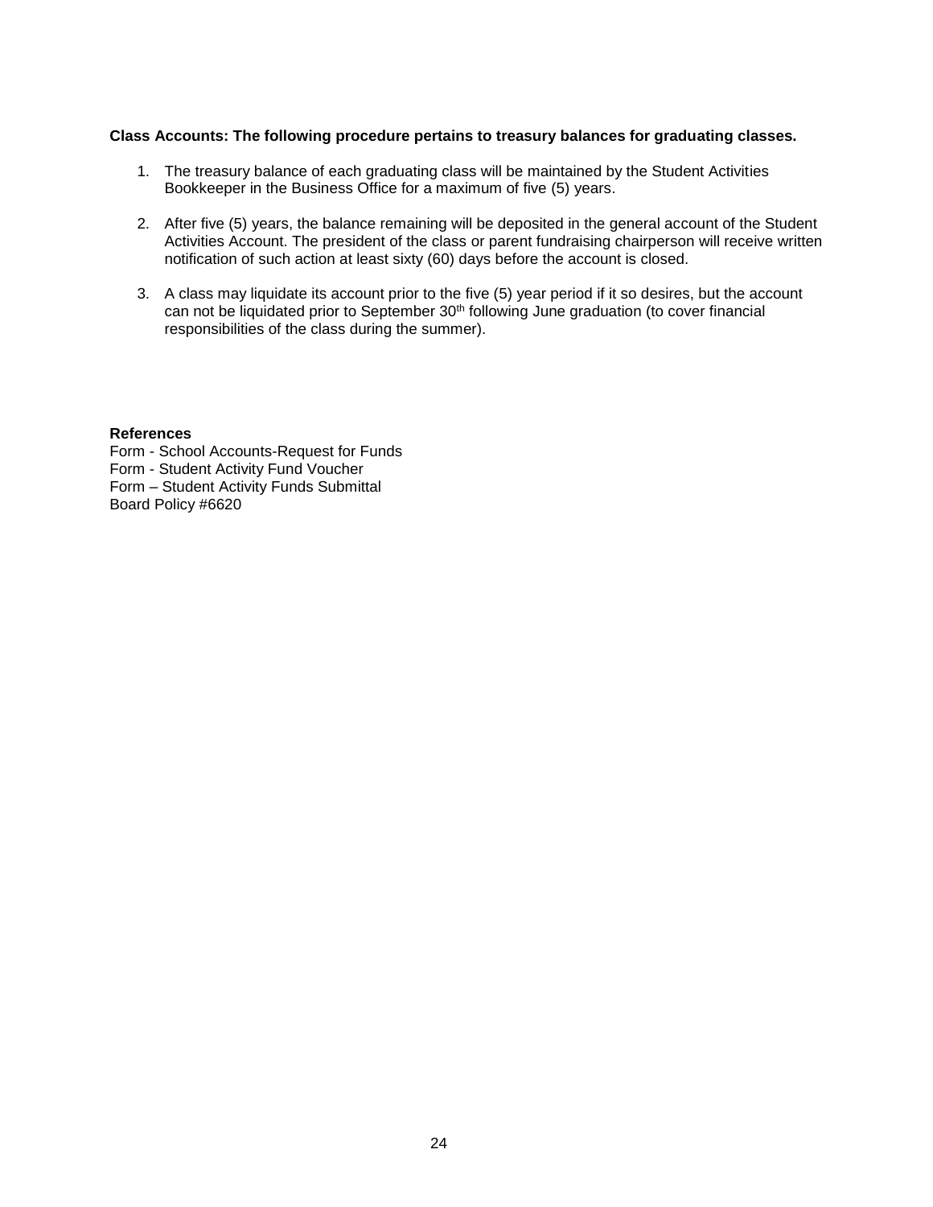**Class Accounts: The following procedure pertains to treasury balances for graduating classes.**

1. The treasury balance of each graduating class will be maintained by the Student Activities Bookkeeper in the Business Office for a maximum of five (5) years.

2. After five (5) years, the balance remaining will be deposited in the general account of the Student Activities Account. The president of the class or parent fundraising chairperson will receive written notification of such action at least sixty (60) days before the account is closed.

3. A class may liquidate its account prior to the five (5) year period if it so desires, but the account can not be liquidated prior to September 30th following June graduation (to cover financial responsibilities of the class during the summer).

**References**
Form - School Accounts-Request for Funds
Form - Student Activity Fund Voucher
Form – Student Activity Funds Submittal
Board Policy #6620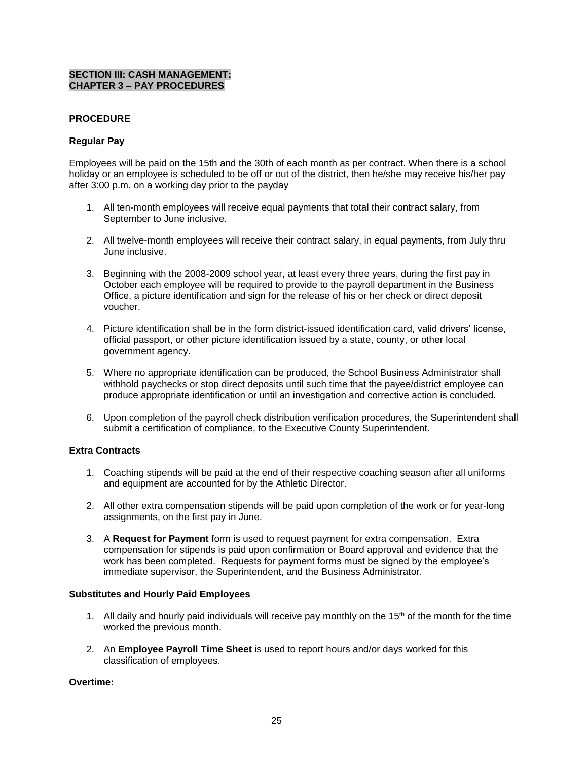## SECTION III: CASH MANAGEMENT:
## CHAPTER 3 – PAY PROCEDURES

### PROCEDURE

#### Regular Pay

Employees will be paid on the 15th and the 30th of each month as per contract. When there is a school holiday or an employee is scheduled to be off or out of the district, then he/she may receive his/her pay after 3:00 p.m. on a working day prior to the payday

1. All ten-month employees will receive equal payments that total their contract salary, from September to June inclusive.

2. All twelve-month employees will receive their contract salary, in equal payments, from July thru June inclusive.

3. Beginning with the 2008-2009 school year, at least every three years, during the first pay in October each employee will be required to provide to the payroll department in the Business Office, a picture identification and sign for the release of his or her check or direct deposit voucher.

4. Picture identification shall be in the form district-issued identification card, valid drivers' license, official passport, or other picture identification issued by a state, county, or other local government agency.

5. Where no appropriate identification can be produced, the School Business Administrator shall withhold paychecks or stop direct deposits until such time that the payee/district employee can produce appropriate identification or until an investigation and corrective action is concluded.

6. Upon completion of the payroll check distribution verification procedures, the Superintendent shall submit a certification of compliance, to the Executive County Superintendent.

#### Extra Contracts

1. Coaching stipends will be paid at the end of their respective coaching season after all uniforms and equipment are accounted for by the Athletic Director.

2. All other extra compensation stipends will be paid upon completion of the work or for year-long assignments, on the first pay in June.

3. A **Request for Payment** form is used to request payment for extra compensation. Extra compensation for stipends is paid upon confirmation or Board approval and evidence that the work has been completed. Requests for payment forms must be signed by the employee's immediate supervisor, the Superintendent, and the Business Administrator.

#### Substitutes and Hourly Paid Employees

1. All daily and hourly paid individuals will receive pay monthly on the 15th of the month for the time worked the previous month.

2. An **Employee Payroll Time Sheet** is used to report hours and/or days worked for this classification of employees.

#### Overtime: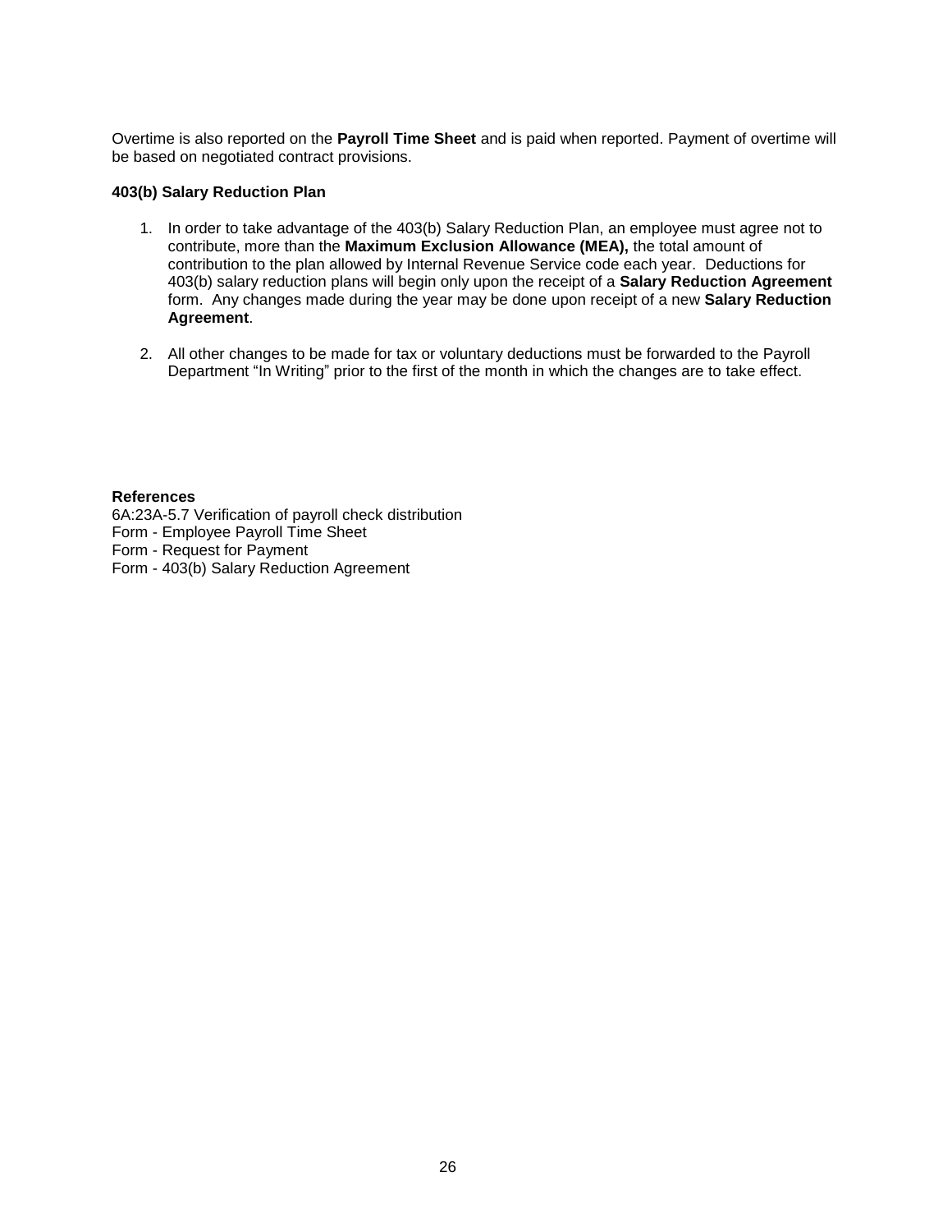Overtime is also reported on the **Payroll Time Sheet** and is paid when reported. Payment of overtime will be based on negotiated contract provisions.

**403(b) Salary Reduction Plan**

1. In order to take advantage of the 403(b) Salary Reduction Plan, an employee must agree not to contribute, more than the **Maximum Exclusion Allowance (MEA),** the total amount of contribution to the plan allowed by Internal Revenue Service code each year. Deductions for 403(b) salary reduction plans will begin only upon the receipt of a **Salary Reduction Agreement** form. Any changes made during the year may be done upon receipt of a new **Salary Reduction Agreement**.

2. All other changes to be made for tax or voluntary deductions must be forwarded to the Payroll Department "In Writing" prior to the first of the month in which the changes are to take effect.

**References**

6A:23A-5.7 Verification of payroll check distribution
Form - Employee Payroll Time Sheet
Form - Request for Payment
Form - 403(b) Salary Reduction Agreement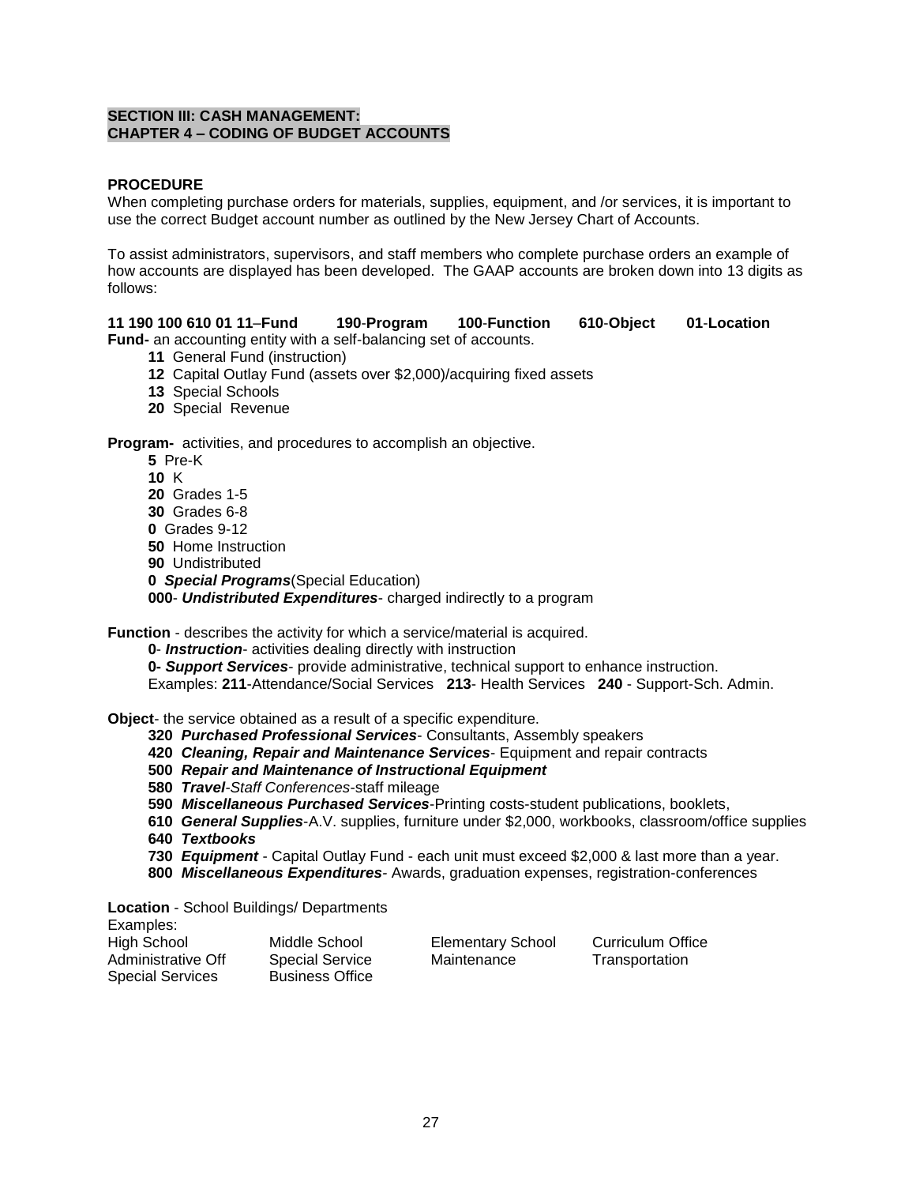**SECTION III: CASH MANAGEMENT:**
**CHAPTER 4 – CODING OF BUDGET ACCOUNTS**

**PROCEDURE**

When completing purchase orders for materials, supplies, equipment, and /or services, it is important to use the correct Budget account number as outlined by the New Jersey Chart of Accounts.

To assist administrators, supervisors, and staff members who complete purchase orders an example of how accounts are displayed has been developed. The GAAP accounts are broken down into 13 digits as follows:

**11 190 100 610 01 11–Fund 190-Program 100-Function 610-Object 01-Location**

**Fund-** an accounting entity with a self-balancing set of accounts.

- **11** General Fund (instruction)
- **12** Capital Outlay Fund (assets over $2,000)/acquiring fixed assets
- **13** Special Schools
- **20** Special Revenue

**Program-** activities, and procedures to accomplish an objective.

- **5** Pre-K
- **10** K
- **20** Grades 1-5
- **30** Grades 6-8
- **0** Grades 9-12
- **50** Home Instruction
- **90** Undistributed
- **0** ***Special Programs***(Special Education)
- **000**- ***Undistributed Expenditures***- charged indirectly to a program

**Function** - describes the activity for which a service/material is acquired.

- **0**- ***Instruction***- activities dealing directly with instruction
- **0- *Support Services***- provide administrative, technical support to enhance instruction.

Examples: **211**-Attendance/Social Services **213**- Health Services **240** - Support-Sch. Admin.

**Object**- the service obtained as a result of a specific expenditure.

- **320** ***Purchased Professional Services***- Consultants, Assembly speakers
- **420** ***Cleaning, Repair and Maintenance Services***- Equipment and repair contracts
- **500** ***Repair and Maintenance of Instructional Equipment***
- **580** ***Travel***-*Staff Conferences*-staff mileage
- **590** ***Miscellaneous Purchased Services***-Printing costs-student publications, booklets,
- **610** ***General Supplies***-A.V. supplies, furniture under $2,000, workbooks, classroom/office supplies
- **640** ***Textbooks***
- **730** ***Equipment*** - Capital Outlay Fund - each unit must exceed $2,000 & last more than a year.
- **800** ***Miscellaneous Expenditures***- Awards, graduation expenses, registration-conferences

**Location** - School Buildings/ Departments

Examples:

| | | | |
|---|---|---|---|
| High School | Middle School | Elementary School | Curriculum Office |
| Administrative Off | Special Service | Maintenance | Transportation |
| Special Services | Business Office | | |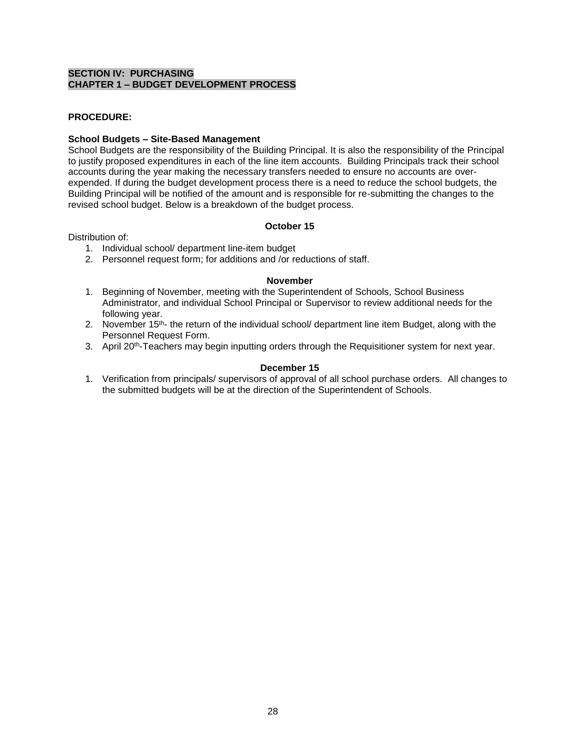## SECTION IV: PURCHASING
## CHAPTER 1 – BUDGET DEVELOPMENT PROCESS

**PROCEDURE:**

**School Budgets – Site-Based Management**

School Budgets are the responsibility of the Building Principal. It is also the responsibility of the Principal to justify proposed expenditures in each of the line item accounts. Building Principals track their school accounts during the year making the necessary transfers needed to ensure no accounts are over-expended. If during the budget development process there is a need to reduce the school budgets, the Building Principal will be notified of the amount and is responsible for re-submitting the changes to the revised school budget. Below is a breakdown of the budget process.

**October 15**

Distribution of:

1. Individual school/ department line-item budget
2. Personnel request form; for additions and /or reductions of staff.

**November**

1. Beginning of November, meeting with the Superintendent of Schools, School Business Administrator, and individual School Principal or Supervisor to review additional needs for the following year.
2. November 15th- the return of the individual school/ department line item Budget, along with the Personnel Request Form.
3. April 20th-Teachers may begin inputting orders through the Requisitioner system for next year.

**December 15**

1. Verification from principals/ supervisors of approval of all school purchase orders. All changes to the submitted budgets will be at the direction of the Superintendent of Schools.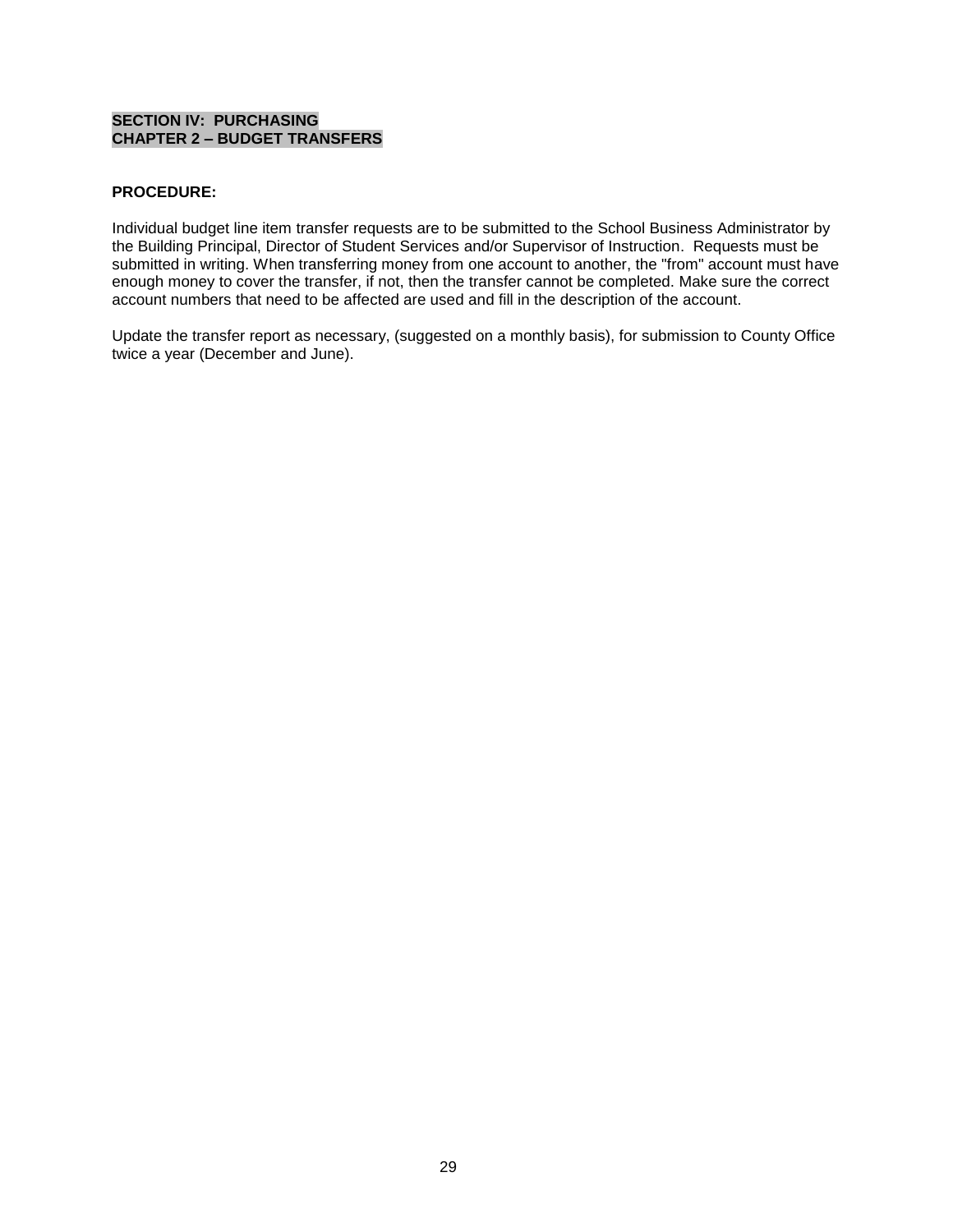**SECTION IV: PURCHASING**
**CHAPTER 2 – BUDGET TRANSFERS**

**PROCEDURE:**

Individual budget line item transfer requests are to be submitted to the School Business Administrator by the Building Principal, Director of Student Services and/or Supervisor of Instruction. Requests must be submitted in writing. When transferring money from one account to another, the "from" account must have enough money to cover the transfer, if not, then the transfer cannot be completed. Make sure the correct account numbers that need to be affected are used and fill in the description of the account.

Update the transfer report as necessary, (suggested on a monthly basis), for submission to County Office twice a year (December and June).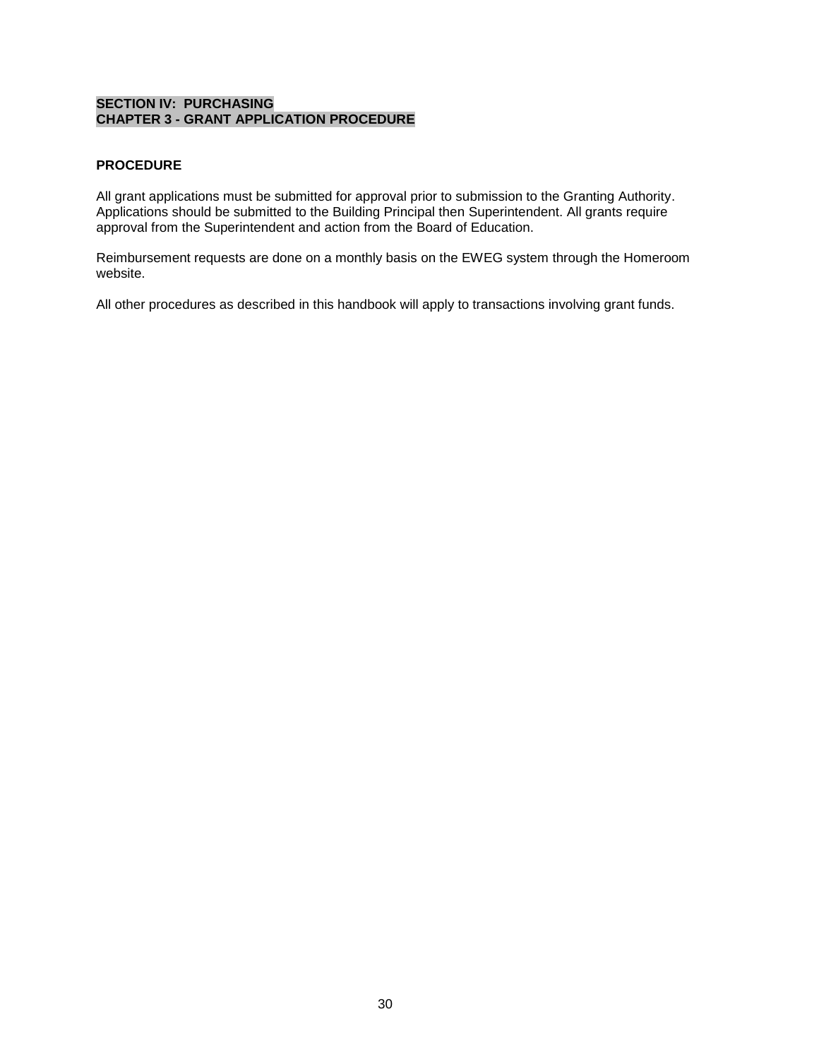## SECTION IV: PURCHASING
## CHAPTER 3 - GRANT APPLICATION PROCEDURE

### PROCEDURE

All grant applications must be submitted for approval prior to submission to the Granting Authority. Applications should be submitted to the Building Principal then Superintendent. All grants require approval from the Superintendent and action from the Board of Education.

Reimbursement requests are done on a monthly basis on the EWEG system through the Homeroom website.

All other procedures as described in this handbook will apply to transactions involving grant funds.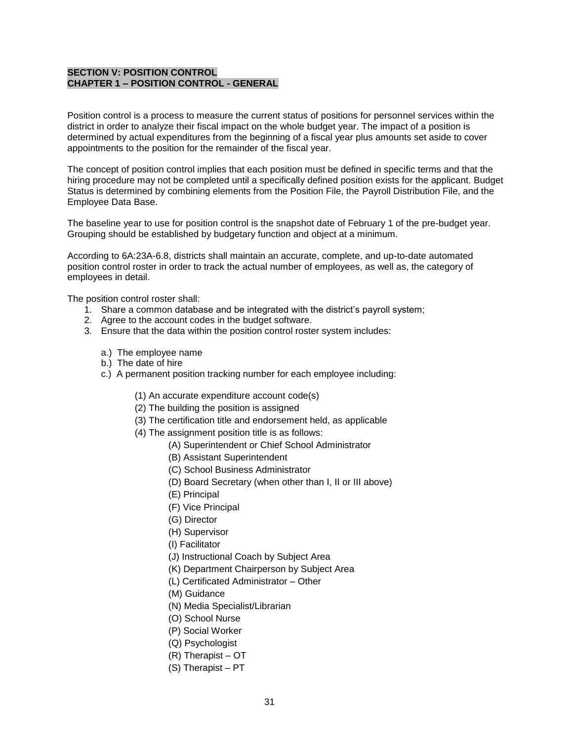**SECTION V: POSITION CONTROL**
**CHAPTER 1 – POSITION CONTROL - GENERAL**

Position control is a process to measure the current status of positions for personnel services within the district in order to analyze their fiscal impact on the whole budget year. The impact of a position is determined by actual expenditures from the beginning of a fiscal year plus amounts set aside to cover appointments to the position for the remainder of the fiscal year.

The concept of position control implies that each position must be defined in specific terms and that the hiring procedure may not be completed until a specifically defined position exists for the applicant. Budget Status is determined by combining elements from the Position File, the Payroll Distribution File, and the Employee Data Base.

The baseline year to use for position control is the snapshot date of February 1 of the pre-budget year. Grouping should be established by budgetary function and object at a minimum.

According to 6A:23A-6.8, districts shall maintain an accurate, complete, and up-to-date automated position control roster in order to track the actual number of employees, as well as, the category of employees in detail.

The position control roster shall:

1. Share a common database and be integrated with the district's payroll system;
2. Agree to the account codes in the budget software.
3. Ensure that the data within the position control roster system includes:

    a.) The employee name
    b.) The date of hire
    c.) A permanent position tracking number for each employee including:

        (1) An accurate expenditure account code(s)
        (2) The building the position is assigned
        (3) The certification title and endorsement held, as applicable
        (4) The assignment position title is as follows:
            (A) Superintendent or Chief School Administrator
            (B) Assistant Superintendent
            (C) School Business Administrator
            (D) Board Secretary (when other than I, II or III above)
            (E) Principal
            (F) Vice Principal
            (G) Director
            (H) Supervisor
            (I) Facilitator
            (J) Instructional Coach by Subject Area
            (K) Department Chairperson by Subject Area
            (L) Certificated Administrator – Other
            (M) Guidance
            (N) Media Specialist/Librarian
            (O) School Nurse
            (P) Social Worker
            (Q) Psychologist
            (R) Therapist – OT
            (S) Therapist – PT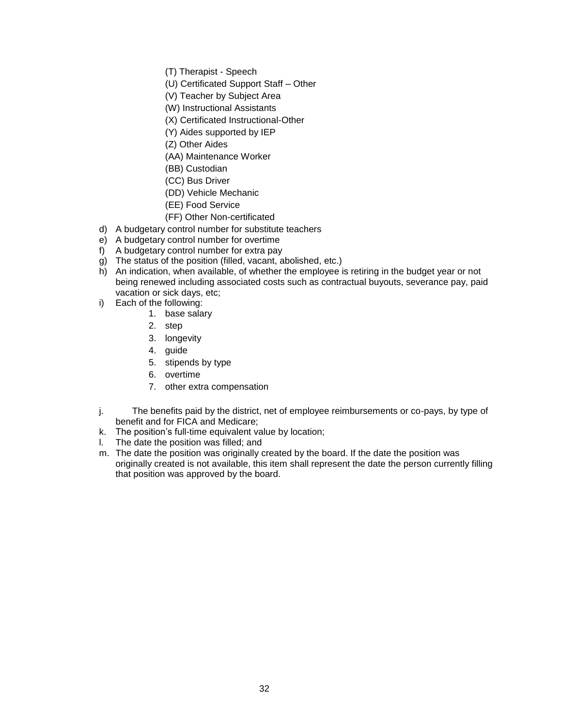(T) Therapist - Speech

(U) Certificated Support Staff – Other

(V) Teacher by Subject Area

(W) Instructional Assistants

(X) Certificated Instructional-Other

(Y) Aides supported by IEP

(Z) Other Aides

(AA) Maintenance Worker

(BB) Custodian

(CC) Bus Driver

(DD) Vehicle Mechanic

(EE) Food Service

(FF) Other Non-certificated

d) A budgetary control number for substitute teachers
e) A budgetary control number for overtime
f) A budgetary control number for extra pay
g) The status of the position (filled, vacant, abolished, etc.)
h) An indication, when available, of whether the employee is retiring in the budget year or not being renewed including associated costs such as contractual buyouts, severance pay, paid vacation or sick days, etc;
i) Each of the following:
   1. base salary
   2. step
   3. longevity
   4. guide
   5. stipends by type
   6. overtime
   7. other extra compensation

j. The benefits paid by the district, net of employee reimbursements or co-pays, by type of benefit and for FICA and Medicare;
k. The position's full-time equivalent value by location;
l. The date the position was filled; and
m. The date the position was originally created by the board. If the date the position was originally created is not available, this item shall represent the date the person currently filling that position was approved by the board.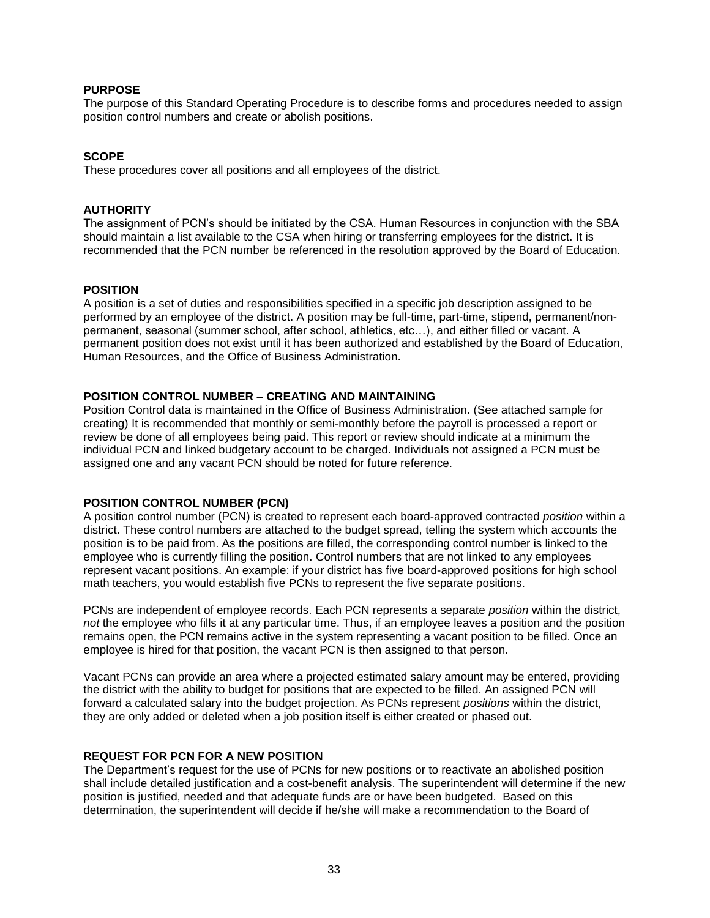## PURPOSE

The purpose of this Standard Operating Procedure is to describe forms and procedures needed to assign position control numbers and create or abolish positions.

## SCOPE

These procedures cover all positions and all employees of the district.

## AUTHORITY

The assignment of PCN's should be initiated by the CSA. Human Resources in conjunction with the SBA should maintain a list available to the CSA when hiring or transferring employees for the district. It is recommended that the PCN number be referenced in the resolution approved by the Board of Education.

## POSITION

A position is a set of duties and responsibilities specified in a specific job description assigned to be performed by an employee of the district. A position may be full-time, part-time, stipend, permanent/non-permanent, seasonal (summer school, after school, athletics, etc…), and either filled or vacant. A permanent position does not exist until it has been authorized and established by the Board of Education, Human Resources, and the Office of Business Administration.

## POSITION CONTROL NUMBER – CREATING AND MAINTAINING

Position Control data is maintained in the Office of Business Administration. (See attached sample for creating) It is recommended that monthly or semi-monthly before the payroll is processed a report or review be done of all employees being paid. This report or review should indicate at a minimum the individual PCN and linked budgetary account to be charged. Individuals not assigned a PCN must be assigned one and any vacant PCN should be noted for future reference.

## POSITION CONTROL NUMBER (PCN)

A position control number (PCN) is created to represent each board-approved contracted *position* within a district. These control numbers are attached to the budget spread, telling the system which accounts the position is to be paid from. As the positions are filled, the corresponding control number is linked to the employee who is currently filling the position. Control numbers that are not linked to any employees represent vacant positions. An example: if your district has five board-approved positions for high school math teachers, you would establish five PCNs to represent the five separate positions.

PCNs are independent of employee records. Each PCN represents a separate *position* within the district, *not* the employee who fills it at any particular time. Thus, if an employee leaves a position and the position remains open, the PCN remains active in the system representing a vacant position to be filled. Once an employee is hired for that position, the vacant PCN is then assigned to that person.

Vacant PCNs can provide an area where a projected estimated salary amount may be entered, providing the district with the ability to budget for positions that are expected to be filled. An assigned PCN will forward a calculated salary into the budget projection. As PCNs represent *positions* within the district, they are only added or deleted when a job position itself is either created or phased out.

## REQUEST FOR PCN FOR A NEW POSITION

The Department's request for the use of PCNs for new positions or to reactivate an abolished position shall include detailed justification and a cost-benefit analysis. The superintendent will determine if the new position is justified, needed and that adequate funds are or have been budgeted. Based on this determination, the superintendent will decide if he/she will make a recommendation to the Board of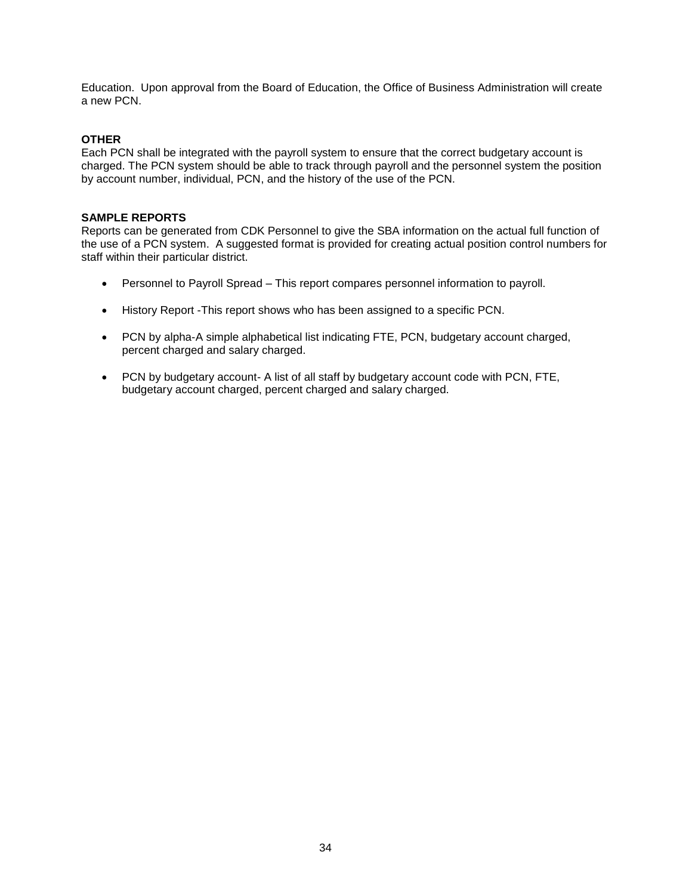Education. Upon approval from the Board of Education, the Office of Business Administration will create a new PCN.

**OTHER**

Each PCN shall be integrated with the payroll system to ensure that the correct budgetary account is charged. The PCN system should be able to track through payroll and the personnel system the position by account number, individual, PCN, and the history of the use of the PCN.

**SAMPLE REPORTS**

Reports can be generated from CDK Personnel to give the SBA information on the actual full function of the use of a PCN system. A suggested format is provided for creating actual position control numbers for staff within their particular district.

- Personnel to Payroll Spread – This report compares personnel information to payroll.
- History Report -This report shows who has been assigned to a specific PCN.
- PCN by alpha-A simple alphabetical list indicating FTE, PCN, budgetary account charged, percent charged and salary charged.
- PCN by budgetary account- A list of all staff by budgetary account code with PCN, FTE, budgetary account charged, percent charged and salary charged.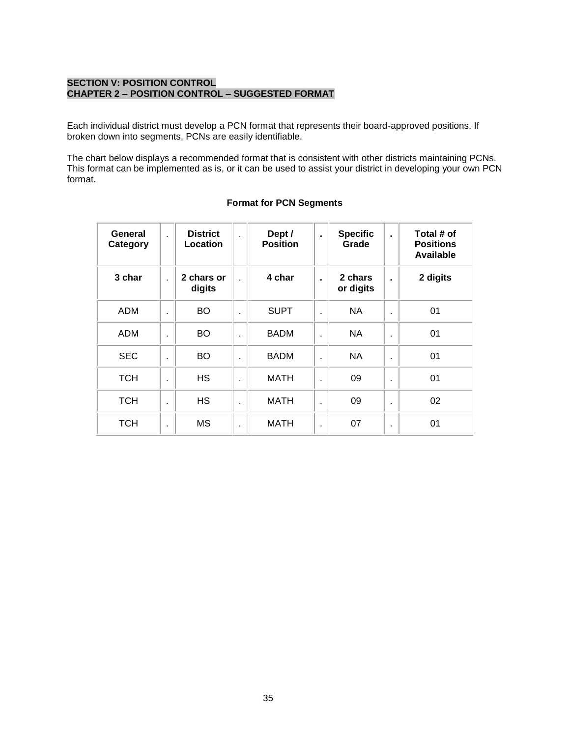**SECTION V: POSITION CONTROL**
**CHAPTER 2 – POSITION CONTROL – SUGGESTED FORMAT**

Each individual district must develop a PCN format that represents their board-approved positions. If broken down into segments, PCNs are easily identifiable.

The chart below displays a recommended format that is consistent with other districts maintaining PCNs. This format can be implemented as is, or it can be used to assist your district in developing your own PCN format.

**Format for PCN Segments**

| General Category | . | District Location | . | Dept / Position | . | Specific Grade | . | Total # of Positions Available |
|---|---|---|---|---|---|---|---|---|
| **3 char** | . | **2 chars or digits** | . | **4 char** | **.** | **2 chars or digits** | **.** | **2 digits** |
| ADM | . | BO | . | SUPT | . | NA | . | 01 |
| ADM | . | BO | . | BADM | . | NA | . | 01 |
| SEC | . | BO | . | BADM | . | NA | . | 01 |
| TCH | . | HS | . | MATH | . | 09 | . | 01 |
| TCH | . | HS | . | MATH | . | 09 | . | 02 |
| TCH | . | MS | . | MATH | . | 07 | . | 01 |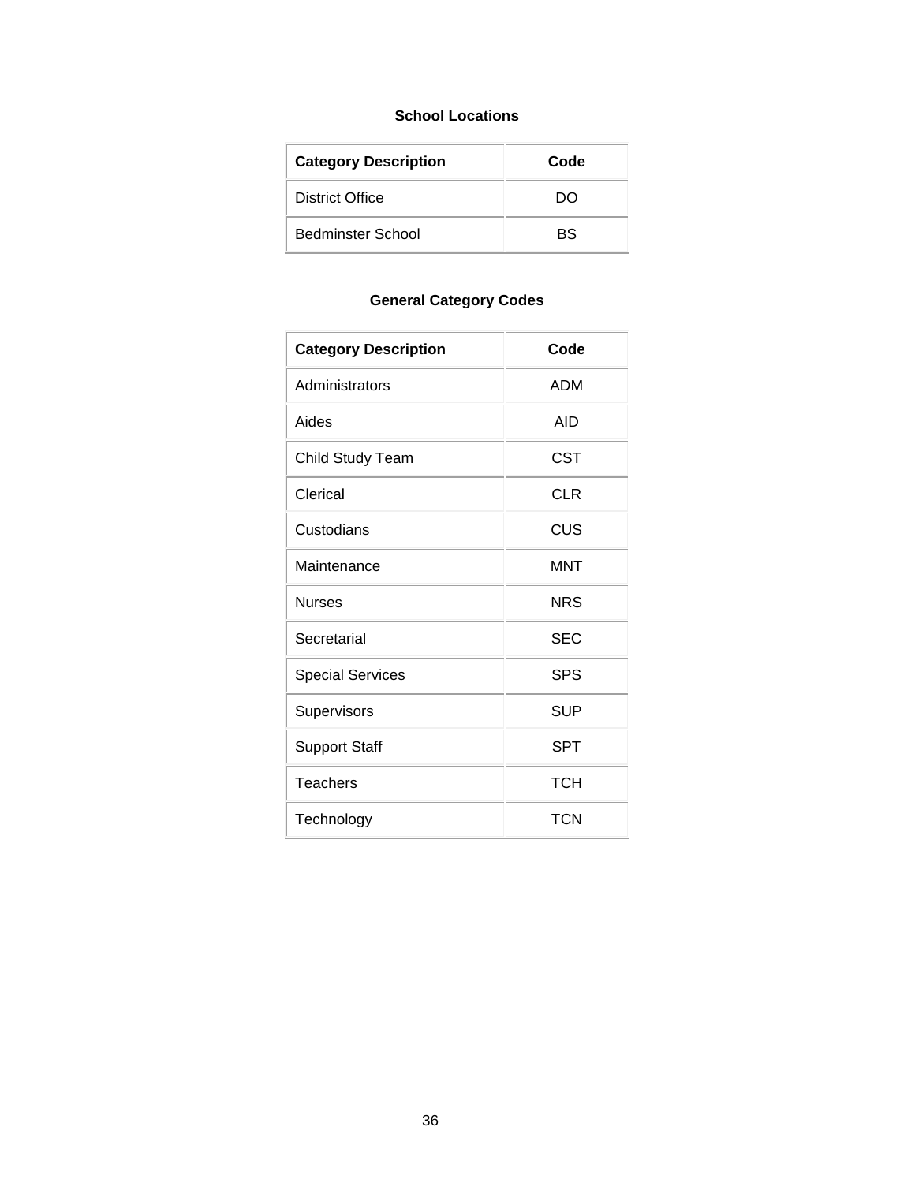### School Locations

| Category Description | Code |
|---|---|
| District Office | DO |
| Bedminster School | BS |

### General Category Codes

| Category Description | Code |
|---|---|
| Administrators | ADM |
| Aides | AID |
| Child Study Team | CST |
| Clerical | CLR |
| Custodians | CUS |
| Maintenance | MNT |
| Nurses | NRS |
| Secretarial | SEC |
| Special Services | SPS |
| Supervisors | SUP |
| Support Staff | SPT |
| Teachers | TCH |
| Technology | TCN |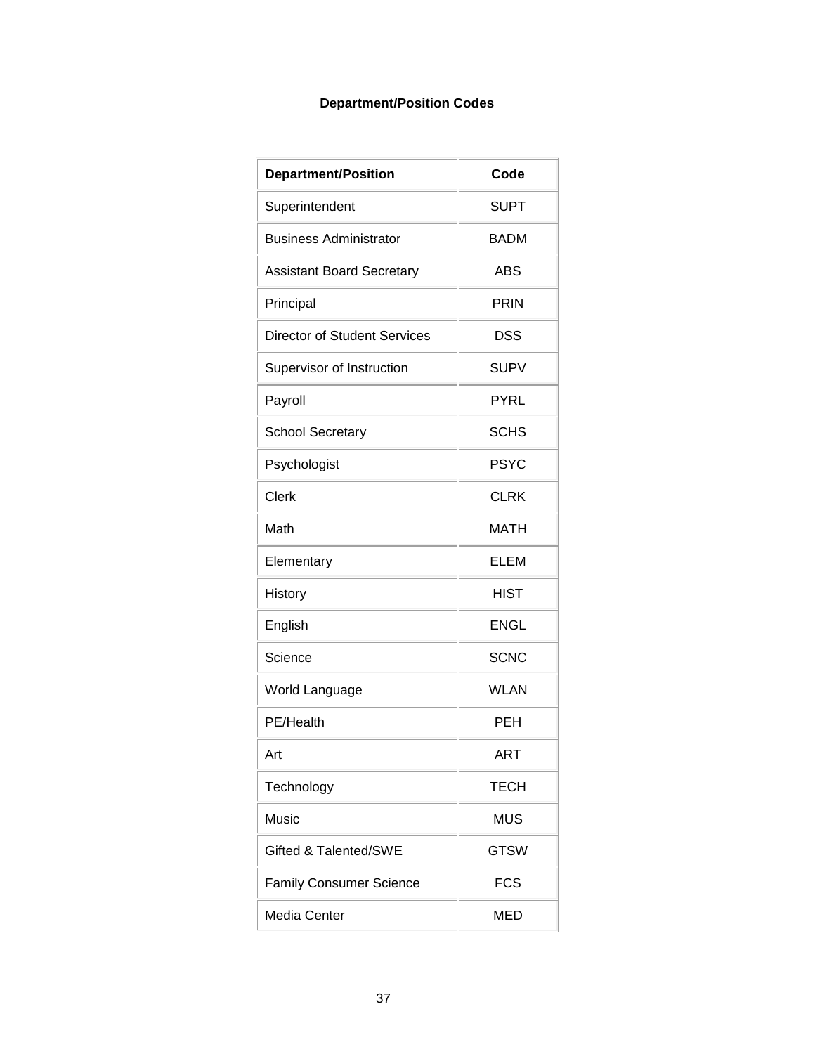# Department/Position Codes

| Department/Position | Code |
|---|---|
| Superintendent | SUPT |
| Business Administrator | BADM |
| Assistant Board Secretary | ABS |
| Principal | PRIN |
| Director of Student Services | DSS |
| Supervisor of Instruction | SUPV |
| Payroll | PYRL |
| School Secretary | SCHS |
| Psychologist | PSYC |
| Clerk | CLRK |
| Math | MATH |
| Elementary | ELEM |
| History | HIST |
| English | ENGL |
| Science | SCNC |
| World Language | WLAN |
| PE/Health | PEH |
| Art | ART |
| Technology | TECH |
| Music | MUS |
| Gifted & Talented/SWE | GTSW |
| Family Consumer Science | FCS |
| Media Center | MED |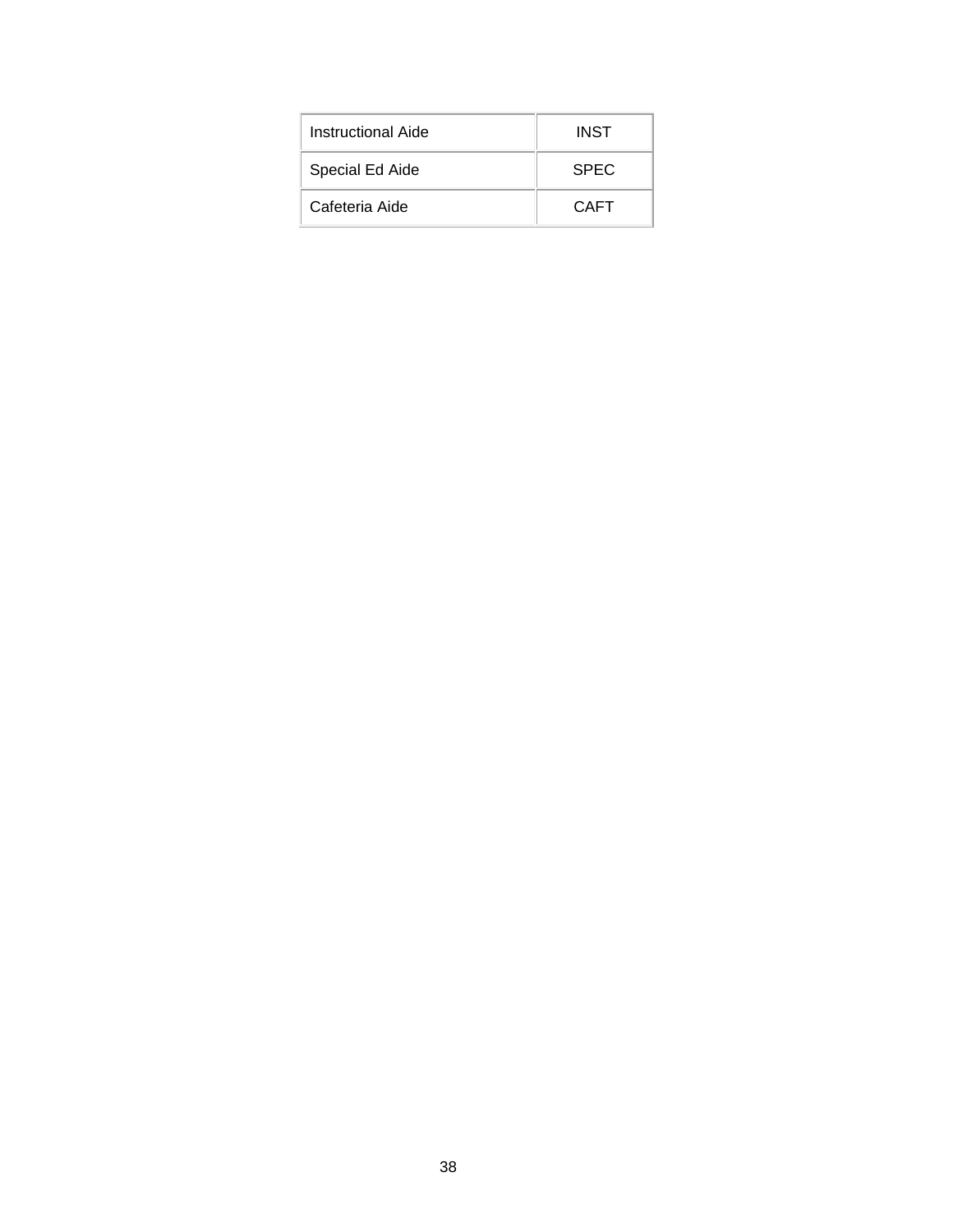| Instructional Aide | INST |
|---|---|
| Special Ed Aide | SPEC |
| Cafeteria Aide | CAFT |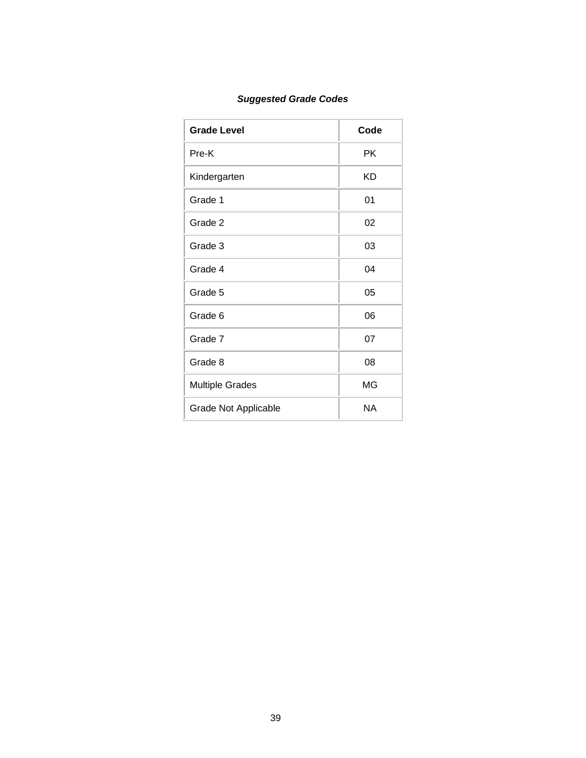***Suggested Grade Codes***

| Grade Level | Code |
| --- | --- |
| Pre-K | PK |
| Kindergarten | KD |
| Grade 1 | 01 |
| Grade 2 | 02 |
| Grade 3 | 03 |
| Grade 4 | 04 |
| Grade 5 | 05 |
| Grade 6 | 06 |
| Grade 7 | 07 |
| Grade 8 | 08 |
| Multiple Grades | MG |
| Grade Not Applicable | NA |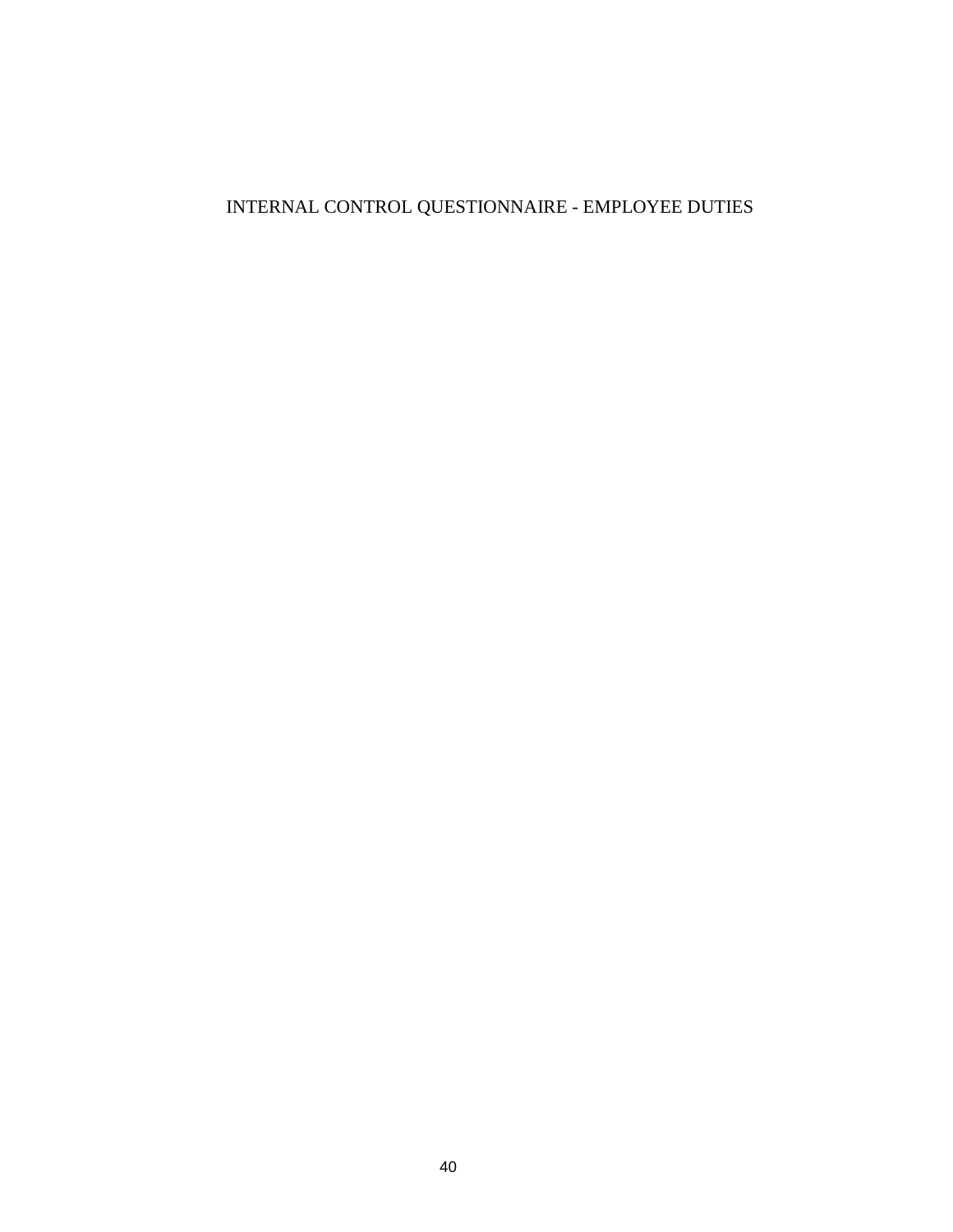# INTERNAL CONTROL QUESTIONNAIRE - EMPLOYEE DUTIES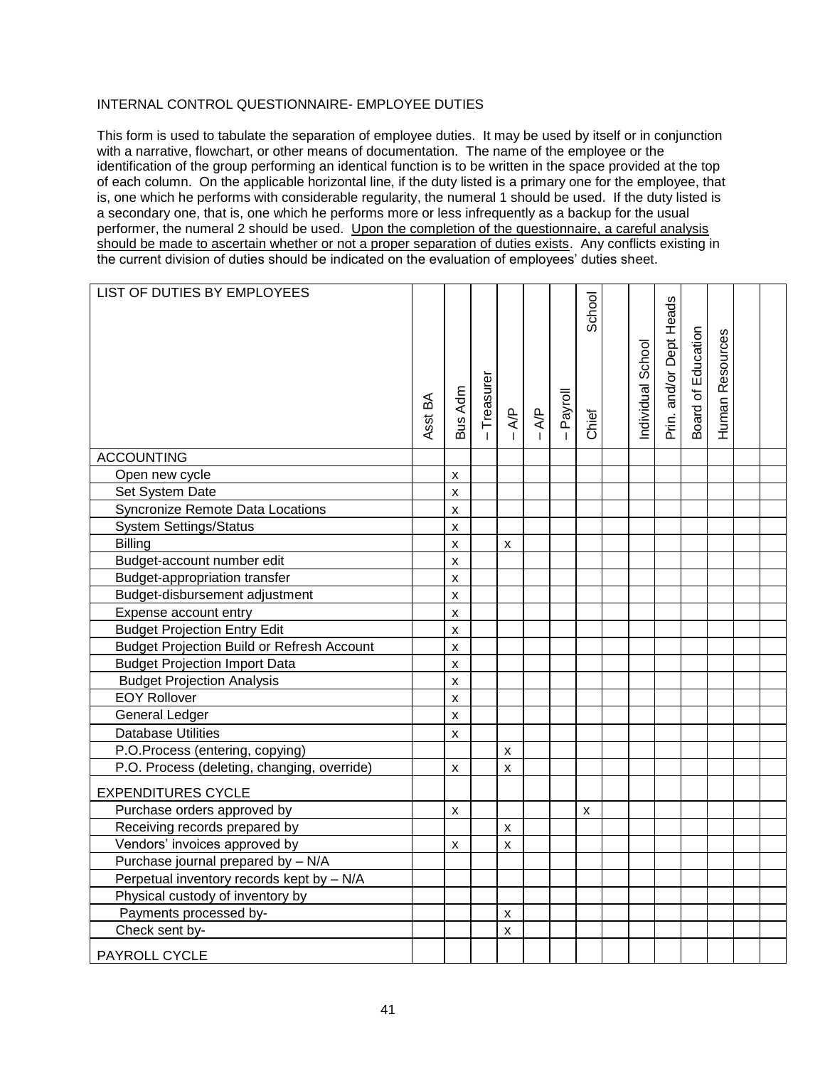INTERNAL CONTROL QUESTIONNAIRE- EMPLOYEE DUTIES

This form is used to tabulate the separation of employee duties. It may be used by itself or in conjunction with a narrative, flowchart, or other means of documentation. The name of the employee or the identification of the group performing an identical function is to be written in the space provided at the top of each column. On the applicable horizontal line, if the duty listed is a primary one for the employee, that is, one which he performs with considerable regularity, the numeral 1 should be used. If the duty listed is a secondary one, that is, one which he performs more or less infrequently as a backup for the usual performer, the numeral 2 should be used. Upon the completion of the questionnaire, a careful analysis should be made to ascertain whether or not a proper separation of duties exists. Any conflicts existing in the current division of duties should be indicated on the evaluation of employees' duties sheet.

| LIST OF DUTIES BY EMPLOYEES | Asst BA | Bus Adm | – Treasurer | – A/P | – A/P | – Payroll | Chief School | | Individual School | Prin. and/or Dept Heads | Board of Education | Human Resources | | |
|---|---|---|---|---|---|---|---|---|---|---|---|---|---|---|
| ACCOUNTING | | | | | | | | | | | | | | |
| Open new cycle | | x | | | | | | | | | | | | |
| Set System Date | | x | | | | | | | | | | | | |
| Syncronize Remote Data Locations | | x | | | | | | | | | | | | |
| System Settings/Status | | x | | | | | | | | | | | | |
| Billing | | x | | x | | | | | | | | | | |
| Budget-account number edit | | x | | | | | | | | | | | | |
| Budget-appropriation transfer | | x | | | | | | | | | | | | |
| Budget-disbursement adjustment | | x | | | | | | | | | | | | |
| Expense account entry | | x | | | | | | | | | | | | |
| Budget Projection Entry Edit | | x | | | | | | | | | | | | |
| Budget Projection Build or Refresh Account | | x | | | | | | | | | | | | |
| Budget Projection Import Data | | x | | | | | | | | | | | | |
| Budget Projection Analysis | | x | | | | | | | | | | | | |
| EOY Rollover | | x | | | | | | | | | | | | |
| General Ledger | | x | | | | | | | | | | | | |
| Database Utilities | | x | | | | | | | | | | | | |
| P.O.Process (entering, copying) | | | | x | | | | | | | | | | |
| P.O. Process (deleting, changing, override) | | x | | x | | | | | | | | | | |
| EXPENDITURES CYCLE | | | | | | | | | | | | | | |
| Purchase orders approved by | | x | | | | | x | | | | | | | |
| Receiving records prepared by | | | | x | | | | | | | | | | |
| Vendors' invoices approved by | | x | | x | | | | | | | | | | |
| Purchase journal prepared by – N/A | | | | | | | | | | | | | | |
| Perpetual inventory records kept by – N/A | | | | | | | | | | | | | | |
| Physical custody of inventory by | | | | | | | | | | | | | | |
| Payments processed by- | | | | x | | | | | | | | | | |
| Check sent by- | | | | x | | | | | | | | | | |
| PAYROLL CYCLE | | | | | | | | | | | | | | |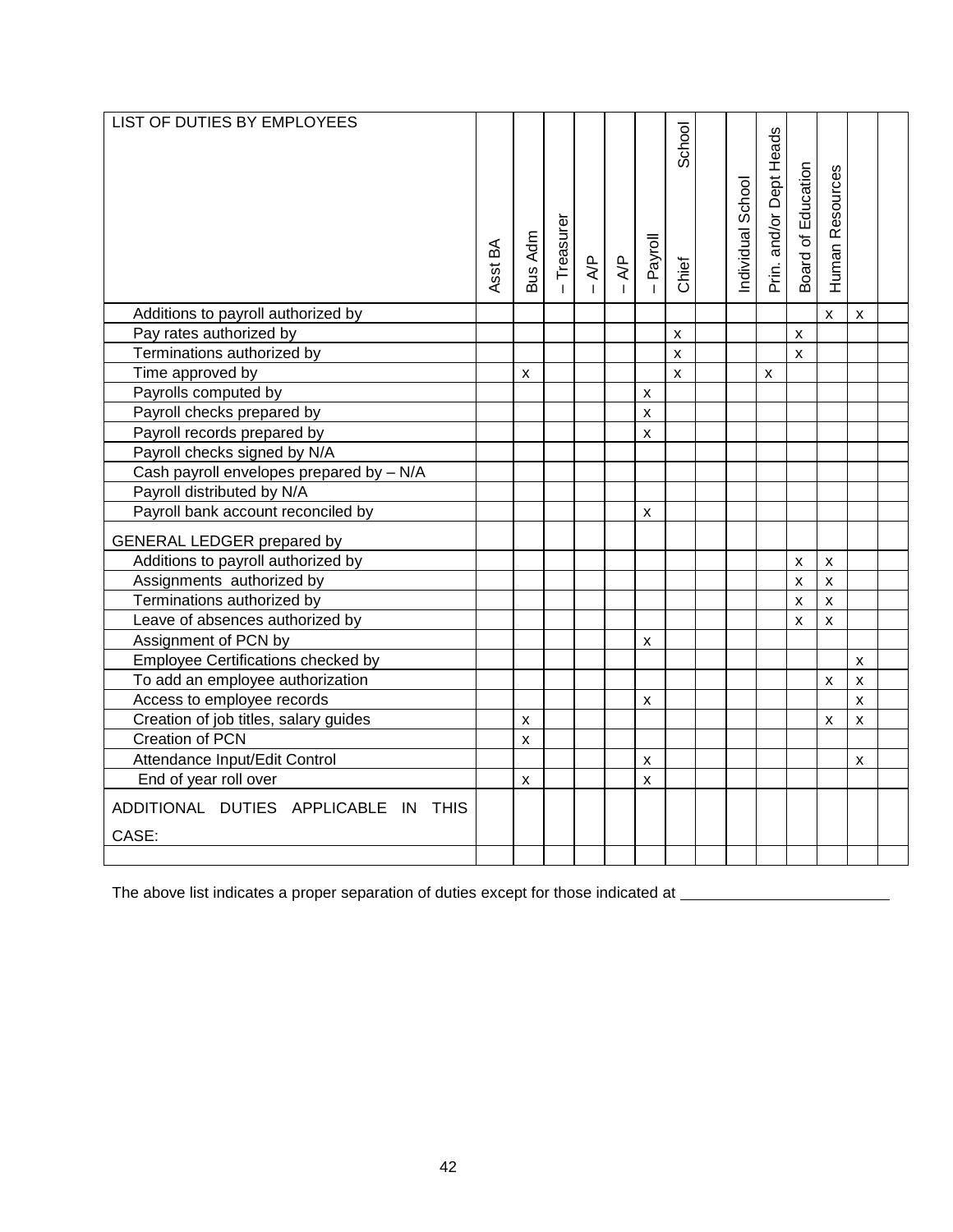| LIST OF DUTIES BY EMPLOYEES | Asst BA | Bus Adm | – Treasurer | – A/P | – A/P | – Payroll | Chief School | | Individual School | Prin. and/or Dept Heads | Board of Education | Human Resources | | |
|---|---|---|---|---|---|---|---|---|---|---|---|---|---|---|
| Additions to payroll authorized by | | | | | | | | | | | | x | x | |
| Pay rates authorized by | | | | | | | x | | | | x | | | |
| Terminations authorized by | | | | | | | x | | | | x | | | |
| Time approved by | | x | | | | | x | | | x | | | | |
| Payrolls computed by | | | | | | x | | | | | | | | |
| Payroll checks prepared by | | | | | | x | | | | | | | | |
| Payroll records prepared by | | | | | | x | | | | | | | | |
| Payroll checks signed by N/A | | | | | | | | | | | | | | |
| Cash payroll envelopes prepared by – N/A | | | | | | | | | | | | | | |
| Payroll distributed by N/A | | | | | | | | | | | | | | |
| Payroll bank account reconciled by | | | | | | x | | | | | | | | |
| GENERAL LEDGER prepared by | | | | | | | | | | | | | | |
| Additions to payroll authorized by | | | | | | | | | | | x | x | | |
| Assignments authorized by | | | | | | | | | | | x | x | | |
| Terminations authorized by | | | | | | | | | | | x | x | | |
| Leave of absences authorized by | | | | | | | | | | | x | x | | |
| Assignment of PCN by | | | | | | x | | | | | | | | |
| Employee Certifications checked by | | | | | | | | | | | | | x | |
| To add an employee authorization | | | | | | | | | | | | x | x | |
| Access to employee records | | | | | | x | | | | | | | x | |
| Creation of job titles, salary guides | | x | | | | | | | | | | x | x | |
| Creation of PCN | | x | | | | | | | | | | | | |
| Attendance Input/Edit Control | | | | | | x | | | | | | | x | |
| End of year roll over | | x | | | | x | | | | | | | | |
| ADDITIONAL DUTIES APPLICABLE IN THIS CASE: | | | | | | | | | | | | | | |
| | | | | | | | | | | | | | | |

The above list indicates a proper separation of duties except for those indicated at \_\_\_\_\_\_\_\_\_\_\_\_\_\_\_\_\_\_\_\_\_\_\_\_\_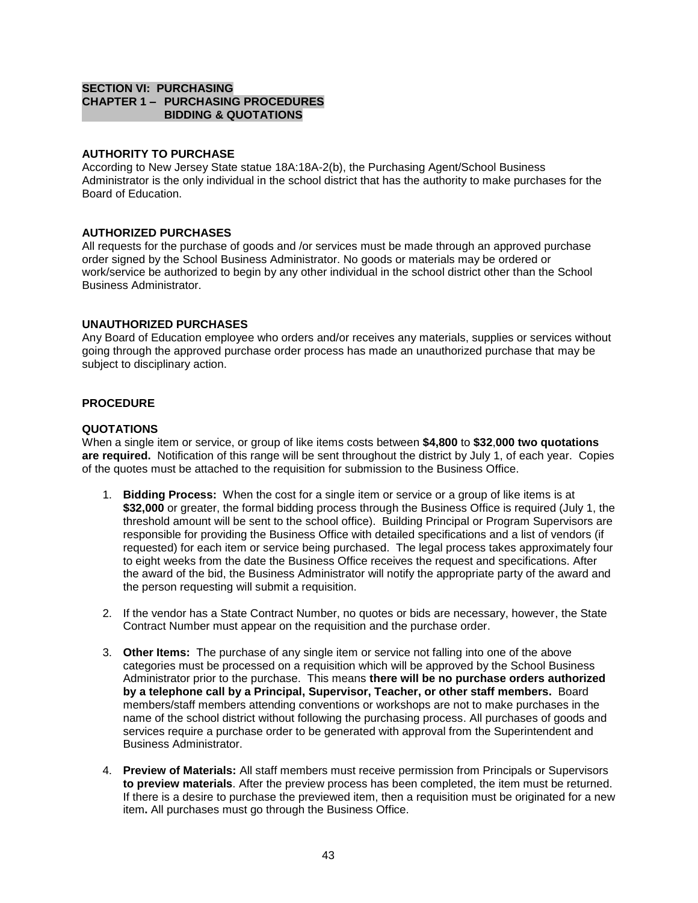## SECTION VI: PURCHASING
## CHAPTER 1 – PURCHASING PROCEDURES
## BIDDING & QUOTATIONS

### AUTHORITY TO PURCHASE

According to New Jersey State statue 18A:18A-2(b), the Purchasing Agent/School Business Administrator is the only individual in the school district that has the authority to make purchases for the Board of Education.

### AUTHORIZED PURCHASES

All requests for the purchase of goods and /or services must be made through an approved purchase order signed by the School Business Administrator. No goods or materials may be ordered or work/service be authorized to begin by any other individual in the school district other than the School Business Administrator.

### UNAUTHORIZED PURCHASES

Any Board of Education employee who orders and/or receives any materials, supplies or services without going through the approved purchase order process has made an unauthorized purchase that may be subject to disciplinary action.

### PROCEDURE

### QUOTATIONS

When a single item or service, or group of like items costs between **$4,800** to **$32,000 two quotations are required.** Notification of this range will be sent throughout the district by July 1, of each year. Copies of the quotes must be attached to the requisition for submission to the Business Office.

1. **Bidding Process:** When the cost for a single item or service or a group of like items is at **$32,000** or greater, the formal bidding process through the Business Office is required (July 1, the threshold amount will be sent to the school office). Building Principal or Program Supervisors are responsible for providing the Business Office with detailed specifications and a list of vendors (if requested) for each item or service being purchased. The legal process takes approximately four to eight weeks from the date the Business Office receives the request and specifications. After the award of the bid, the Business Administrator will notify the appropriate party of the award and the person requesting will submit a requisition.

2. If the vendor has a State Contract Number, no quotes or bids are necessary, however, the State Contract Number must appear on the requisition and the purchase order.

3. **Other Items:** The purchase of any single item or service not falling into one of the above categories must be processed on a requisition which will be approved by the School Business Administrator prior to the purchase. This means **there will be no purchase orders authorized by a telephone call by a Principal, Supervisor, Teacher, or other staff members.** Board members/staff members attending conventions or workshops are not to make purchases in the name of the school district without following the purchasing process. All purchases of goods and services require a purchase order to be generated with approval from the Superintendent and Business Administrator.

4. **Preview of Materials:** All staff members must receive permission from Principals or Supervisors **to preview materials**. After the preview process has been completed, the item must be returned. If there is a desire to purchase the previewed item, then a requisition must be originated for a new item**.** All purchases must go through the Business Office.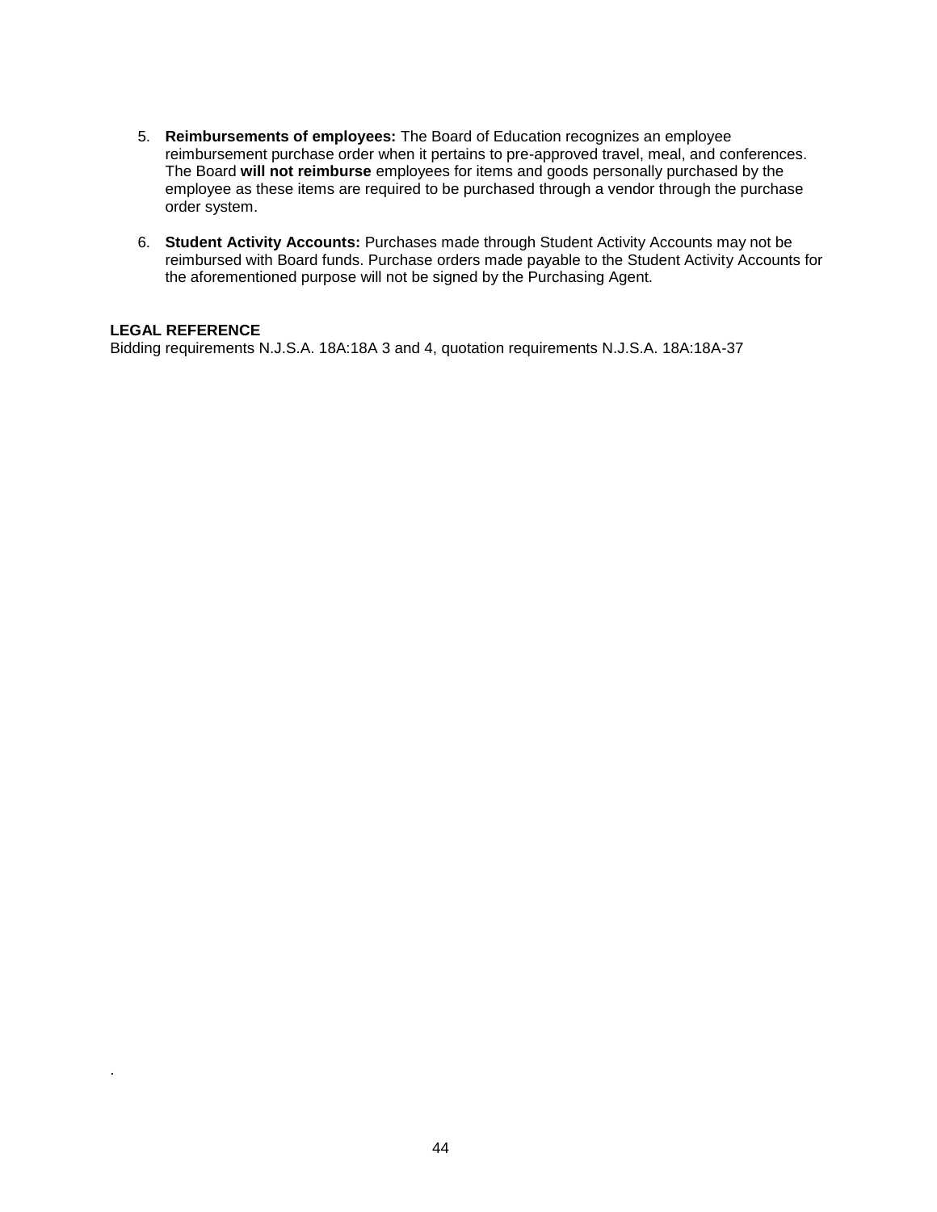5. **Reimbursements of employees:** The Board of Education recognizes an employee reimbursement purchase order when it pertains to pre-approved travel, meal, and conferences. The Board **will not reimburse** employees for items and goods personally purchased by the employee as these items are required to be purchased through a vendor through the purchase order system.

6. **Student Activity Accounts:** Purchases made through Student Activity Accounts may not be reimbursed with Board funds. Purchase orders made payable to the Student Activity Accounts for the aforementioned purpose will not be signed by the Purchasing Agent.

**LEGAL REFERENCE**
Bidding requirements N.J.S.A. 18A:18A 3 and 4, quotation requirements N.J.S.A. 18A:18A-37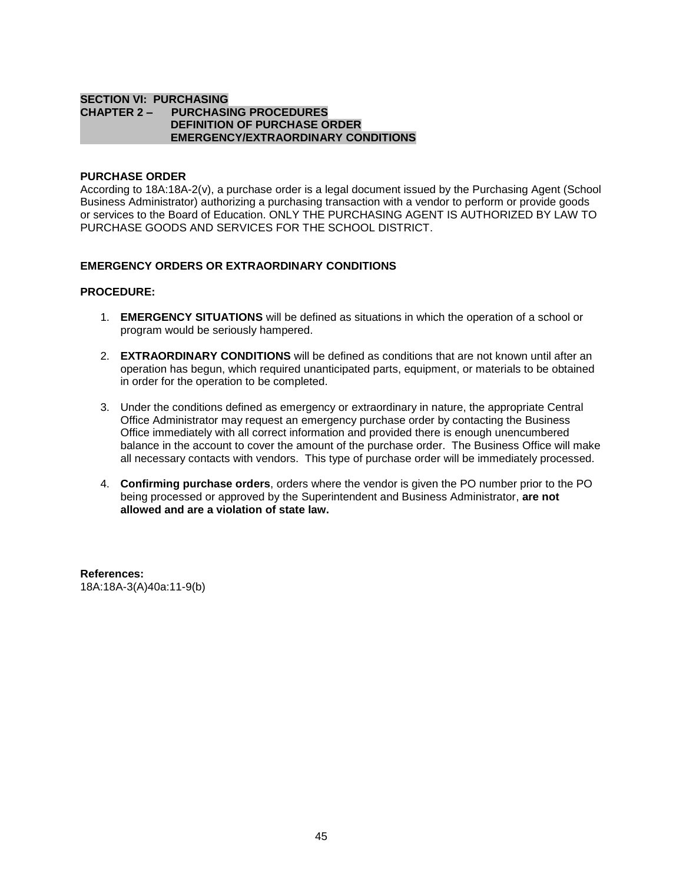**SECTION VI: PURCHASING**
**CHAPTER 2 – PURCHASING PROCEDURES**
**DEFINITION OF PURCHASE ORDER**
**EMERGENCY/EXTRAORDINARY CONDITIONS**

**PURCHASE ORDER**

According to 18A:18A-2(v), a purchase order is a legal document issued by the Purchasing Agent (School Business Administrator) authorizing a purchasing transaction with a vendor to perform or provide goods or services to the Board of Education. ONLY THE PURCHASING AGENT IS AUTHORIZED BY LAW TO PURCHASE GOODS AND SERVICES FOR THE SCHOOL DISTRICT.

**EMERGENCY ORDERS OR EXTRAORDINARY CONDITIONS**

**PROCEDURE:**

1. **EMERGENCY SITUATIONS** will be defined as situations in which the operation of a school or program would be seriously hampered.

2. **EXTRAORDINARY CONDITIONS** will be defined as conditions that are not known until after an operation has begun, which required unanticipated parts, equipment, or materials to be obtained in order for the operation to be completed.

3. Under the conditions defined as emergency or extraordinary in nature, the appropriate Central Office Administrator may request an emergency purchase order by contacting the Business Office immediately with all correct information and provided there is enough unencumbered balance in the account to cover the amount of the purchase order. The Business Office will make all necessary contacts with vendors. This type of purchase order will be immediately processed.

4. **Confirming purchase orders**, orders where the vendor is given the PO number prior to the PO being processed or approved by the Superintendent and Business Administrator, **are not allowed and are a violation of state law.**

**References:**
18A:18A-3(A)40a:11-9(b)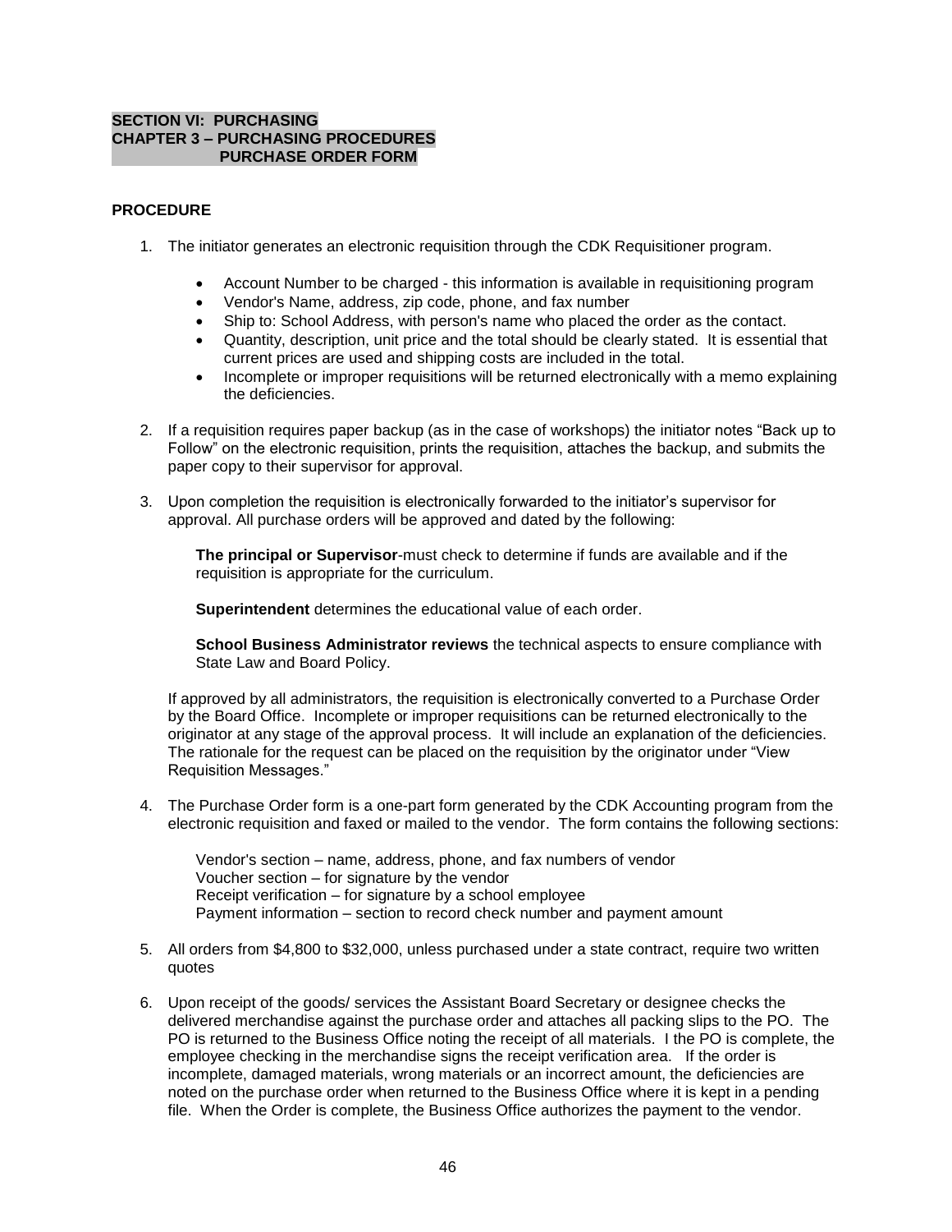**SECTION VI: PURCHASING**
**CHAPTER 3 – PURCHASING PROCEDURES**
**PURCHASE ORDER FORM**

**PROCEDURE**

1. The initiator generates an electronic requisition through the CDK Requisitioner program.

    - Account Number to be charged - this information is available in requisitioning program
    - Vendor's Name, address, zip code, phone, and fax number
    - Ship to: School Address, with person's name who placed the order as the contact.
    - Quantity, description, unit price and the total should be clearly stated. It is essential that current prices are used and shipping costs are included in the total.
    - Incomplete or improper requisitions will be returned electronically with a memo explaining the deficiencies.

2. If a requisition requires paper backup (as in the case of workshops) the initiator notes "Back up to Follow" on the electronic requisition, prints the requisition, attaches the backup, and submits the paper copy to their supervisor for approval.

3. Upon completion the requisition is electronically forwarded to the initiator's supervisor for approval. All purchase orders will be approved and dated by the following:

    **The principal or Supervisor**-must check to determine if funds are available and if the requisition is appropriate for the curriculum.

    **Superintendent** determines the educational value of each order.

    **School Business Administrator reviews** the technical aspects to ensure compliance with State Law and Board Policy.

    If approved by all administrators, the requisition is electronically converted to a Purchase Order by the Board Office. Incomplete or improper requisitions can be returned electronically to the originator at any stage of the approval process. It will include an explanation of the deficiencies. The rationale for the request can be placed on the requisition by the originator under "View Requisition Messages."

4. The Purchase Order form is a one-part form generated by the CDK Accounting program from the electronic requisition and faxed or mailed to the vendor. The form contains the following sections:

    Vendor's section – name, address, phone, and fax numbers of vendor
    Voucher section – for signature by the vendor
    Receipt verification – for signature by a school employee
    Payment information – section to record check number and payment amount

5. All orders from $4,800 to $32,000, unless purchased under a state contract, require two written quotes

6. Upon receipt of the goods/ services the Assistant Board Secretary or designee checks the delivered merchandise against the purchase order and attaches all packing slips to the PO. The PO is returned to the Business Office noting the receipt of all materials. I the PO is complete, the employee checking in the merchandise signs the receipt verification area. If the order is incomplete, damaged materials, wrong materials or an incorrect amount, the deficiencies are noted on the purchase order when returned to the Business Office where it is kept in a pending file. When the Order is complete, the Business Office authorizes the payment to the vendor.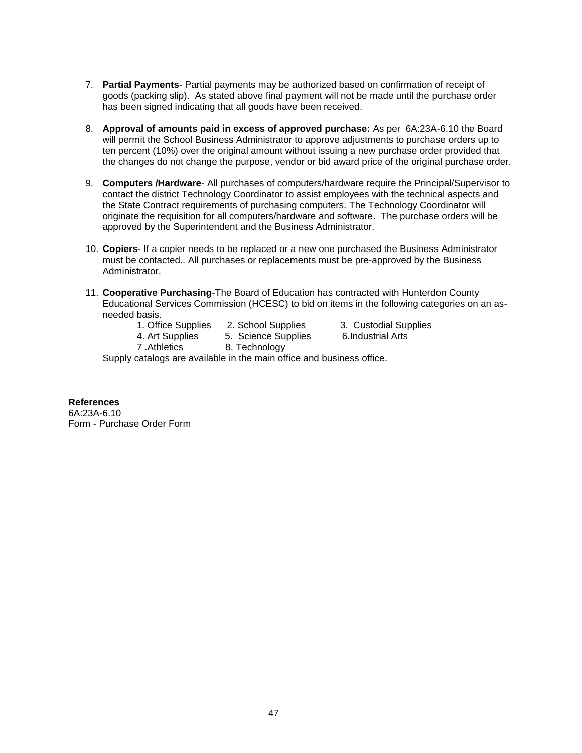7. **Partial Payments**- Partial payments may be authorized based on confirmation of receipt of goods (packing slip). As stated above final payment will not be made until the purchase order has been signed indicating that all goods have been received.

8. **Approval of amounts paid in excess of approved purchase:** As per 6A:23A-6.10 the Board will permit the School Business Administrator to approve adjustments to purchase orders up to ten percent (10%) over the original amount without issuing a new purchase order provided that the changes do not change the purpose, vendor or bid award price of the original purchase order.

9. **Computers /Hardware**- All purchases of computers/hardware require the Principal/Supervisor to contact the district Technology Coordinator to assist employees with the technical aspects and the State Contract requirements of purchasing computers. The Technology Coordinator will originate the requisition for all computers/hardware and software. The purchase orders will be approved by the Superintendent and the Business Administrator.

10. **Copiers**- If a copier needs to be replaced or a new one purchased the Business Administrator must be contacted.. All purchases or replacements must be pre-approved by the Business Administrator.

11. **Cooperative Purchasing**-The Board of Education has contracted with Hunterdon County Educational Services Commission (HCESC) to bid on items in the following categories on an as-needed basis.

    1. Office Supplies  2. School Supplies  3. Custodial Supplies
    4. Art Supplies  5. Science Supplies  6.Industrial Arts
    7 .Athletics  8. Technology

    Supply catalogs are available in the main office and business office.

**References**
6A:23A-6.10
Form - Purchase Order Form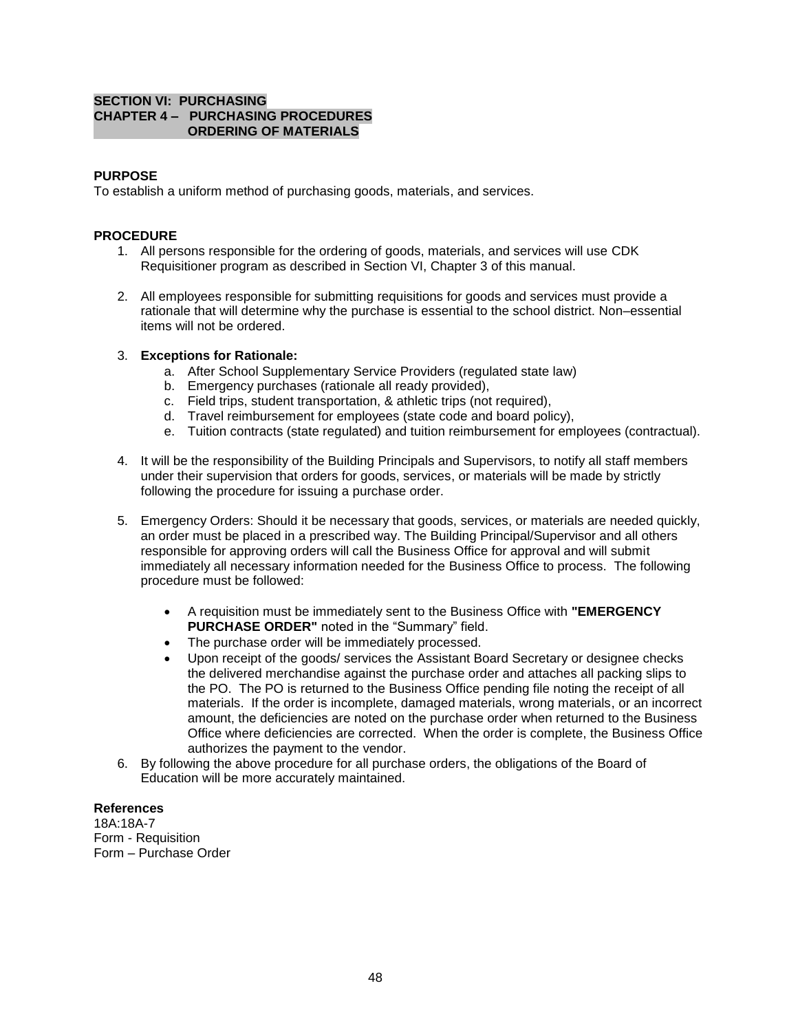**SECTION VI: PURCHASING**
**CHAPTER 4 – PURCHASING PROCEDURES**
**ORDERING OF MATERIALS**

**PURPOSE**
To establish a uniform method of purchasing goods, materials, and services.

**PROCEDURE**

1. All persons responsible for the ordering of goods, materials, and services will use CDK Requisitioner program as described in Section VI, Chapter 3 of this manual.

2. All employees responsible for submitting requisitions for goods and services must provide a rationale that will determine why the purchase is essential to the school district. Non–essential items will not be ordered.

3. **Exceptions for Rationale:**
   a. After School Supplementary Service Providers (regulated state law)
   b. Emergency purchases (rationale all ready provided),
   c. Field trips, student transportation, & athletic trips (not required),
   d. Travel reimbursement for employees (state code and board policy),
   e. Tuition contracts (state regulated) and tuition reimbursement for employees (contractual).

4. It will be the responsibility of the Building Principals and Supervisors, to notify all staff members under their supervision that orders for goods, services, or materials will be made by strictly following the procedure for issuing a purchase order.

5. Emergency Orders: Should it be necessary that goods, services, or materials are needed quickly, an order must be placed in a prescribed way. The Building Principal/Supervisor and all others responsible for approving orders will call the Business Office for approval and will submit immediately all necessary information needed for the Business Office to process. The following procedure must be followed:

   - A requisition must be immediately sent to the Business Office with **"EMERGENCY PURCHASE ORDER"** noted in the "Summary" field.
   - The purchase order will be immediately processed.
   - Upon receipt of the goods/ services the Assistant Board Secretary or designee checks the delivered merchandise against the purchase order and attaches all packing slips to the PO. The PO is returned to the Business Office pending file noting the receipt of all materials. If the order is incomplete, damaged materials, wrong materials, or an incorrect amount, the deficiencies are noted on the purchase order when returned to the Business Office where deficiencies are corrected. When the order is complete, the Business Office authorizes the payment to the vendor.

6. By following the above procedure for all purchase orders, the obligations of the Board of Education will be more accurately maintained.

**References**
18A:18A-7
Form - Requisition
Form – Purchase Order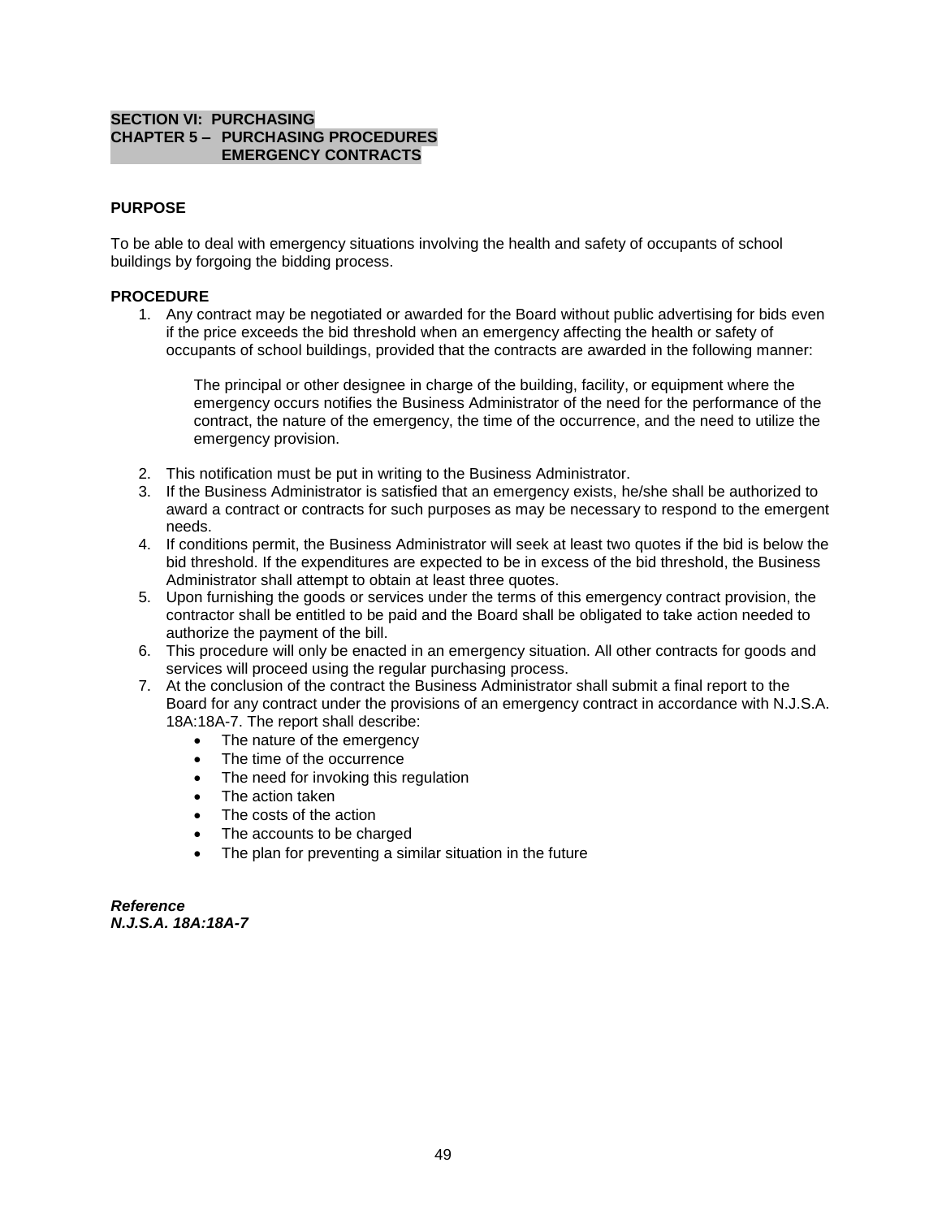**SECTION VI: PURCHASING**
**CHAPTER 5 – PURCHASING PROCEDURES**
**EMERGENCY CONTRACTS**

**PURPOSE**

To be able to deal with emergency situations involving the health and safety of occupants of school buildings by forgoing the bidding process.

**PROCEDURE**

1. Any contract may be negotiated or awarded for the Board without public advertising for bids even if the price exceeds the bid threshold when an emergency affecting the health or safety of occupants of school buildings, provided that the contracts are awarded in the following manner:

   The principal or other designee in charge of the building, facility, or equipment where the emergency occurs notifies the Business Administrator of the need for the performance of the contract, the nature of the emergency, the time of the occurrence, and the need to utilize the emergency provision.

2. This notification must be put in writing to the Business Administrator.
3. If the Business Administrator is satisfied that an emergency exists, he/she shall be authorized to award a contract or contracts for such purposes as may be necessary to respond to the emergent needs.
4. If conditions permit, the Business Administrator will seek at least two quotes if the bid is below the bid threshold. If the expenditures are expected to be in excess of the bid threshold, the Business Administrator shall attempt to obtain at least three quotes.
5. Upon furnishing the goods or services under the terms of this emergency contract provision, the contractor shall be entitled to be paid and the Board shall be obligated to take action needed to authorize the payment of the bill.
6. This procedure will only be enacted in an emergency situation. All other contracts for goods and services will proceed using the regular purchasing process.
7. At the conclusion of the contract the Business Administrator shall submit a final report to the Board for any contract under the provisions of an emergency contract in accordance with N.J.S.A. 18A:18A-7. The report shall describe:
   - The nature of the emergency
   - The time of the occurrence
   - The need for invoking this regulation
   - The action taken
   - The costs of the action
   - The accounts to be charged
   - The plan for preventing a similar situation in the future

***Reference***
***N.J.S.A. 18A:18A-7***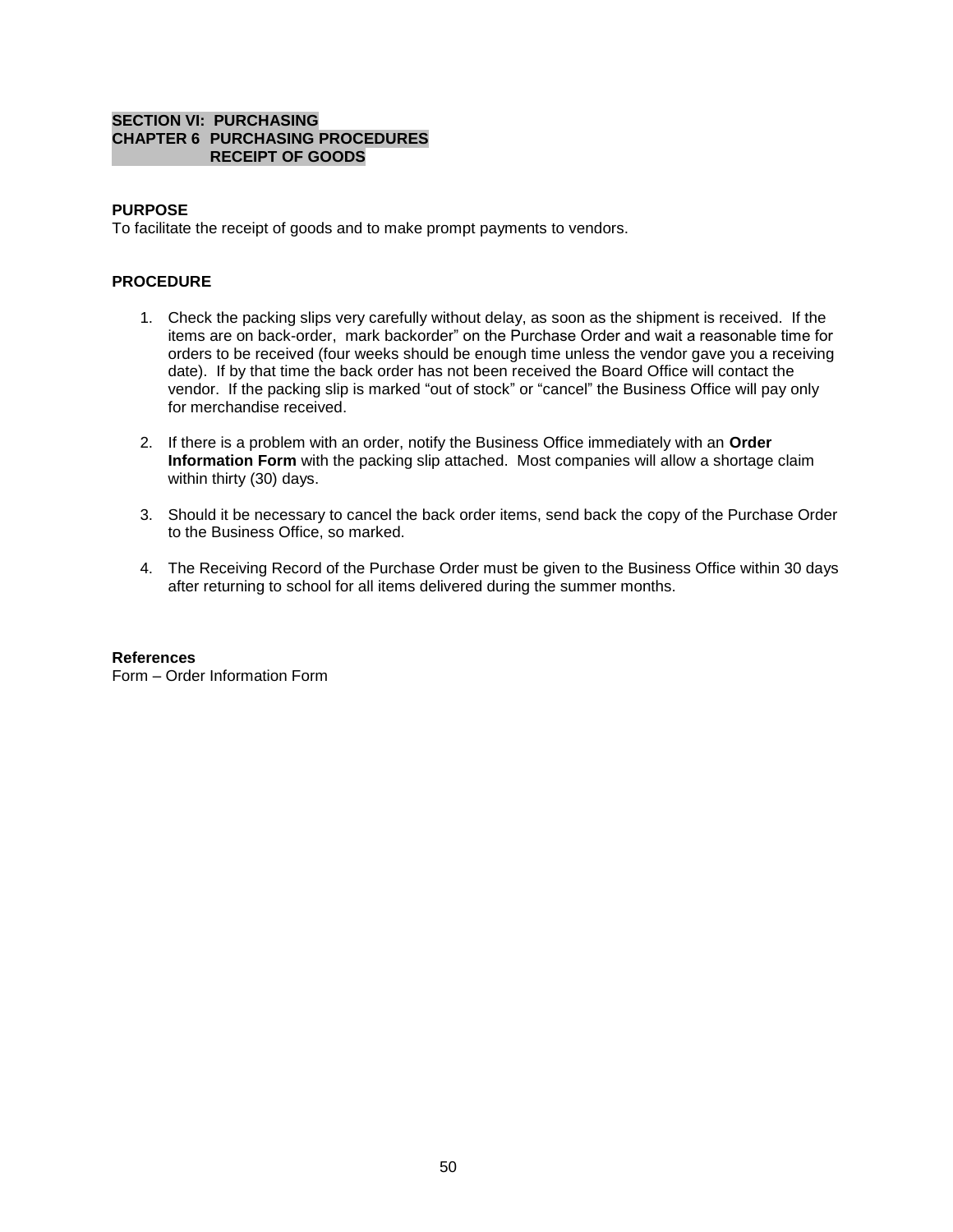**SECTION VI: PURCHASING**
**CHAPTER 6 PURCHASING PROCEDURES**
**RECEIPT OF GOODS**

**PURPOSE**
To facilitate the receipt of goods and to make prompt payments to vendors.

**PROCEDURE**

1. Check the packing slips very carefully without delay, as soon as the shipment is received. If the items are on back-order, mark backorder" on the Purchase Order and wait a reasonable time for orders to be received (four weeks should be enough time unless the vendor gave you a receiving date). If by that time the back order has not been received the Board Office will contact the vendor. If the packing slip is marked "out of stock" or "cancel" the Business Office will pay only for merchandise received.

2. If there is a problem with an order, notify the Business Office immediately with an **Order Information Form** with the packing slip attached. Most companies will allow a shortage claim within thirty (30) days.

3. Should it be necessary to cancel the back order items, send back the copy of the Purchase Order to the Business Office, so marked.

4. The Receiving Record of the Purchase Order must be given to the Business Office within 30 days after returning to school for all items delivered during the summer months.

**References**
Form – Order Information Form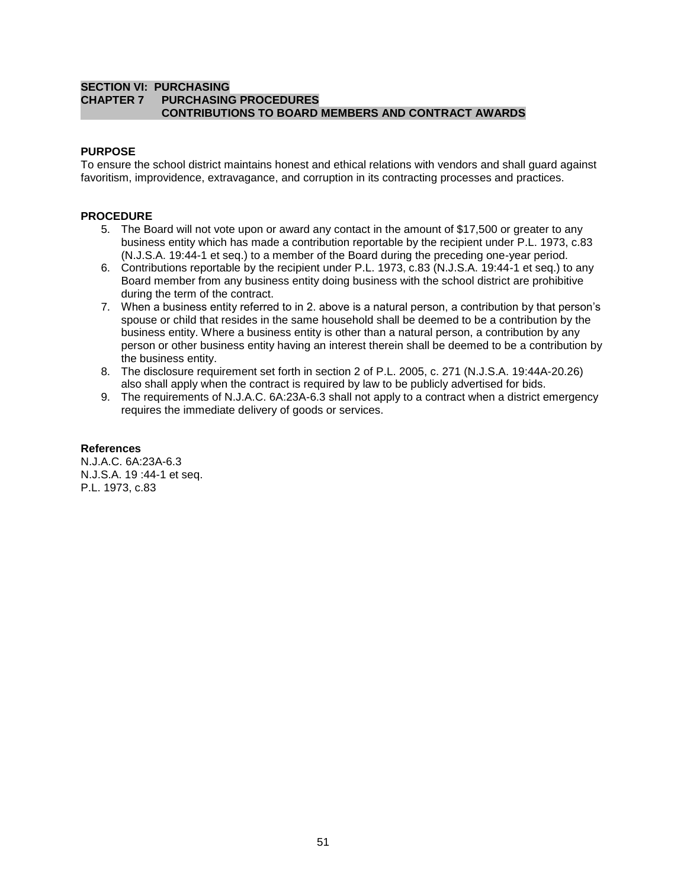**SECTION VI: PURCHASING**
**CHAPTER 7 PURCHASING PROCEDURES**
**CONTRIBUTIONS TO BOARD MEMBERS AND CONTRACT AWARDS**

**PURPOSE**

To ensure the school district maintains honest and ethical relations with vendors and shall guard against favoritism, improvidence, extravagance, and corruption in its contracting processes and practices.

**PROCEDURE**

5. The Board will not vote upon or award any contact in the amount of $17,500 or greater to any business entity which has made a contribution reportable by the recipient under P.L. 1973, c.83 (N.J.S.A. 19:44-1 et seq.) to a member of the Board during the preceding one-year period.
6. Contributions reportable by the recipient under P.L. 1973, c.83 (N.J.S.A. 19:44-1 et seq.) to any Board member from any business entity doing business with the school district are prohibitive during the term of the contract.
7. When a business entity referred to in 2. above is a natural person, a contribution by that person's spouse or child that resides in the same household shall be deemed to be a contribution by the business entity. Where a business entity is other than a natural person, a contribution by any person or other business entity having an interest therein shall be deemed to be a contribution by the business entity.
8. The disclosure requirement set forth in section 2 of P.L. 2005, c. 271 (N.J.S.A. 19:44A-20.26) also shall apply when the contract is required by law to be publicly advertised for bids.
9. The requirements of N.J.A.C. 6A:23A-6.3 shall not apply to a contract when a district emergency requires the immediate delivery of goods or services.

**References**

N.J.A.C. 6A:23A-6.3
N.J.S.A. 19 :44-1 et seq.
P.L. 1973, c.83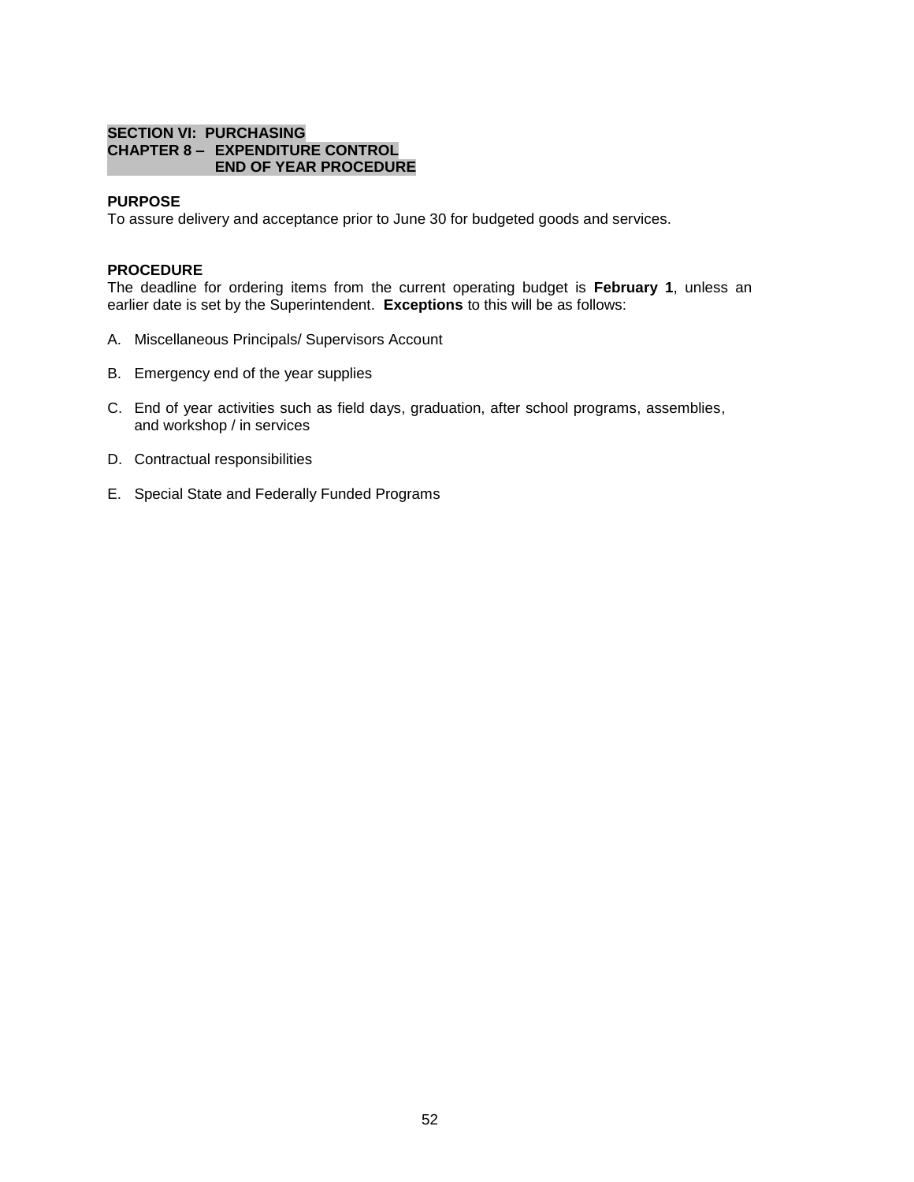**SECTION VI: PURCHASING**
**CHAPTER 8 – EXPENDITURE CONTROL**
**END OF YEAR PROCEDURE**

**PURPOSE**
To assure delivery and acceptance prior to June 30 for budgeted goods and services.

**PROCEDURE**
The deadline for ordering items from the current operating budget is **February 1**, unless an earlier date is set by the Superintendent. **Exceptions** to this will be as follows:

A. Miscellaneous Principals/ Supervisors Account

B. Emergency end of the year supplies

C. End of year activities such as field days, graduation, after school programs, assemblies, and workshop / in services

D. Contractual responsibilities

E. Special State and Federally Funded Programs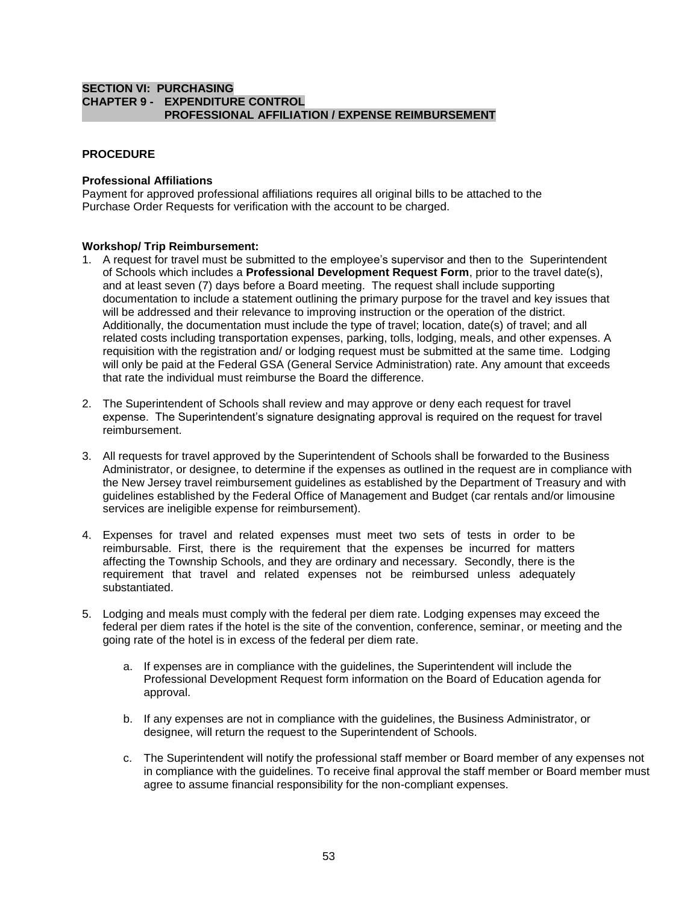**SECTION VI: PURCHASING**
**CHAPTER 9 - EXPENDITURE CONTROL**
**PROFESSIONAL AFFILIATION / EXPENSE REIMBURSEMENT**

**PROCEDURE**

**Professional Affiliations**

Payment for approved professional affiliations requires all original bills to be attached to the Purchase Order Requests for verification with the account to be charged.

**Workshop/ Trip Reimbursement:**

1. A request for travel must be submitted to the employee's supervisor and then to the Superintendent of Schools which includes a **Professional Development Request Form**, prior to the travel date(s), and at least seven (7) days before a Board meeting. The request shall include supporting documentation to include a statement outlining the primary purpose for the travel and key issues that will be addressed and their relevance to improving instruction or the operation of the district. Additionally, the documentation must include the type of travel; location, date(s) of travel; and all related costs including transportation expenses, parking, tolls, lodging, meals, and other expenses. A requisition with the registration and/ or lodging request must be submitted at the same time. Lodging will only be paid at the Federal GSA (General Service Administration) rate. Any amount that exceeds that rate the individual must reimburse the Board the difference.

2. The Superintendent of Schools shall review and may approve or deny each request for travel expense. The Superintendent's signature designating approval is required on the request for travel reimbursement.

3. All requests for travel approved by the Superintendent of Schools shall be forwarded to the Business Administrator, or designee, to determine if the expenses as outlined in the request are in compliance with the New Jersey travel reimbursement guidelines as established by the Department of Treasury and with guidelines established by the Federal Office of Management and Budget (car rentals and/or limousine services are ineligible expense for reimbursement).

4. Expenses for travel and related expenses must meet two sets of tests in order to be reimbursable. First, there is the requirement that the expenses be incurred for matters affecting the Township Schools, and they are ordinary and necessary. Secondly, there is the requirement that travel and related expenses not be reimbursed unless adequately substantiated.

5. Lodging and meals must comply with the federal per diem rate. Lodging expenses may exceed the federal per diem rates if the hotel is the site of the convention, conference, seminar, or meeting and the going rate of the hotel is in excess of the federal per diem rate.

   a. If expenses are in compliance with the guidelines, the Superintendent will include the Professional Development Request form information on the Board of Education agenda for approval.

   b. If any expenses are not in compliance with the guidelines, the Business Administrator, or designee, will return the request to the Superintendent of Schools.

   c. The Superintendent will notify the professional staff member or Board member of any expenses not in compliance with the guidelines. To receive final approval the staff member or Board member must agree to assume financial responsibility for the non-compliant expenses.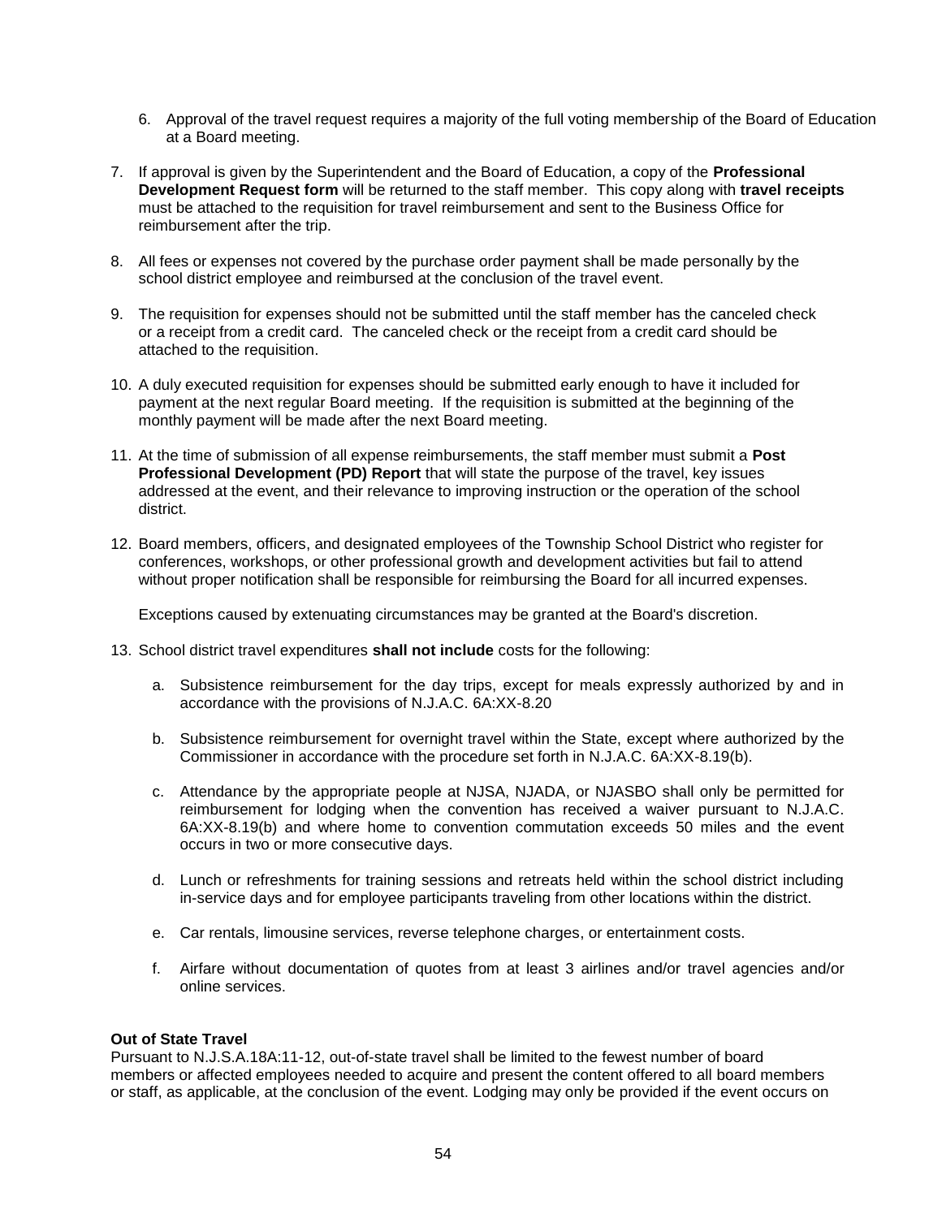6. Approval of the travel request requires a majority of the full voting membership of the Board of Education at a Board meeting.

7. If approval is given by the Superintendent and the Board of Education, a copy of the **Professional Development Request form** will be returned to the staff member. This copy along with **travel receipts** must be attached to the requisition for travel reimbursement and sent to the Business Office for reimbursement after the trip.

8. All fees or expenses not covered by the purchase order payment shall be made personally by the school district employee and reimbursed at the conclusion of the travel event.

9. The requisition for expenses should not be submitted until the staff member has the canceled check or a receipt from a credit card. The canceled check or the receipt from a credit card should be attached to the requisition.

10. A duly executed requisition for expenses should be submitted early enough to have it included for payment at the next regular Board meeting. If the requisition is submitted at the beginning of the monthly payment will be made after the next Board meeting.

11. At the time of submission of all expense reimbursements, the staff member must submit a **Post Professional Development (PD) Report** that will state the purpose of the travel, key issues addressed at the event, and their relevance to improving instruction or the operation of the school district.

12. Board members, officers, and designated employees of the Township School District who register for conferences, workshops, or other professional growth and development activities but fail to attend without proper notification shall be responsible for reimbursing the Board for all incurred expenses.

    Exceptions caused by extenuating circumstances may be granted at the Board's discretion.

13. School district travel expenditures **shall not include** costs for the following:

    a. Subsistence reimbursement for the day trips, except for meals expressly authorized by and in accordance with the provisions of N.J.A.C. 6A:XX-8.20

    b. Subsistence reimbursement for overnight travel within the State, except where authorized by the Commissioner in accordance with the procedure set forth in N.J.A.C. 6A:XX-8.19(b).

    c. Attendance by the appropriate people at NJSA, NJADA, or NJASBO shall only be permitted for reimbursement for lodging when the convention has received a waiver pursuant to N.J.A.C. 6A:XX-8.19(b) and where home to convention commutation exceeds 50 miles and the event occurs in two or more consecutive days.

    d. Lunch or refreshments for training sessions and retreats held within the school district including in-service days and for employee participants traveling from other locations within the district.

    e. Car rentals, limousine services, reverse telephone charges, or entertainment costs.

    f. Airfare without documentation of quotes from at least 3 airlines and/or travel agencies and/or online services.

**Out of State Travel**
Pursuant to N.J.S.A.18A:11-12, out-of-state travel shall be limited to the fewest number of board members or affected employees needed to acquire and present the content offered to all board members or staff, as applicable, at the conclusion of the event. Lodging may only be provided if the event occurs on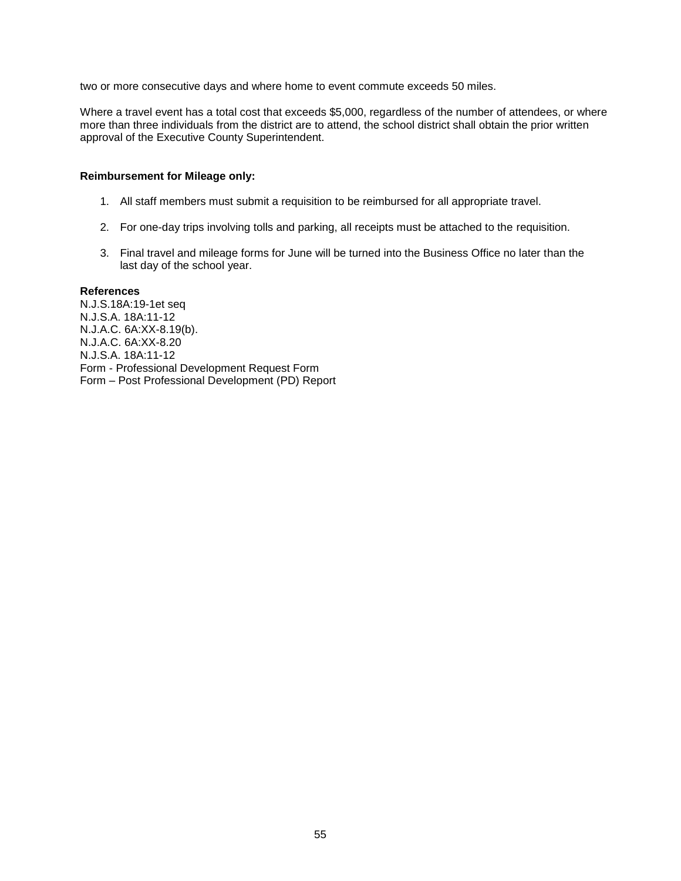two or more consecutive days and where home to event commute exceeds 50 miles.

Where a travel event has a total cost that exceeds $5,000, regardless of the number of attendees, or where more than three individuals from the district are to attend, the school district shall obtain the prior written approval of the Executive County Superintendent.

**Reimbursement for Mileage only:**

1. All staff members must submit a requisition to be reimbursed for all appropriate travel.
2. For one-day trips involving tolls and parking, all receipts must be attached to the requisition.
3. Final travel and mileage forms for June will be turned into the Business Office no later than the last day of the school year.

**References**
N.J.S.18A:19-1et seq
N.J.S.A. 18A:11-12
N.J.A.C. 6A:XX-8.19(b).
N.J.A.C. 6A:XX-8.20
N.J.S.A. 18A:11-12
Form - Professional Development Request Form
Form – Post Professional Development (PD) Report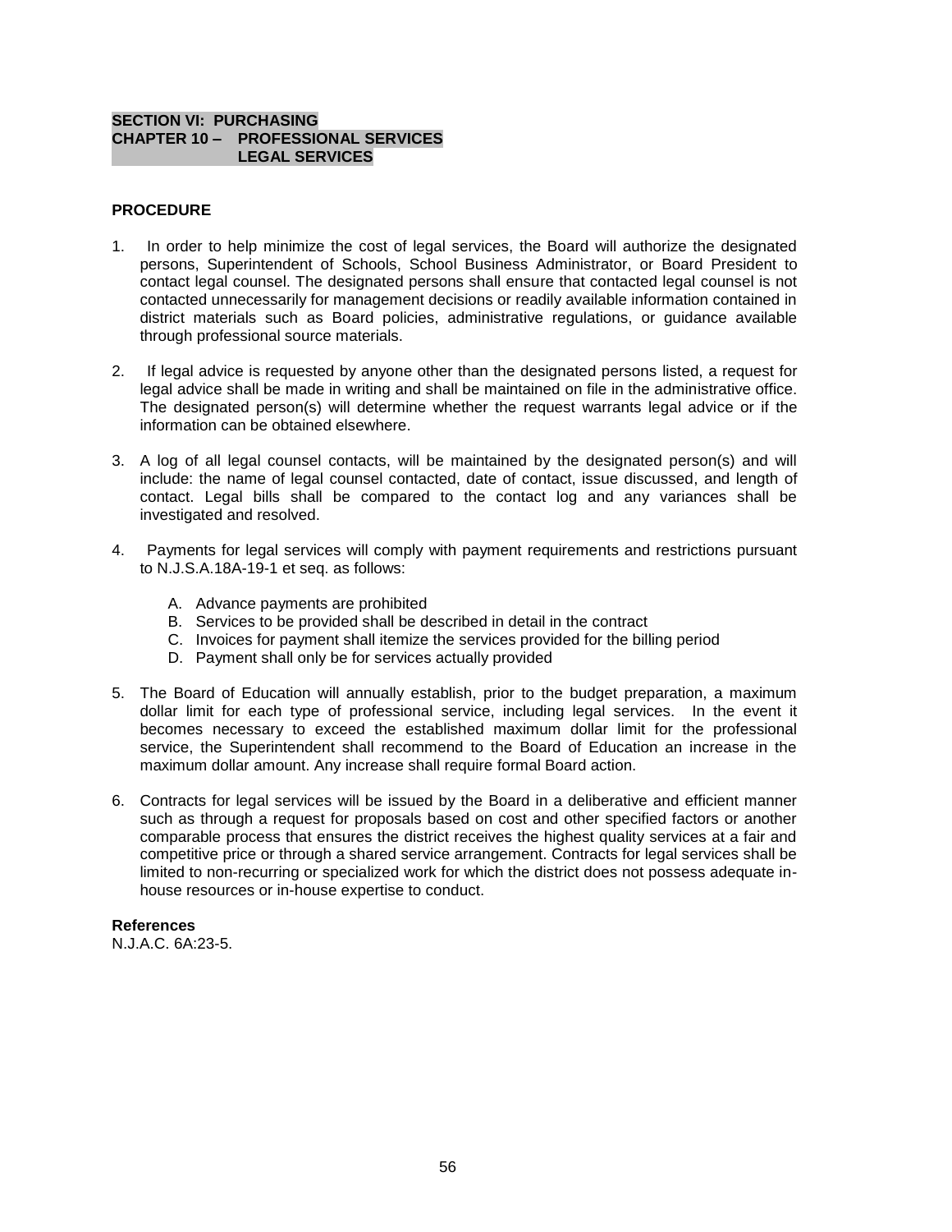**SECTION VI: PURCHASING**
**CHAPTER 10 – PROFESSIONAL SERVICES**
**LEGAL SERVICES**

**PROCEDURE**

1. In order to help minimize the cost of legal services, the Board will authorize the designated persons, Superintendent of Schools, School Business Administrator, or Board President to contact legal counsel. The designated persons shall ensure that contacted legal counsel is not contacted unnecessarily for management decisions or readily available information contained in district materials such as Board policies, administrative regulations, or guidance available through professional source materials.

2. If legal advice is requested by anyone other than the designated persons listed, a request for legal advice shall be made in writing and shall be maintained on file in the administrative office. The designated person(s) will determine whether the request warrants legal advice or if the information can be obtained elsewhere.

3. A log of all legal counsel contacts, will be maintained by the designated person(s) and will include: the name of legal counsel contacted, date of contact, issue discussed, and length of contact. Legal bills shall be compared to the contact log and any variances shall be investigated and resolved.

4. Payments for legal services will comply with payment requirements and restrictions pursuant to N.J.S.A.18A-19-1 et seq. as follows:

   A. Advance payments are prohibited
   B. Services to be provided shall be described in detail in the contract
   C. Invoices for payment shall itemize the services provided for the billing period
   D. Payment shall only be for services actually provided

5. The Board of Education will annually establish, prior to the budget preparation, a maximum dollar limit for each type of professional service, including legal services. In the event it becomes necessary to exceed the established maximum dollar limit for the professional service, the Superintendent shall recommend to the Board of Education an increase in the maximum dollar amount. Any increase shall require formal Board action.

6. Contracts for legal services will be issued by the Board in a deliberative and efficient manner such as through a request for proposals based on cost and other specified factors or another comparable process that ensures the district receives the highest quality services at a fair and competitive price or through a shared service arrangement. Contracts for legal services shall be limited to non-recurring or specialized work for which the district does not possess adequate in-house resources or in-house expertise to conduct.

**References**
N.J.A.C. 6A:23-5.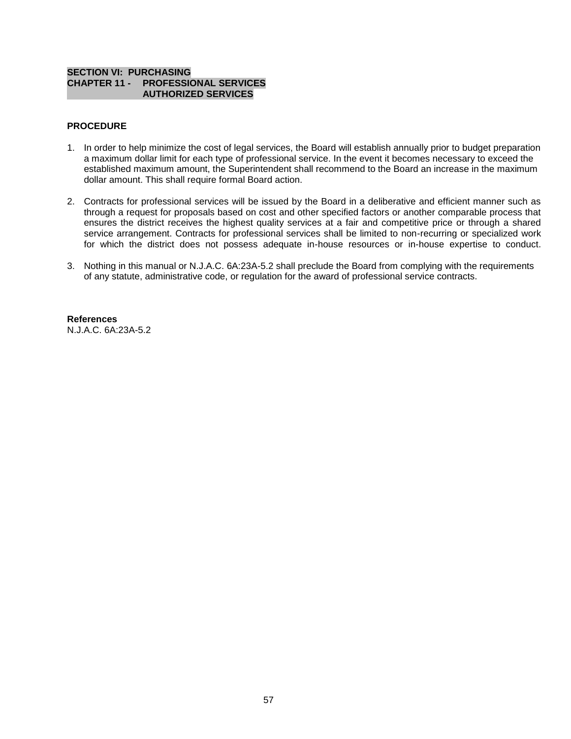**SECTION VI: PURCHASING**
**CHAPTER 11 - PROFESSIONAL SERVICES**
**AUTHORIZED SERVICES**

**PROCEDURE**

1. In order to help minimize the cost of legal services, the Board will establish annually prior to budget preparation a maximum dollar limit for each type of professional service. In the event it becomes necessary to exceed the established maximum amount, the Superintendent shall recommend to the Board an increase in the maximum dollar amount. This shall require formal Board action.

2. Contracts for professional services will be issued by the Board in a deliberative and efficient manner such as through a request for proposals based on cost and other specified factors or another comparable process that ensures the district receives the highest quality services at a fair and competitive price or through a shared service arrangement. Contracts for professional services shall be limited to non-recurring or specialized work for which the district does not possess adequate in-house resources or in-house expertise to conduct.

3. Nothing in this manual or N.J.A.C. 6A:23A-5.2 shall preclude the Board from complying with the requirements of any statute, administrative code, or regulation for the award of professional service contracts.

**References**
N.J.A.C. 6A:23A-5.2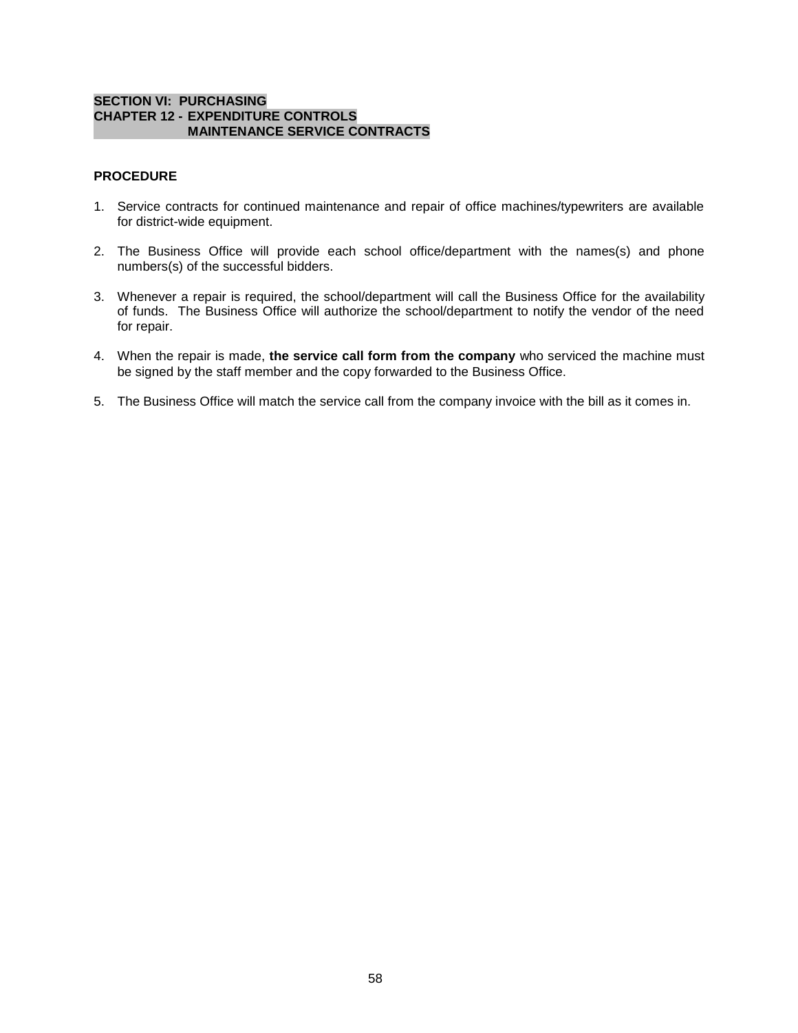**SECTION VI: PURCHASING**
**CHAPTER 12 - EXPENDITURE CONTROLS**
**MAINTENANCE SERVICE CONTRACTS**

**PROCEDURE**

1. Service contracts for continued maintenance and repair of office machines/typewriters are available for district-wide equipment.

2. The Business Office will provide each school office/department with the names(s) and phone numbers(s) of the successful bidders.

3. Whenever a repair is required, the school/department will call the Business Office for the availability of funds. The Business Office will authorize the school/department to notify the vendor of the need for repair.

4. When the repair is made, **the service call form from the company** who serviced the machine must be signed by the staff member and the copy forwarded to the Business Office.

5. The Business Office will match the service call from the company invoice with the bill as it comes in.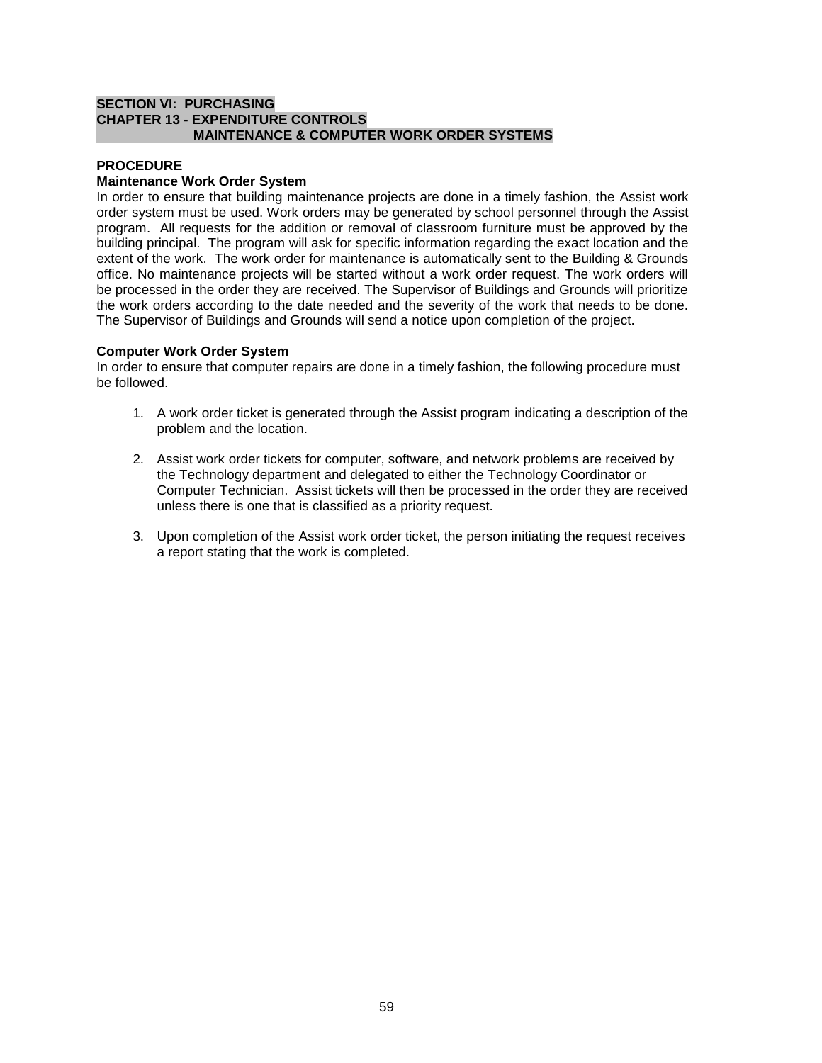**SECTION VI: PURCHASING**
**CHAPTER 13 - EXPENDITURE CONTROLS**
**MAINTENANCE & COMPUTER WORK ORDER SYSTEMS**

**PROCEDURE**

**Maintenance Work Order System**

In order to ensure that building maintenance projects are done in a timely fashion, the Assist work order system must be used. Work orders may be generated by school personnel through the Assist program. All requests for the addition or removal of classroom furniture must be approved by the building principal. The program will ask for specific information regarding the exact location and the extent of the work. The work order for maintenance is automatically sent to the Building & Grounds office. No maintenance projects will be started without a work order request. The work orders will be processed in the order they are received. The Supervisor of Buildings and Grounds will prioritize the work orders according to the date needed and the severity of the work that needs to be done. The Supervisor of Buildings and Grounds will send a notice upon completion of the project.

**Computer Work Order System**

In order to ensure that computer repairs are done in a timely fashion, the following procedure must be followed.

1. A work order ticket is generated through the Assist program indicating a description of the problem and the location.

2. Assist work order tickets for computer, software, and network problems are received by the Technology department and delegated to either the Technology Coordinator or Computer Technician. Assist tickets will then be processed in the order they are received unless there is one that is classified as a priority request.

3. Upon completion of the Assist work order ticket, the person initiating the request receives a report stating that the work is completed.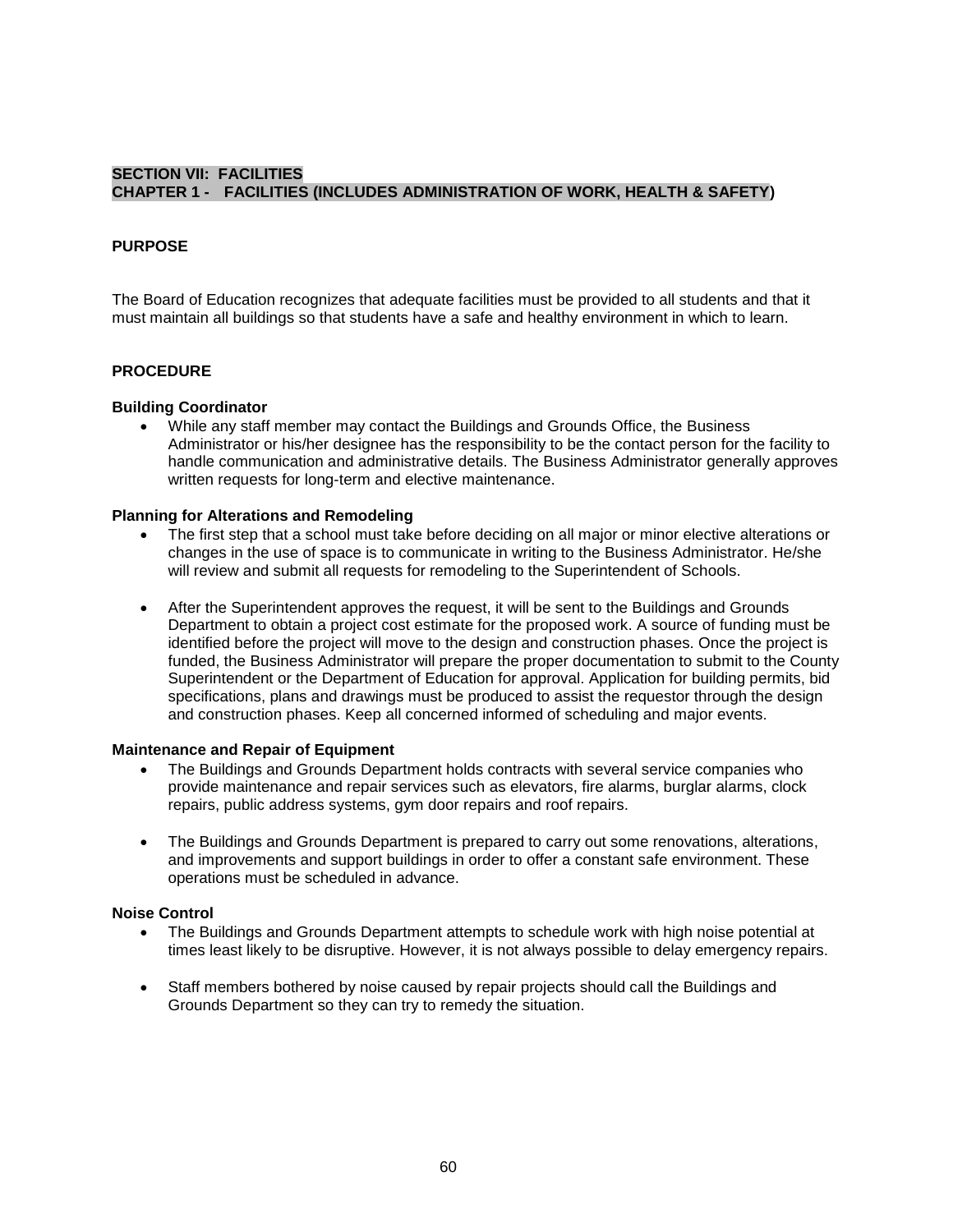## SECTION VII: FACILITIES
## CHAPTER 1 - FACILITIES (INCLUDES ADMINISTRATION OF WORK, HEALTH & SAFETY)

### PURPOSE

The Board of Education recognizes that adequate facilities must be provided to all students and that it must maintain all buildings so that students have a safe and healthy environment in which to learn.

### PROCEDURE

**Building Coordinator**

- While any staff member may contact the Buildings and Grounds Office, the Business Administrator or his/her designee has the responsibility to be the contact person for the facility to handle communication and administrative details. The Business Administrator generally approves written requests for long-term and elective maintenance.

**Planning for Alterations and Remodeling**

- The first step that a school must take before deciding on all major or minor elective alterations or changes in the use of space is to communicate in writing to the Business Administrator. He/she will review and submit all requests for remodeling to the Superintendent of Schools.

- After the Superintendent approves the request, it will be sent to the Buildings and Grounds Department to obtain a project cost estimate for the proposed work. A source of funding must be identified before the project will move to the design and construction phases. Once the project is funded, the Business Administrator will prepare the proper documentation to submit to the County Superintendent or the Department of Education for approval. Application for building permits, bid specifications, plans and drawings must be produced to assist the requestor through the design and construction phases. Keep all concerned informed of scheduling and major events.

**Maintenance and Repair of Equipment**

- The Buildings and Grounds Department holds contracts with several service companies who provide maintenance and repair services such as elevators, fire alarms, burglar alarms, clock repairs, public address systems, gym door repairs and roof repairs.

- The Buildings and Grounds Department is prepared to carry out some renovations, alterations, and improvements and support buildings in order to offer a constant safe environment. These operations must be scheduled in advance.

**Noise Control**

- The Buildings and Grounds Department attempts to schedule work with high noise potential at times least likely to be disruptive. However, it is not always possible to delay emergency repairs.

- Staff members bothered by noise caused by repair projects should call the Buildings and Grounds Department so they can try to remedy the situation.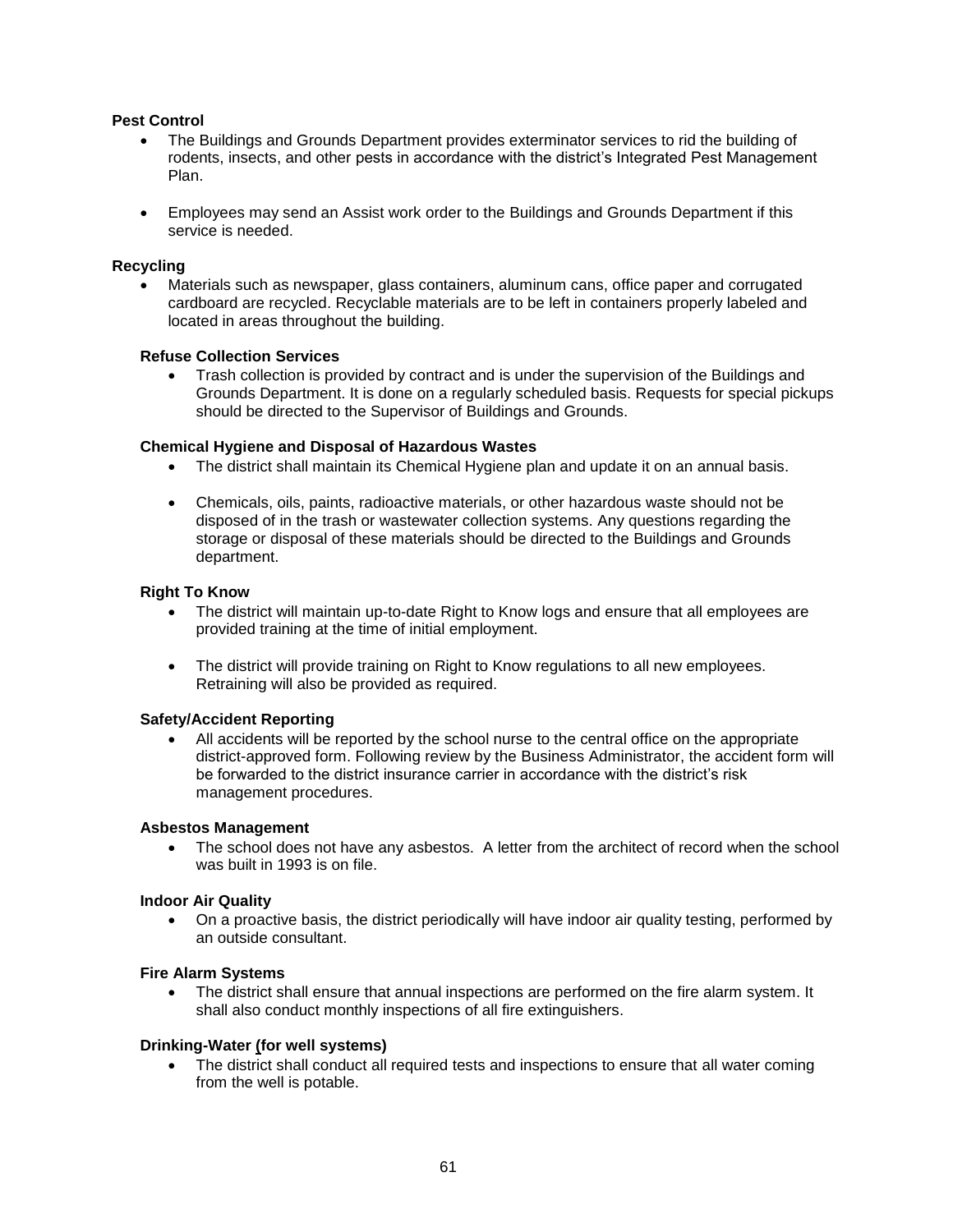**Pest Control**

- The Buildings and Grounds Department provides exterminator services to rid the building of rodents, insects, and other pests in accordance with the district's Integrated Pest Management Plan.
- Employees may send an Assist work order to the Buildings and Grounds Department if this service is needed.

**Recycling**

- Materials such as newspaper, glass containers, aluminum cans, office paper and corrugated cardboard are recycled. Recyclable materials are to be left in containers properly labeled and located in areas throughout the building.

**Refuse Collection Services**

- Trash collection is provided by contract and is under the supervision of the Buildings and Grounds Department. It is done on a regularly scheduled basis. Requests for special pickups should be directed to the Supervisor of Buildings and Grounds.

**Chemical Hygiene and Disposal of Hazardous Wastes**

- The district shall maintain its Chemical Hygiene plan and update it on an annual basis.
- Chemicals, oils, paints, radioactive materials, or other hazardous waste should not be disposed of in the trash or wastewater collection systems. Any questions regarding the storage or disposal of these materials should be directed to the Buildings and Grounds department.

**Right To Know**

- The district will maintain up-to-date Right to Know logs and ensure that all employees are provided training at the time of initial employment.
- The district will provide training on Right to Know regulations to all new employees. Retraining will also be provided as required.

**Safety/Accident Reporting**

- All accidents will be reported by the school nurse to the central office on the appropriate district-approved form. Following review by the Business Administrator, the accident form will be forwarded to the district insurance carrier in accordance with the district's risk management procedures.

**Asbestos Management**

- The school does not have any asbestos. A letter from the architect of record when the school was built in 1993 is on file.

**Indoor Air Quality**

- On a proactive basis, the district periodically will have indoor air quality testing, performed by an outside consultant.

**Fire Alarm Systems**

- The district shall ensure that annual inspections are performed on the fire alarm system. It shall also conduct monthly inspections of all fire extinguishers.

**Drinking-Water (for well systems)**

- The district shall conduct all required tests and inspections to ensure that all water coming from the well is potable.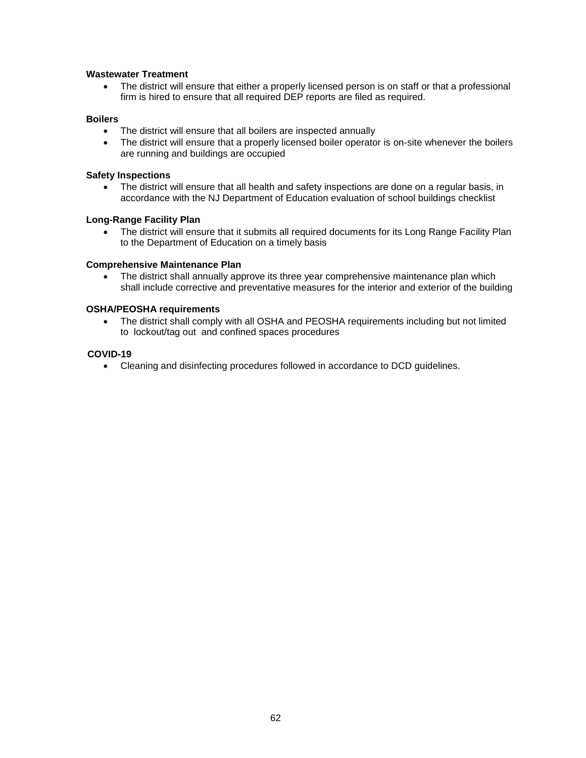**Wastewater Treatment**

- The district will ensure that either a properly licensed person is on staff or that a professional firm is hired to ensure that all required DEP reports are filed as required.

**Boilers**

- The district will ensure that all boilers are inspected annually
- The district will ensure that a properly licensed boiler operator is on-site whenever the boilers are running and buildings are occupied

**Safety Inspections**

- The district will ensure that all health and safety inspections are done on a regular basis, in accordance with the NJ Department of Education evaluation of school buildings checklist

**Long-Range Facility Plan**

- The district will ensure that it submits all required documents for its Long Range Facility Plan to the Department of Education on a timely basis

**Comprehensive Maintenance Plan**

- The district shall annually approve its three year comprehensive maintenance plan which shall include corrective and preventative measures for the interior and exterior of the building

**OSHA/PEOSHA requirements**

- The district shall comply with all OSHA and PEOSHA requirements including but not limited to lockout/tag out and confined spaces procedures

**COVID-19**

- Cleaning and disinfecting procedures followed in accordance to DCD guidelines.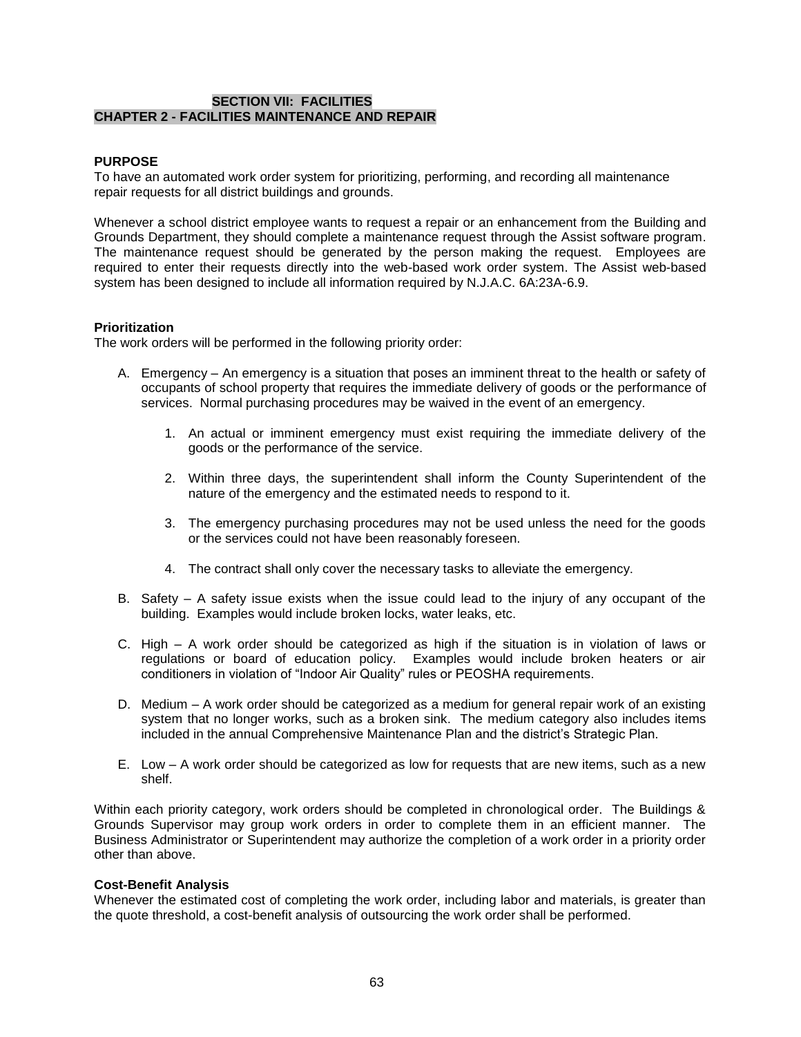## SECTION VII: FACILITIES
## CHAPTER 2 - FACILITIES MAINTENANCE AND REPAIR

**PURPOSE**
To have an automated work order system for prioritizing, performing, and recording all maintenance repair requests for all district buildings and grounds.

Whenever a school district employee wants to request a repair or an enhancement from the Building and Grounds Department, they should complete a maintenance request through the Assist software program. The maintenance request should be generated by the person making the request. Employees are required to enter their requests directly into the web-based work order system. The Assist web-based system has been designed to include all information required by N.J.A.C. 6A:23A-6.9.

**Prioritization**
The work orders will be performed in the following priority order:

A. Emergency – An emergency is a situation that poses an imminent threat to the health or safety of occupants of school property that requires the immediate delivery of goods or the performance of services. Normal purchasing procedures may be waived in the event of an emergency.

   1. An actual or imminent emergency must exist requiring the immediate delivery of the goods or the performance of the service.

   2. Within three days, the superintendent shall inform the County Superintendent of the nature of the emergency and the estimated needs to respond to it.

   3. The emergency purchasing procedures may not be used unless the need for the goods or the services could not have been reasonably foreseen.

   4. The contract shall only cover the necessary tasks to alleviate the emergency.

B. Safety – A safety issue exists when the issue could lead to the injury of any occupant of the building. Examples would include broken locks, water leaks, etc.

C. High – A work order should be categorized as high if the situation is in violation of laws or regulations or board of education policy. Examples would include broken heaters or air conditioners in violation of "Indoor Air Quality" rules or PEOSHA requirements.

D. Medium – A work order should be categorized as a medium for general repair work of an existing system that no longer works, such as a broken sink. The medium category also includes items included in the annual Comprehensive Maintenance Plan and the district's Strategic Plan.

E. Low – A work order should be categorized as low for requests that are new items, such as a new shelf.

Within each priority category, work orders should be completed in chronological order. The Buildings & Grounds Supervisor may group work orders in order to complete them in an efficient manner. The Business Administrator or Superintendent may authorize the completion of a work order in a priority order other than above.

**Cost-Benefit Analysis**
Whenever the estimated cost of completing the work order, including labor and materials, is greater than the quote threshold, a cost-benefit analysis of outsourcing the work order shall be performed.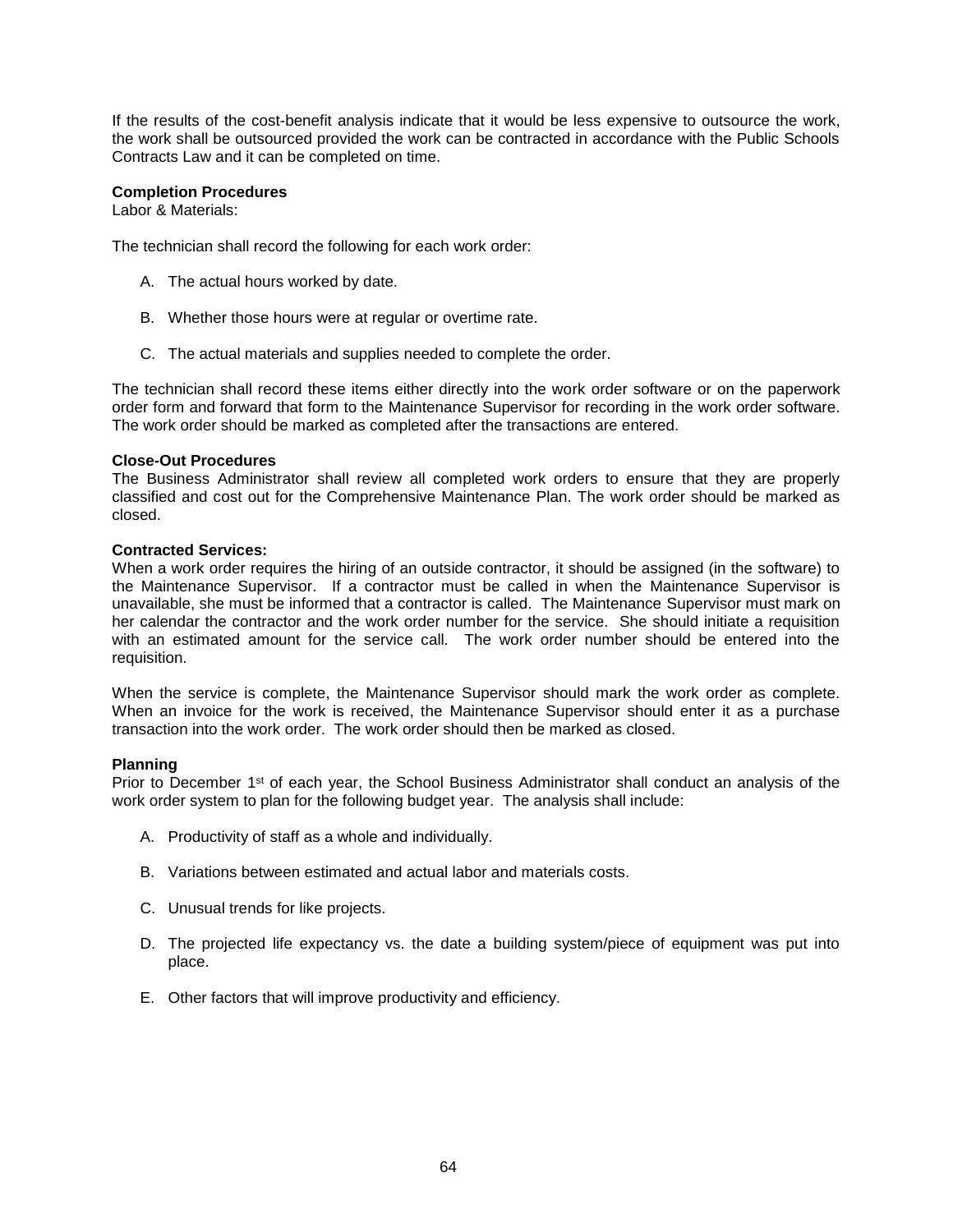If the results of the cost-benefit analysis indicate that it would be less expensive to outsource the work, the work shall be outsourced provided the work can be contracted in accordance with the Public Schools Contracts Law and it can be completed on time.

**Completion Procedures**
Labor & Materials:

The technician shall record the following for each work order:

A. The actual hours worked by date.

B. Whether those hours were at regular or overtime rate.

C. The actual materials and supplies needed to complete the order.

The technician shall record these items either directly into the work order software or on the paperwork order form and forward that form to the Maintenance Supervisor for recording in the work order software. The work order should be marked as completed after the transactions are entered.

**Close-Out Procedures**
The Business Administrator shall review all completed work orders to ensure that they are properly classified and cost out for the Comprehensive Maintenance Plan. The work order should be marked as closed.

**Contracted Services:**
When a work order requires the hiring of an outside contractor, it should be assigned (in the software) to the Maintenance Supervisor. If a contractor must be called in when the Maintenance Supervisor is unavailable, she must be informed that a contractor is called. The Maintenance Supervisor must mark on her calendar the contractor and the work order number for the service. She should initiate a requisition with an estimated amount for the service call. The work order number should be entered into the requisition.

When the service is complete, the Maintenance Supervisor should mark the work order as complete. When an invoice for the work is received, the Maintenance Supervisor should enter it as a purchase transaction into the work order. The work order should then be marked as closed.

**Planning**
Prior to December 1st of each year, the School Business Administrator shall conduct an analysis of the work order system to plan for the following budget year. The analysis shall include:

A. Productivity of staff as a whole and individually.

B. Variations between estimated and actual labor and materials costs.

C. Unusual trends for like projects.

D. The projected life expectancy vs. the date a building system/piece of equipment was put into place.

E. Other factors that will improve productivity and efficiency.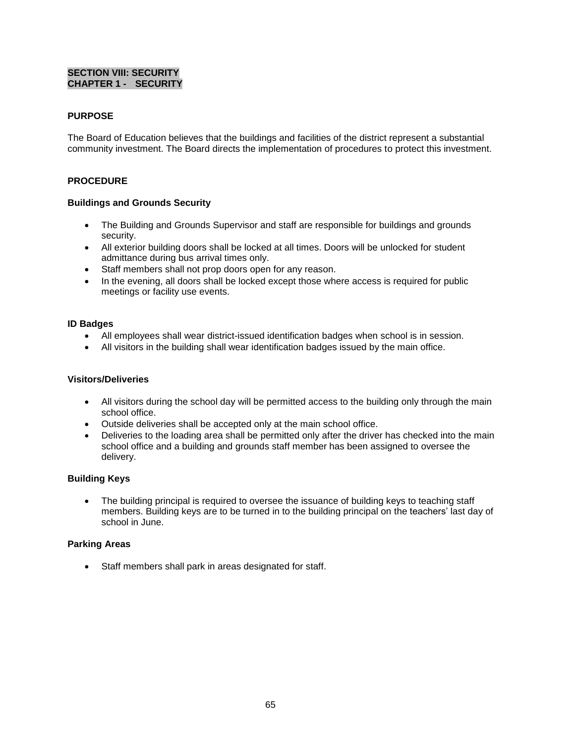# SECTION VIII: SECURITY
## CHAPTER 1 - SECURITY

### PURPOSE

The Board of Education believes that the buildings and facilities of the district represent a substantial community investment. The Board directs the implementation of procedures to protect this investment.

### PROCEDURE

**Buildings and Grounds Security**

- The Building and Grounds Supervisor and staff are responsible for buildings and grounds security.
- All exterior building doors shall be locked at all times. Doors will be unlocked for student admittance during bus arrival times only.
- Staff members shall not prop doors open for any reason.
- In the evening, all doors shall be locked except those where access is required for public meetings or facility use events.

**ID Badges**

- All employees shall wear district-issued identification badges when school is in session.
- All visitors in the building shall wear identification badges issued by the main office.

**Visitors/Deliveries**

- All visitors during the school day will be permitted access to the building only through the main school office.
- Outside deliveries shall be accepted only at the main school office.
- Deliveries to the loading area shall be permitted only after the driver has checked into the main school office and a building and grounds staff member has been assigned to oversee the delivery.

**Building Keys**

- The building principal is required to oversee the issuance of building keys to teaching staff members. Building keys are to be turned in to the building principal on the teachers' last day of school in June.

**Parking Areas**

- Staff members shall park in areas designated for staff.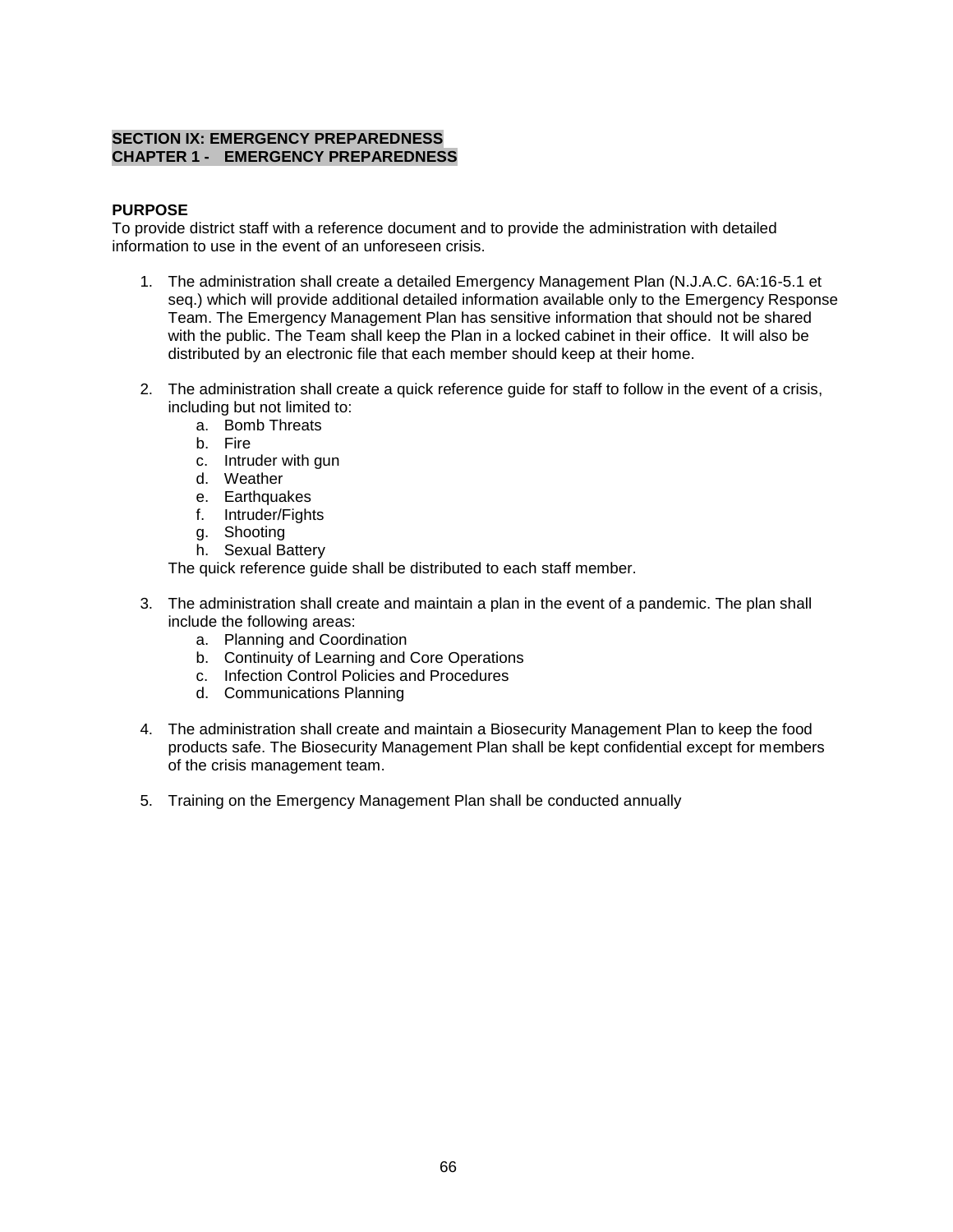## SECTION IX: EMERGENCY PREPAREDNESS
## CHAPTER 1 - EMERGENCY PREPAREDNESS

**PURPOSE**

To provide district staff with a reference document and to provide the administration with detailed information to use in the event of an unforeseen crisis.

1. The administration shall create a detailed Emergency Management Plan (N.J.A.C. 6A:16-5.1 et seq.) which will provide additional detailed information available only to the Emergency Response Team. The Emergency Management Plan has sensitive information that should not be shared with the public. The Team shall keep the Plan in a locked cabinet in their office. It will also be distributed by an electronic file that each member should keep at their home.

2. The administration shall create a quick reference guide for staff to follow in the event of a crisis, including but not limited to:
   a. Bomb Threats
   b. Fire
   c. Intruder with gun
   d. Weather
   e. Earthquakes
   f. Intruder/Fights
   g. Shooting
   h. Sexual Battery

   The quick reference guide shall be distributed to each staff member.

3. The administration shall create and maintain a plan in the event of a pandemic. The plan shall include the following areas:
   a. Planning and Coordination
   b. Continuity of Learning and Core Operations
   c. Infection Control Policies and Procedures
   d. Communications Planning

4. The administration shall create and maintain a Biosecurity Management Plan to keep the food products safe. The Biosecurity Management Plan shall be kept confidential except for members of the crisis management team.

5. Training on the Emergency Management Plan shall be conducted annually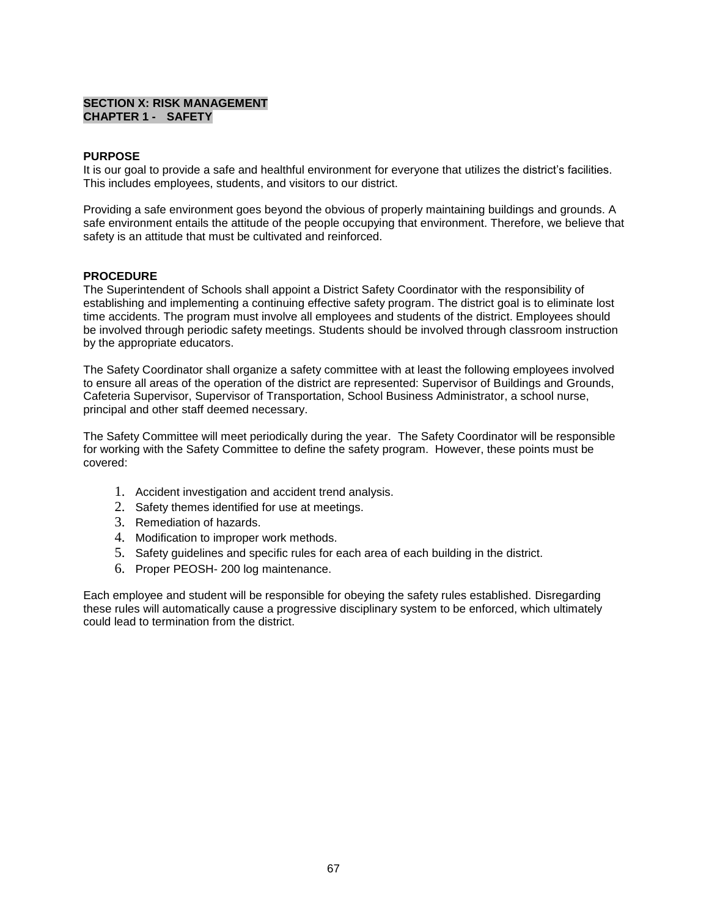## SECTION X: RISK MANAGEMENT
### CHAPTER 1 - SAFETY

**PURPOSE**

It is our goal to provide a safe and healthful environment for everyone that utilizes the district's facilities. This includes employees, students, and visitors to our district.

Providing a safe environment goes beyond the obvious of properly maintaining buildings and grounds. A safe environment entails the attitude of the people occupying that environment. Therefore, we believe that safety is an attitude that must be cultivated and reinforced.

**PROCEDURE**

The Superintendent of Schools shall appoint a District Safety Coordinator with the responsibility of establishing and implementing a continuing effective safety program. The district goal is to eliminate lost time accidents. The program must involve all employees and students of the district. Employees should be involved through periodic safety meetings. Students should be involved through classroom instruction by the appropriate educators.

The Safety Coordinator shall organize a safety committee with at least the following employees involved to ensure all areas of the operation of the district are represented: Supervisor of Buildings and Grounds, Cafeteria Supervisor, Supervisor of Transportation, School Business Administrator, a school nurse, principal and other staff deemed necessary.

The Safety Committee will meet periodically during the year. The Safety Coordinator will be responsible for working with the Safety Committee to define the safety program. However, these points must be covered:

1. Accident investigation and accident trend analysis.
2. Safety themes identified for use at meetings.
3. Remediation of hazards.
4. Modification to improper work methods.
5. Safety guidelines and specific rules for each area of each building in the district.
6. Proper PEOSH- 200 log maintenance.

Each employee and student will be responsible for obeying the safety rules established. Disregarding these rules will automatically cause a progressive disciplinary system to be enforced, which ultimately could lead to termination from the district.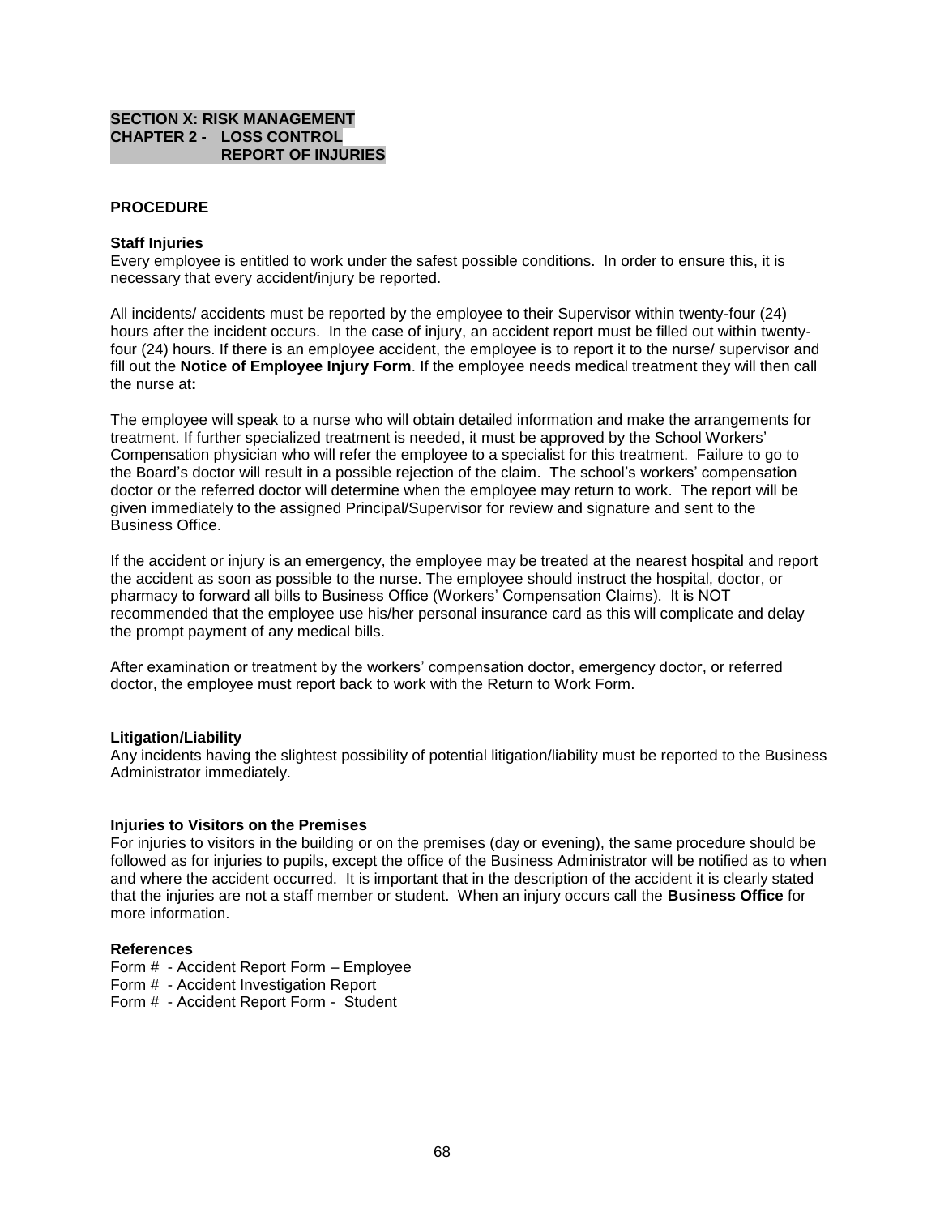**SECTION X: RISK MANAGEMENT**
**CHAPTER 2 - LOSS CONTROL**
**REPORT OF INJURIES**

**PROCEDURE**

**Staff Injuries**
Every employee is entitled to work under the safest possible conditions. In order to ensure this, it is necessary that every accident/injury be reported.

All incidents/ accidents must be reported by the employee to their Supervisor within twenty-four (24) hours after the incident occurs. In the case of injury, an accident report must be filled out within twenty-four (24) hours. If there is an employee accident, the employee is to report it to the nurse/ supervisor and fill out the **Notice of Employee Injury Form**. If the employee needs medical treatment they will then call the nurse at**:**

The employee will speak to a nurse who will obtain detailed information and make the arrangements for treatment. If further specialized treatment is needed, it must be approved by the School Workers' Compensation physician who will refer the employee to a specialist for this treatment. Failure to go to the Board's doctor will result in a possible rejection of the claim. The school's workers' compensation doctor or the referred doctor will determine when the employee may return to work. The report will be given immediately to the assigned Principal/Supervisor for review and signature and sent to the Business Office.

If the accident or injury is an emergency, the employee may be treated at the nearest hospital and report the accident as soon as possible to the nurse. The employee should instruct the hospital, doctor, or pharmacy to forward all bills to Business Office (Workers' Compensation Claims). It is NOT recommended that the employee use his/her personal insurance card as this will complicate and delay the prompt payment of any medical bills.

After examination or treatment by the workers' compensation doctor, emergency doctor, or referred doctor, the employee must report back to work with the Return to Work Form.

**Litigation/Liability**
Any incidents having the slightest possibility of potential litigation/liability must be reported to the Business Administrator immediately.

**Injuries to Visitors on the Premises**
For injuries to visitors in the building or on the premises (day or evening), the same procedure should be followed as for injuries to pupils, except the office of the Business Administrator will be notified as to when and where the accident occurred. It is important that in the description of the accident it is clearly stated that the injuries are not a staff member or student. When an injury occurs call the **Business Office** for more information.

**References**
Form # - Accident Report Form – Employee
Form # - Accident Investigation Report
Form # - Accident Report Form - Student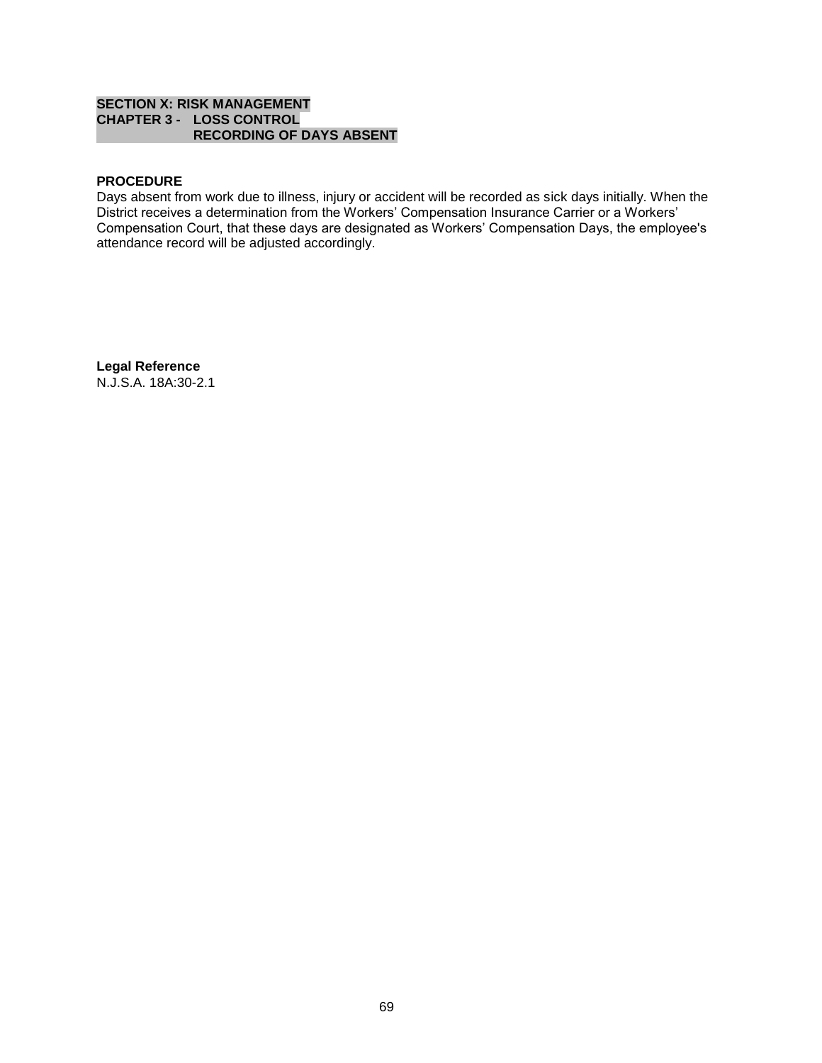**SECTION X: RISK MANAGEMENT**
**CHAPTER 3 - LOSS CONTROL**
**RECORDING OF DAYS ABSENT**

**PROCEDURE**

Days absent from work due to illness, injury or accident will be recorded as sick days initially. When the District receives a determination from the Workers' Compensation Insurance Carrier or a Workers' Compensation Court, that these days are designated as Workers' Compensation Days, the employee's attendance record will be adjusted accordingly.

**Legal Reference**

N.J.S.A. 18A:30-2.1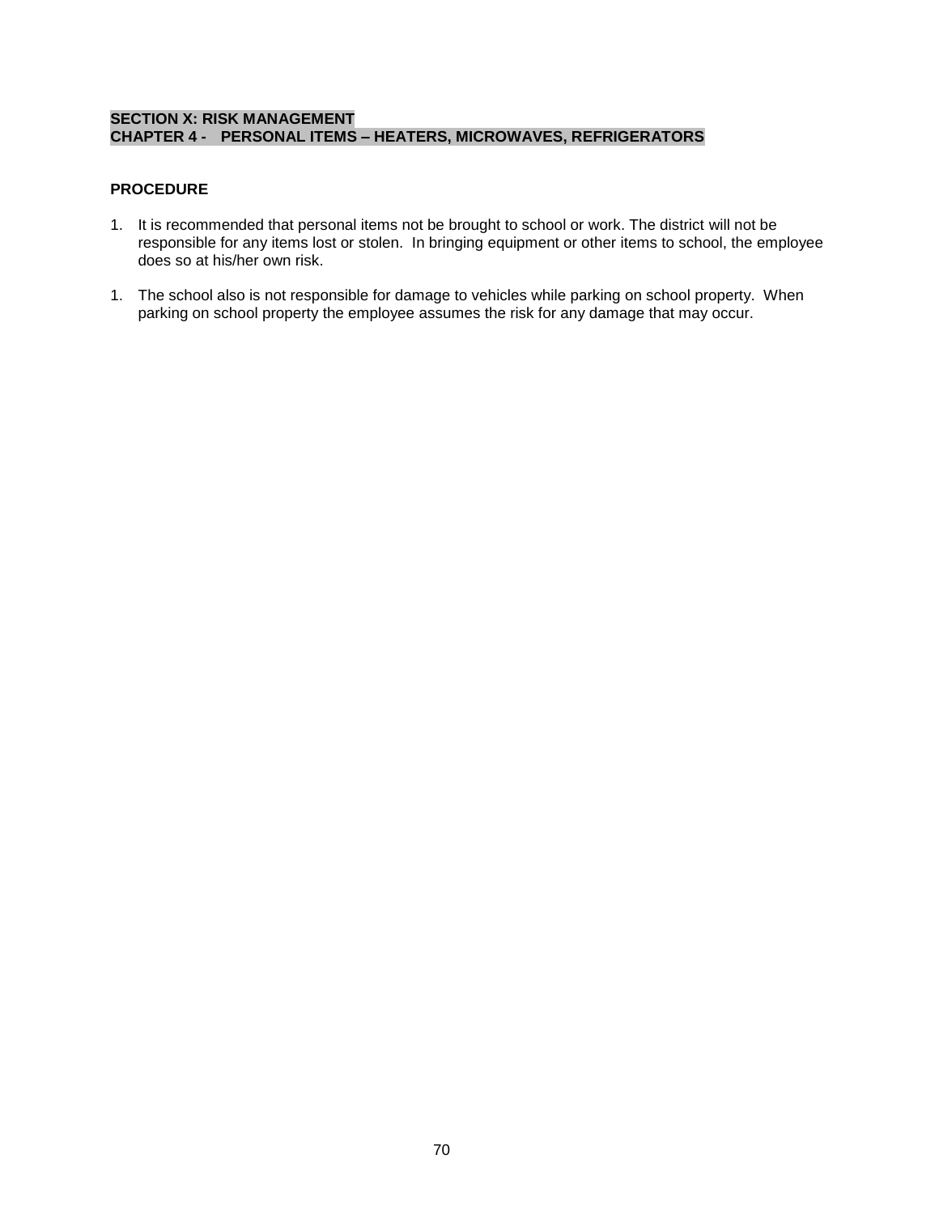## SECTION X: RISK MANAGEMENT
## CHAPTER 4 - PERSONAL ITEMS – HEATERS, MICROWAVES, REFRIGERATORS

**PROCEDURE**

1. It is recommended that personal items not be brought to school or work. The district will not be responsible for any items lost or stolen. In bringing equipment or other items to school, the employee does so at his/her own risk.

1. The school also is not responsible for damage to vehicles while parking on school property. When parking on school property the employee assumes the risk for any damage that may occur.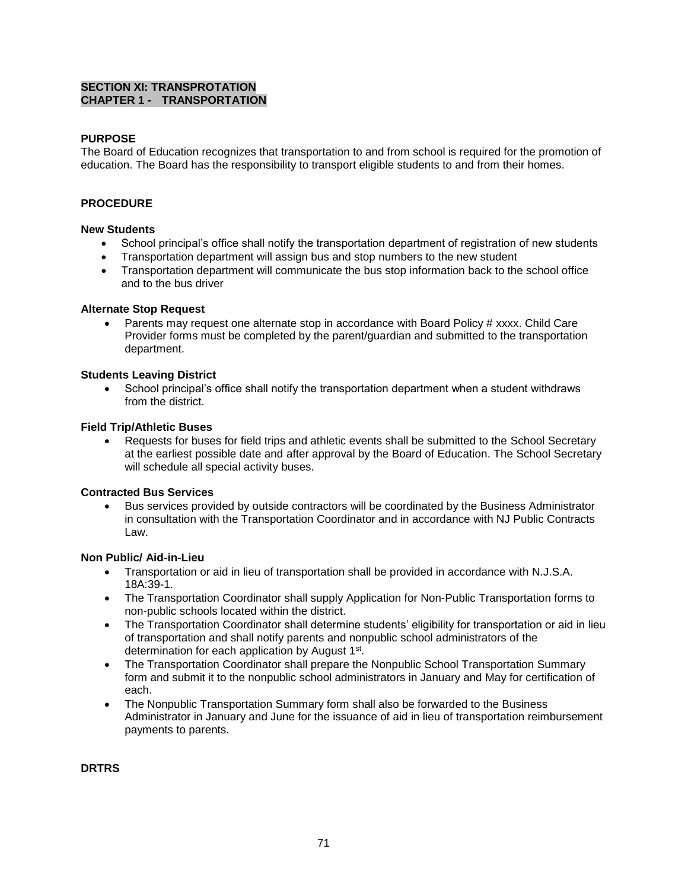## SECTION XI: TRANSPROTATION
## CHAPTER 1 - TRANSPORTATION

**PURPOSE**

The Board of Education recognizes that transportation to and from school is required for the promotion of education. The Board has the responsibility to transport eligible students to and from their homes.

**PROCEDURE**

**New Students**

- School principal's office shall notify the transportation department of registration of new students
- Transportation department will assign bus and stop numbers to the new student
- Transportation department will communicate the bus stop information back to the school office and to the bus driver

**Alternate Stop Request**

- Parents may request one alternate stop in accordance with Board Policy # xxxx. Child Care Provider forms must be completed by the parent/guardian and submitted to the transportation department.

**Students Leaving District**

- School principal's office shall notify the transportation department when a student withdraws from the district.

**Field Trip/Athletic Buses**

- Requests for buses for field trips and athletic events shall be submitted to the School Secretary at the earliest possible date and after approval by the Board of Education. The School Secretary will schedule all special activity buses.

**Contracted Bus Services**

- Bus services provided by outside contractors will be coordinated by the Business Administrator in consultation with the Transportation Coordinator and in accordance with NJ Public Contracts Law.

**Non Public/ Aid-in-Lieu**

- Transportation or aid in lieu of transportation shall be provided in accordance with N.J.S.A. 18A:39-1.
- The Transportation Coordinator shall supply Application for Non-Public Transportation forms to non-public schools located within the district.
- The Transportation Coordinator shall determine students' eligibility for transportation or aid in lieu of transportation and shall notify parents and nonpublic school administrators of the determination for each application by August 1st.
- The Transportation Coordinator shall prepare the Nonpublic School Transportation Summary form and submit it to the nonpublic school administrators in January and May for certification of each.
- The Nonpublic Transportation Summary form shall also be forwarded to the Business Administrator in January and June for the issuance of aid in lieu of transportation reimbursement payments to parents.

**DRTRS**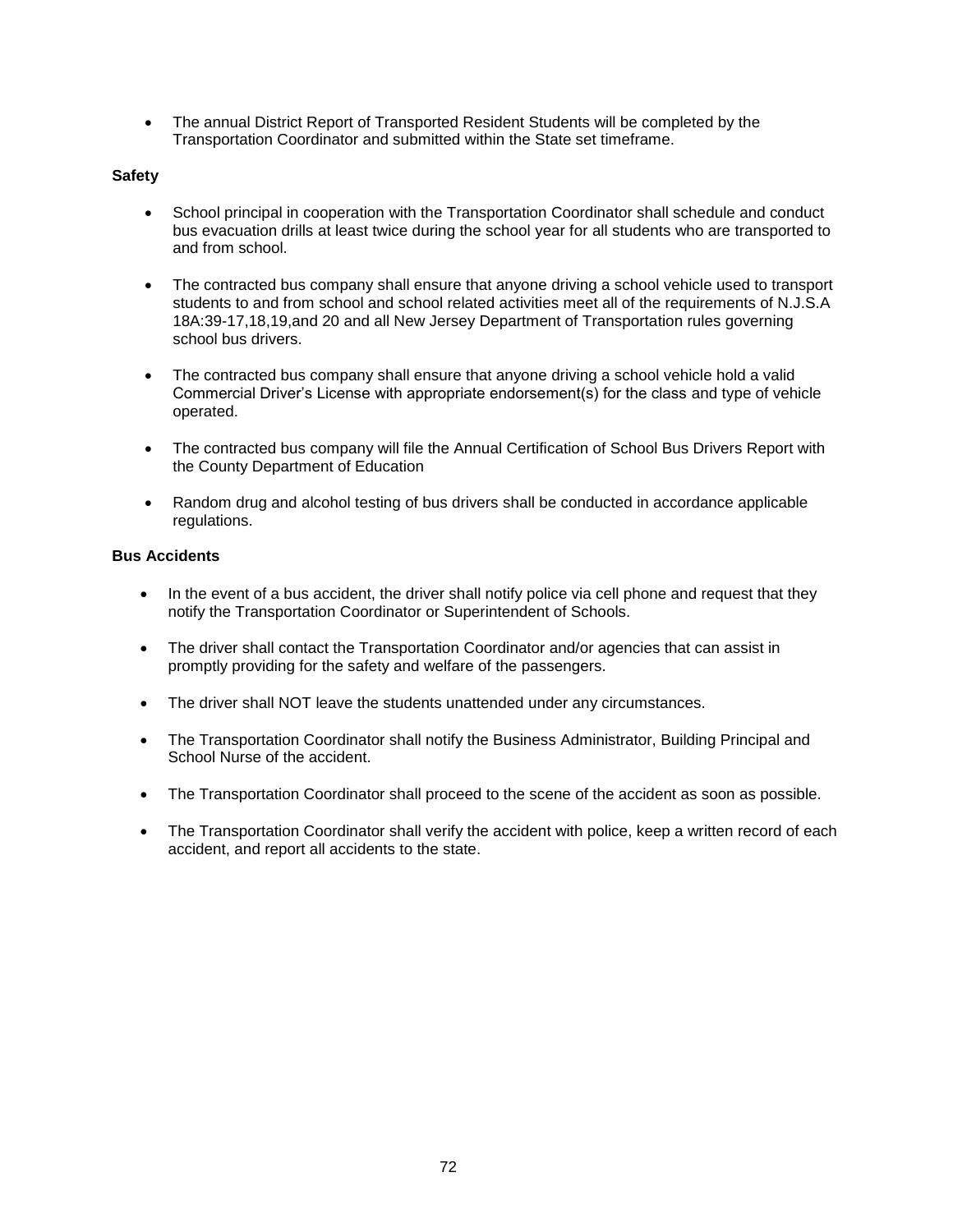- The annual District Report of Transported Resident Students will be completed by the Transportation Coordinator and submitted within the State set timeframe.

**Safety**

- School principal in cooperation with the Transportation Coordinator shall schedule and conduct bus evacuation drills at least twice during the school year for all students who are transported to and from school.

- The contracted bus company shall ensure that anyone driving a school vehicle used to transport students to and from school and school related activities meet all of the requirements of N.J.S.A 18A:39-17,18,19,and 20 and all New Jersey Department of Transportation rules governing school bus drivers.

- The contracted bus company shall ensure that anyone driving a school vehicle hold a valid Commercial Driver's License with appropriate endorsement(s) for the class and type of vehicle operated.

- The contracted bus company will file the Annual Certification of School Bus Drivers Report with the County Department of Education

- Random drug and alcohol testing of bus drivers shall be conducted in accordance applicable regulations.

**Bus Accidents**

- In the event of a bus accident, the driver shall notify police via cell phone and request that they notify the Transportation Coordinator or Superintendent of Schools.

- The driver shall contact the Transportation Coordinator and/or agencies that can assist in promptly providing for the safety and welfare of the passengers.

- The driver shall NOT leave the students unattended under any circumstances.

- The Transportation Coordinator shall notify the Business Administrator, Building Principal and School Nurse of the accident.

- The Transportation Coordinator shall proceed to the scene of the accident as soon as possible.

- The Transportation Coordinator shall verify the accident with police, keep a written record of each accident, and report all accidents to the state.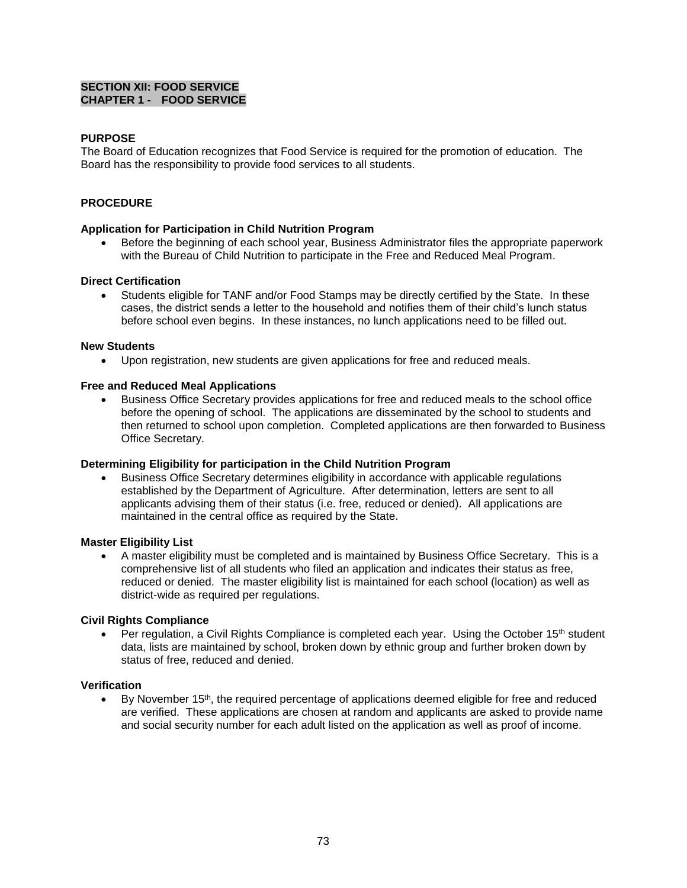# SECTION XII: FOOD SERVICE
## CHAPTER 1 - FOOD SERVICE

### PURPOSE

The Board of Education recognizes that Food Service is required for the promotion of education. The Board has the responsibility to provide food services to all students.

### PROCEDURE

**Application for Participation in Child Nutrition Program**

- Before the beginning of each school year, Business Administrator files the appropriate paperwork with the Bureau of Child Nutrition to participate in the Free and Reduced Meal Program.

**Direct Certification**

- Students eligible for TANF and/or Food Stamps may be directly certified by the State. In these cases, the district sends a letter to the household and notifies them of their child's lunch status before school even begins. In these instances, no lunch applications need to be filled out.

**New Students**

- Upon registration, new students are given applications for free and reduced meals.

**Free and Reduced Meal Applications**

- Business Office Secretary provides applications for free and reduced meals to the school office before the opening of school. The applications are disseminated by the school to students and then returned to school upon completion. Completed applications are then forwarded to Business Office Secretary.

**Determining Eligibility for participation in the Child Nutrition Program**

- Business Office Secretary determines eligibility in accordance with applicable regulations established by the Department of Agriculture. After determination, letters are sent to all applicants advising them of their status (i.e. free, reduced or denied). All applications are maintained in the central office as required by the State.

**Master Eligibility List**

- A master eligibility must be completed and is maintained by Business Office Secretary. This is a comprehensive list of all students who filed an application and indicates their status as free, reduced or denied. The master eligibility list is maintained for each school (location) as well as district-wide as required per regulations.

**Civil Rights Compliance**

- Per regulation, a Civil Rights Compliance is completed each year. Using the October 15th student data, lists are maintained by school, broken down by ethnic group and further broken down by status of free, reduced and denied.

**Verification**

- By November 15th, the required percentage of applications deemed eligible for free and reduced are verified. These applications are chosen at random and applicants are asked to provide name and social security number for each adult listed on the application as well as proof of income.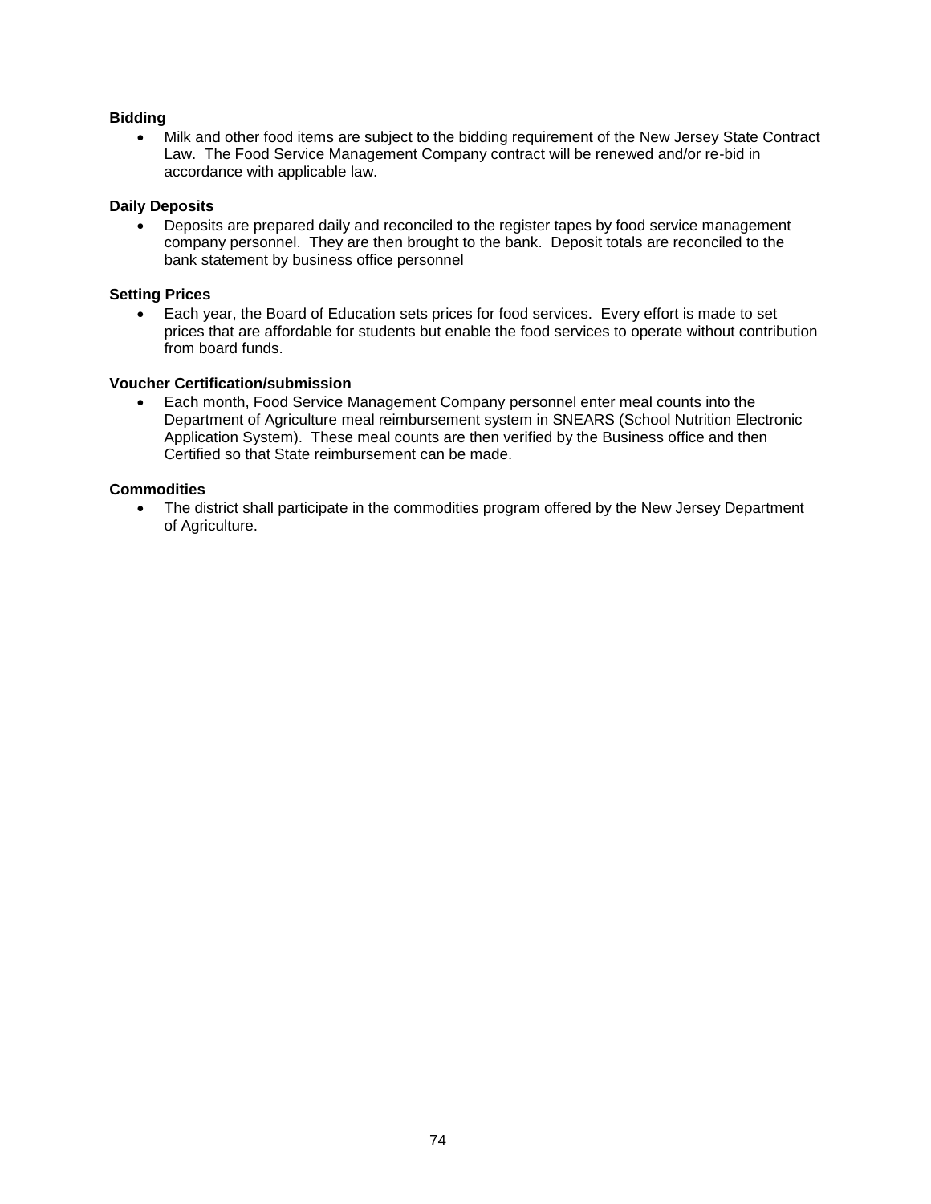**Bidding**

- Milk and other food items are subject to the bidding requirement of the New Jersey State Contract Law. The Food Service Management Company contract will be renewed and/or re-bid in accordance with applicable law.

**Daily Deposits**

- Deposits are prepared daily and reconciled to the register tapes by food service management company personnel. They are then brought to the bank. Deposit totals are reconciled to the bank statement by business office personnel

**Setting Prices**

- Each year, the Board of Education sets prices for food services. Every effort is made to set prices that are affordable for students but enable the food services to operate without contribution from board funds.

**Voucher Certification/submission**

- Each month, Food Service Management Company personnel enter meal counts into the Department of Agriculture meal reimbursement system in SNEARS (School Nutrition Electronic Application System). These meal counts are then verified by the Business office and then Certified so that State reimbursement can be made.

**Commodities**

- The district shall participate in the commodities program offered by the New Jersey Department of Agriculture.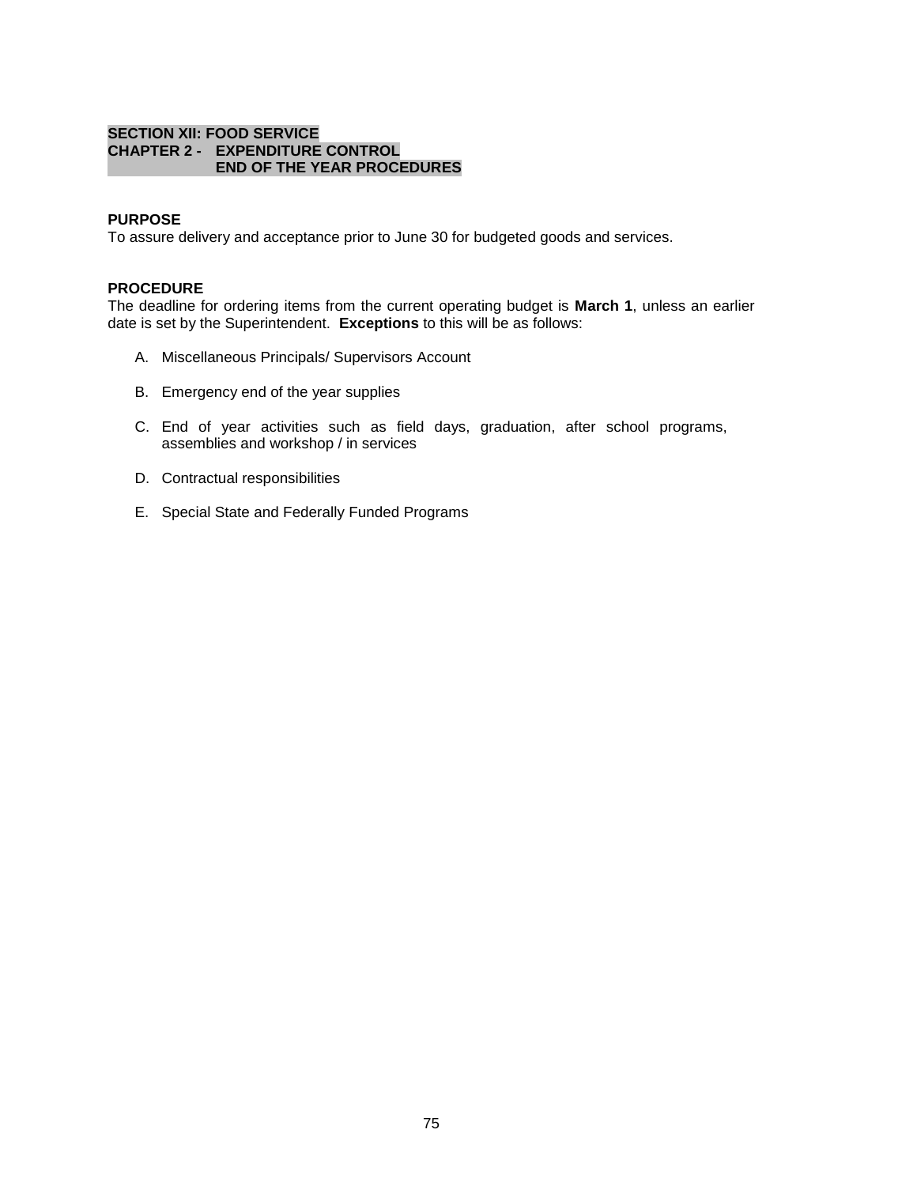## SECTION XII: FOOD SERVICE
## CHAPTER 2 - EXPENDITURE CONTROL
## END OF THE YEAR PROCEDURES

**PURPOSE**
To assure delivery and acceptance prior to June 30 for budgeted goods and services.

**PROCEDURE**
The deadline for ordering items from the current operating budget is **March 1**, unless an earlier date is set by the Superintendent. **Exceptions** to this will be as follows:

A. Miscellaneous Principals/ Supervisors Account

B. Emergency end of the year supplies

C. End of year activities such as field days, graduation, after school programs, assemblies and workshop / in services

D. Contractual responsibilities

E. Special State and Federally Funded Programs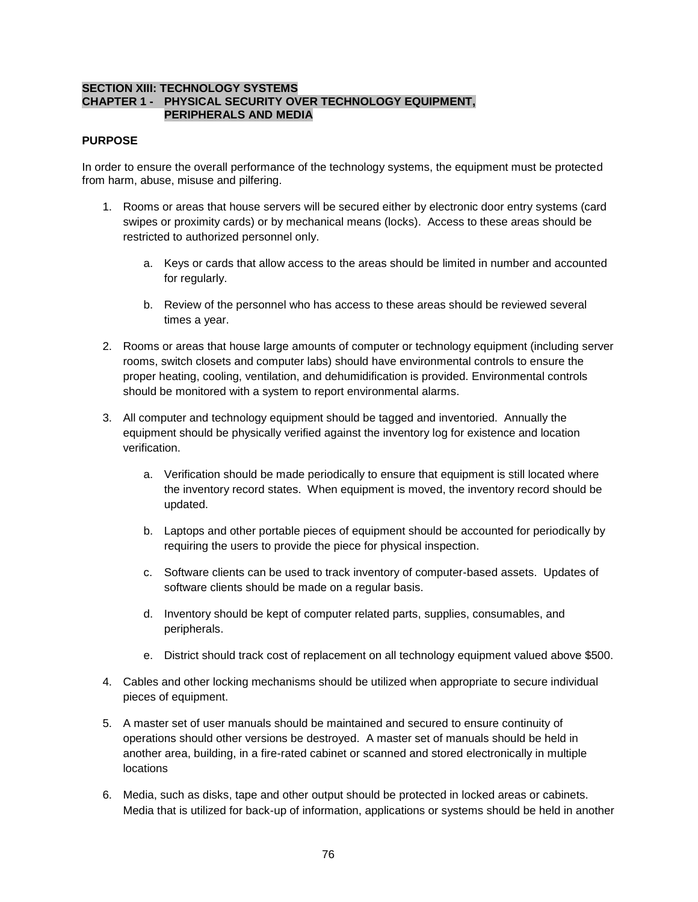## SECTION XIII: TECHNOLOGY SYSTEMS

## CHAPTER 1 - PHYSICAL SECURITY OVER TECHNOLOGY EQUIPMENT, PERIPHERALS AND MEDIA

**PURPOSE**

In order to ensure the overall performance of the technology systems, the equipment must be protected from harm, abuse, misuse and pilfering.

1. Rooms or areas that house servers will be secured either by electronic door entry systems (card swipes or proximity cards) or by mechanical means (locks). Access to these areas should be restricted to authorized personnel only.

    a. Keys or cards that allow access to the areas should be limited in number and accounted for regularly.

    b. Review of the personnel who has access to these areas should be reviewed several times a year.

2. Rooms or areas that house large amounts of computer or technology equipment (including server rooms, switch closets and computer labs) should have environmental controls to ensure the proper heating, cooling, ventilation, and dehumidification is provided. Environmental controls should be monitored with a system to report environmental alarms.

3. All computer and technology equipment should be tagged and inventoried. Annually the equipment should be physically verified against the inventory log for existence and location verification.

    a. Verification should be made periodically to ensure that equipment is still located where the inventory record states. When equipment is moved, the inventory record should be updated.

    b. Laptops and other portable pieces of equipment should be accounted for periodically by requiring the users to provide the piece for physical inspection.

    c. Software clients can be used to track inventory of computer-based assets. Updates of software clients should be made on a regular basis.

    d. Inventory should be kept of computer related parts, supplies, consumables, and peripherals.

    e. District should track cost of replacement on all technology equipment valued above $500.

4. Cables and other locking mechanisms should be utilized when appropriate to secure individual pieces of equipment.

5. A master set of user manuals should be maintained and secured to ensure continuity of operations should other versions be destroyed. A master set of manuals should be held in another area, building, in a fire-rated cabinet or scanned and stored electronically in multiple locations

6. Media, such as disks, tape and other output should be protected in locked areas or cabinets. Media that is utilized for back-up of information, applications or systems should be held in another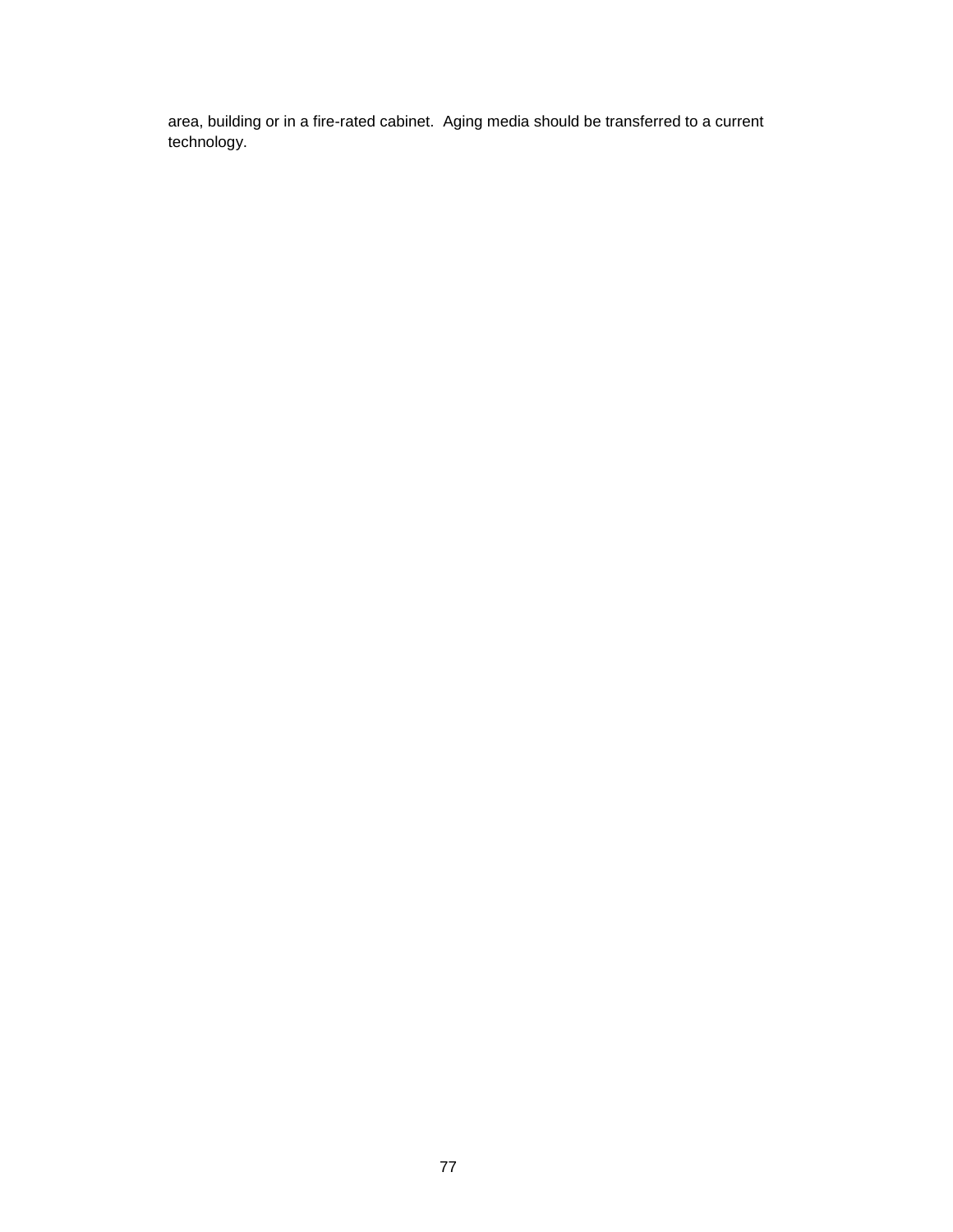area, building or in a fire-rated cabinet.  Aging media should be transferred to a current technology.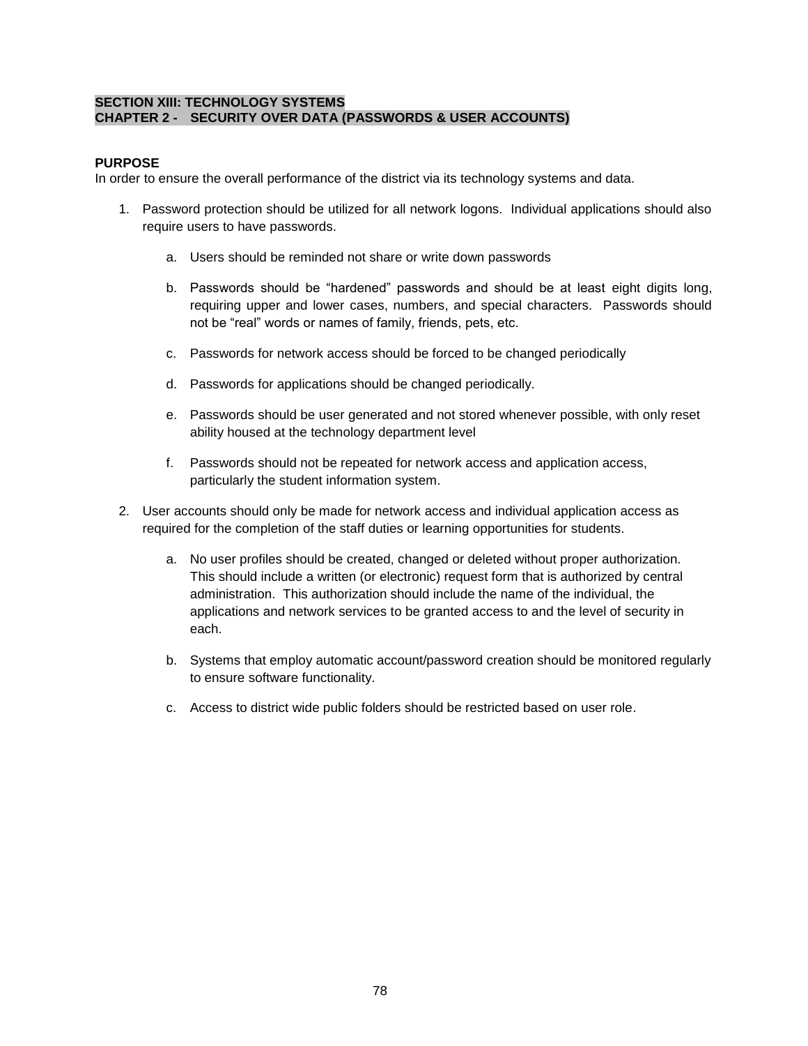## SECTION XIII: TECHNOLOGY SYSTEMS
## CHAPTER 2 - SECURITY OVER DATA (PASSWORDS & USER ACCOUNTS)

**PURPOSE**
In order to ensure the overall performance of the district via its technology systems and data.

1. Password protection should be utilized for all network logons. Individual applications should also require users to have passwords.

    a. Users should be reminded not share or write down passwords

    b. Passwords should be “hardened” passwords and should be at least eight digits long, requiring upper and lower cases, numbers, and special characters. Passwords should not be “real” words or names of family, friends, pets, etc.

    c. Passwords for network access should be forced to be changed periodically

    d. Passwords for applications should be changed periodically.

    e. Passwords should be user generated and not stored whenever possible, with only reset ability housed at the technology department level

    f. Passwords should not be repeated for network access and application access, particularly the student information system.

2. User accounts should only be made for network access and individual application access as required for the completion of the staff duties or learning opportunities for students.

    a. No user profiles should be created, changed or deleted without proper authorization. This should include a written (or electronic) request form that is authorized by central administration. This authorization should include the name of the individual, the applications and network services to be granted access to and the level of security in each.

    b. Systems that employ automatic account/password creation should be monitored regularly to ensure software functionality.

    c. Access to district wide public folders should be restricted based on user role.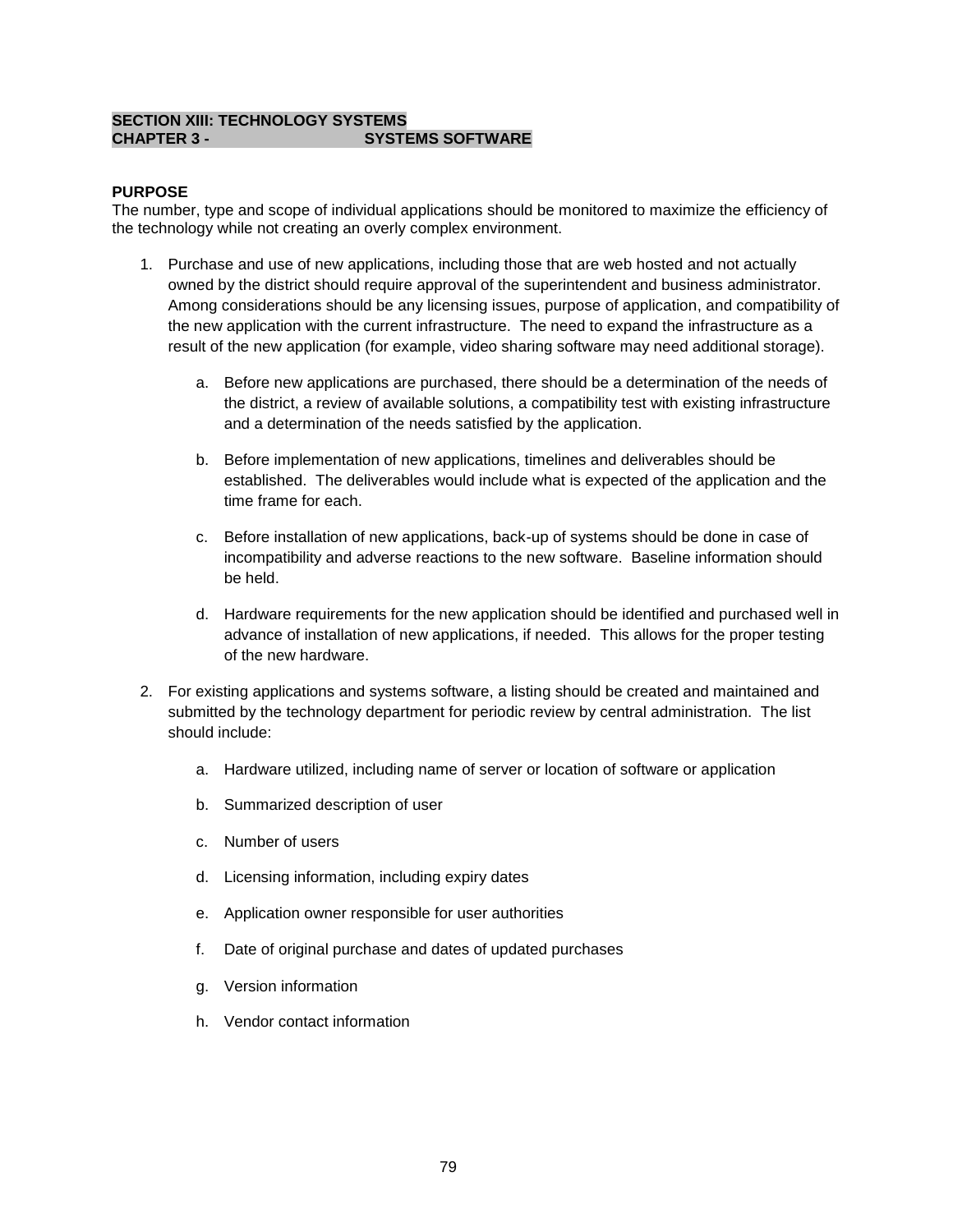## SECTION XIII: TECHNOLOGY SYSTEMS
## CHAPTER 3 - SYSTEMS SOFTWARE

**PURPOSE**

The number, type and scope of individual applications should be monitored to maximize the efficiency of the technology while not creating an overly complex environment.

1. Purchase and use of new applications, including those that are web hosted and not actually owned by the district should require approval of the superintendent and business administrator. Among considerations should be any licensing issues, purpose of application, and compatibility of the new application with the current infrastructure. The need to expand the infrastructure as a result of the new application (for example, video sharing software may need additional storage).

    a. Before new applications are purchased, there should be a determination of the needs of the district, a review of available solutions, a compatibility test with existing infrastructure and a determination of the needs satisfied by the application.

    b. Before implementation of new applications, timelines and deliverables should be established. The deliverables would include what is expected of the application and the time frame for each.

    c. Before installation of new applications, back-up of systems should be done in case of incompatibility and adverse reactions to the new software. Baseline information should be held.

    d. Hardware requirements for the new application should be identified and purchased well in advance of installation of new applications, if needed. This allows for the proper testing of the new hardware.

2. For existing applications and systems software, a listing should be created and maintained and submitted by the technology department for periodic review by central administration. The list should include:

    a. Hardware utilized, including name of server or location of software or application

    b. Summarized description of user

    c. Number of users

    d. Licensing information, including expiry dates

    e. Application owner responsible for user authorities

    f. Date of original purchase and dates of updated purchases

    g. Version information

    h. Vendor contact information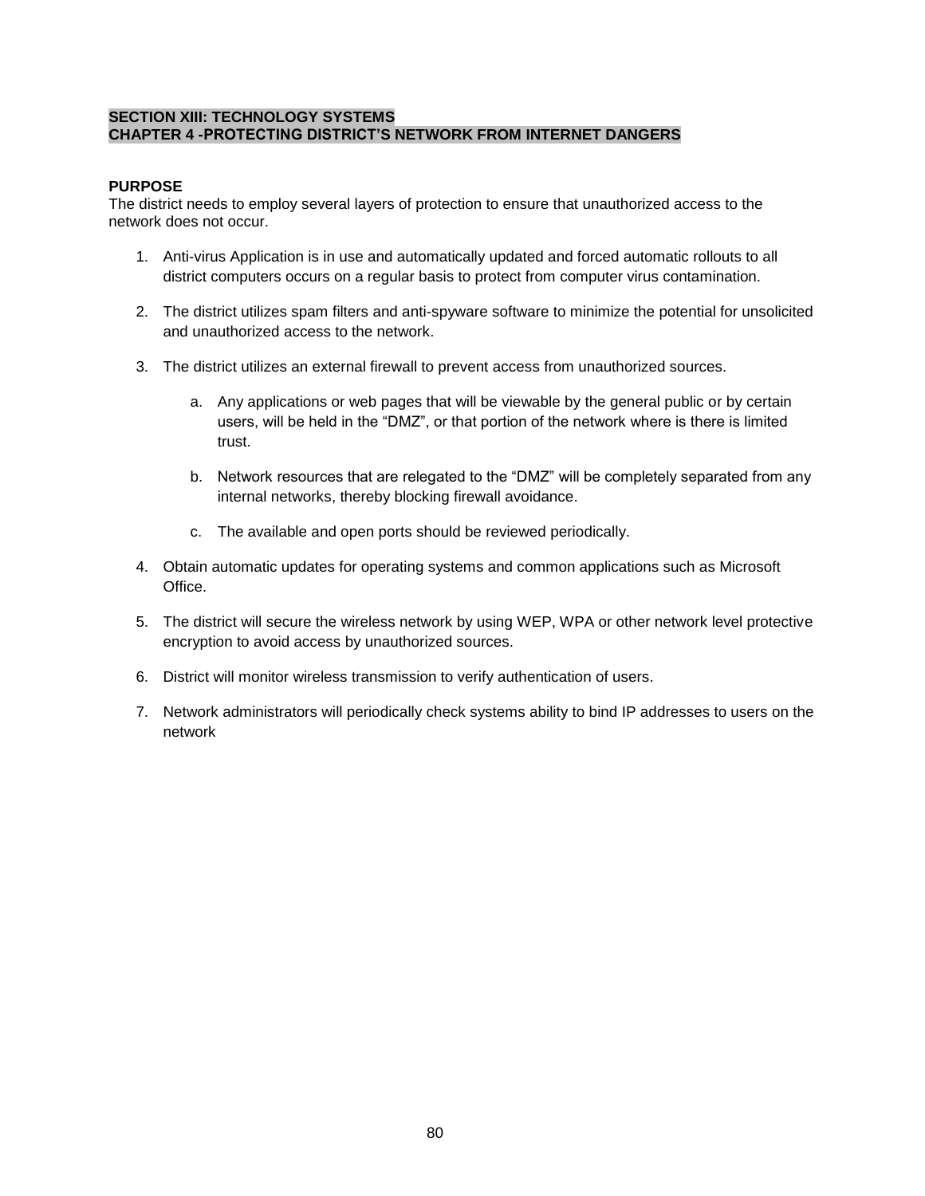## SECTION XIII: TECHNOLOGY SYSTEMS
## CHAPTER 4 -PROTECTING DISTRICT'S NETWORK FROM INTERNET DANGERS

**PURPOSE**
The district needs to employ several layers of protection to ensure that unauthorized access to the network does not occur.

1. Anti-virus Application is in use and automatically updated and forced automatic rollouts to all district computers occurs on a regular basis to protect from computer virus contamination.

2. The district utilizes spam filters and anti-spyware software to minimize the potential for unsolicited and unauthorized access to the network.

3. The district utilizes an external firewall to prevent access from unauthorized sources.

    a. Any applications or web pages that will be viewable by the general public or by certain users, will be held in the "DMZ", or that portion of the network where is there is limited trust.

    b. Network resources that are relegated to the "DMZ" will be completely separated from any internal networks, thereby blocking firewall avoidance.

    c. The available and open ports should be reviewed periodically.

4. Obtain automatic updates for operating systems and common applications such as Microsoft Office.

5. The district will secure the wireless network by using WEP, WPA or other network level protective encryption to avoid access by unauthorized sources.

6. District will monitor wireless transmission to verify authentication of users.

7. Network administrators will periodically check systems ability to bind IP addresses to users on the network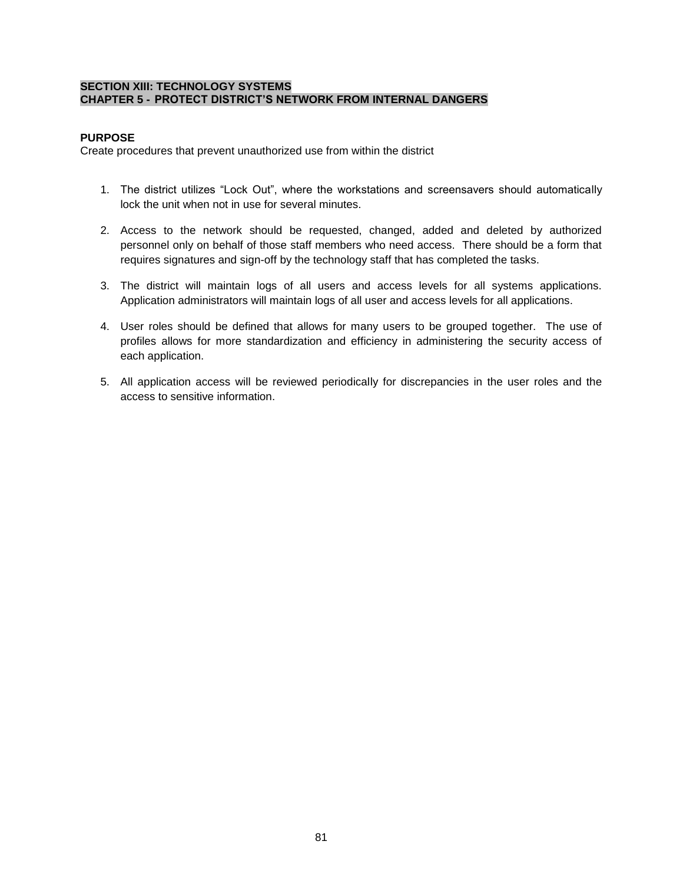**SECTION XIII: TECHNOLOGY SYSTEMS**
**CHAPTER 5 - PROTECT DISTRICT'S NETWORK FROM INTERNAL DANGERS**

**PURPOSE**
Create procedures that prevent unauthorized use from within the district

1. The district utilizes "Lock Out", where the workstations and screensavers should automatically lock the unit when not in use for several minutes.

2. Access to the network should be requested, changed, added and deleted by authorized personnel only on behalf of those staff members who need access. There should be a form that requires signatures and sign-off by the technology staff that has completed the tasks.

3. The district will maintain logs of all users and access levels for all systems applications. Application administrators will maintain logs of all user and access levels for all applications.

4. User roles should be defined that allows for many users to be grouped together. The use of profiles allows for more standardization and efficiency in administering the security access of each application.

5. All application access will be reviewed periodically for discrepancies in the user roles and the access to sensitive information.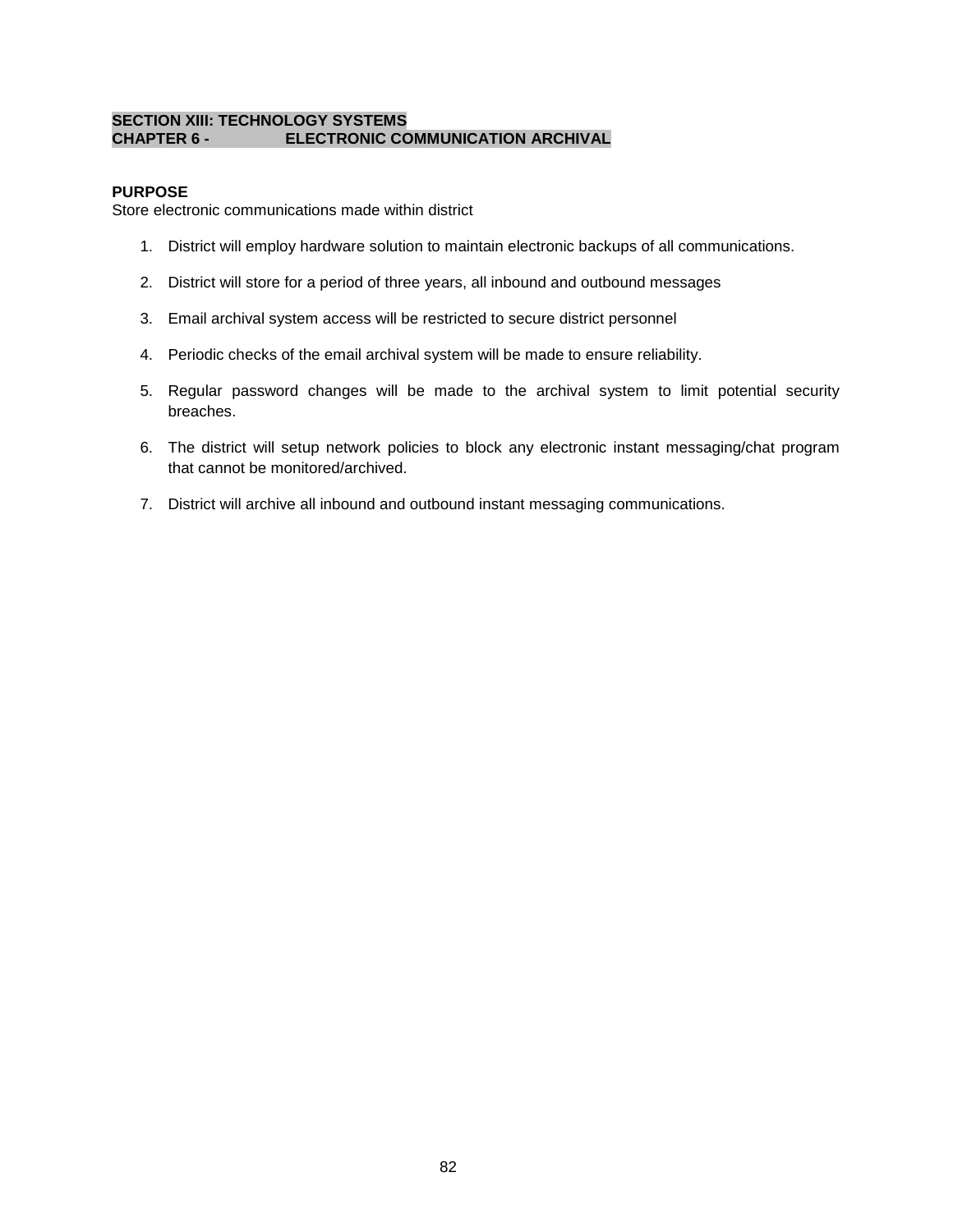**SECTION XIII: TECHNOLOGY SYSTEMS**
**CHAPTER 6 - ELECTRONIC COMMUNICATION ARCHIVAL**

**PURPOSE**
Store electronic communications made within district

1. District will employ hardware solution to maintain electronic backups of all communications.

2. District will store for a period of three years, all inbound and outbound messages

3. Email archival system access will be restricted to secure district personnel

4. Periodic checks of the email archival system will be made to ensure reliability.

5. Regular password changes will be made to the archival system to limit potential security breaches.

6. The district will setup network policies to block any electronic instant messaging/chat program that cannot be monitored/archived.

7. District will archive all inbound and outbound instant messaging communications.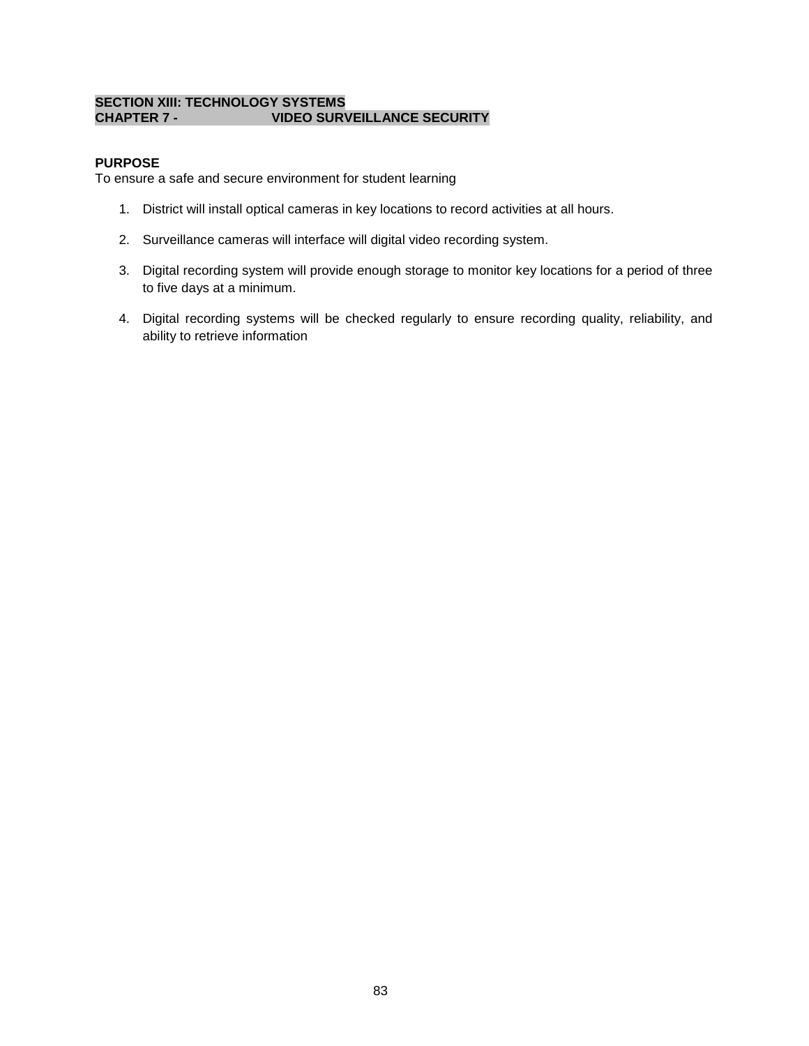## SECTION XIII: TECHNOLOGY SYSTEMS
## CHAPTER 7 - VIDEO SURVEILLANCE SECURITY

**PURPOSE**
To ensure a safe and secure environment for student learning

1. District will install optical cameras in key locations to record activities at all hours.

2. Surveillance cameras will interface will digital video recording system.

3. Digital recording system will provide enough storage to monitor key locations for a period of three to five days at a minimum.

4. Digital recording systems will be checked regularly to ensure recording quality, reliability, and ability to retrieve information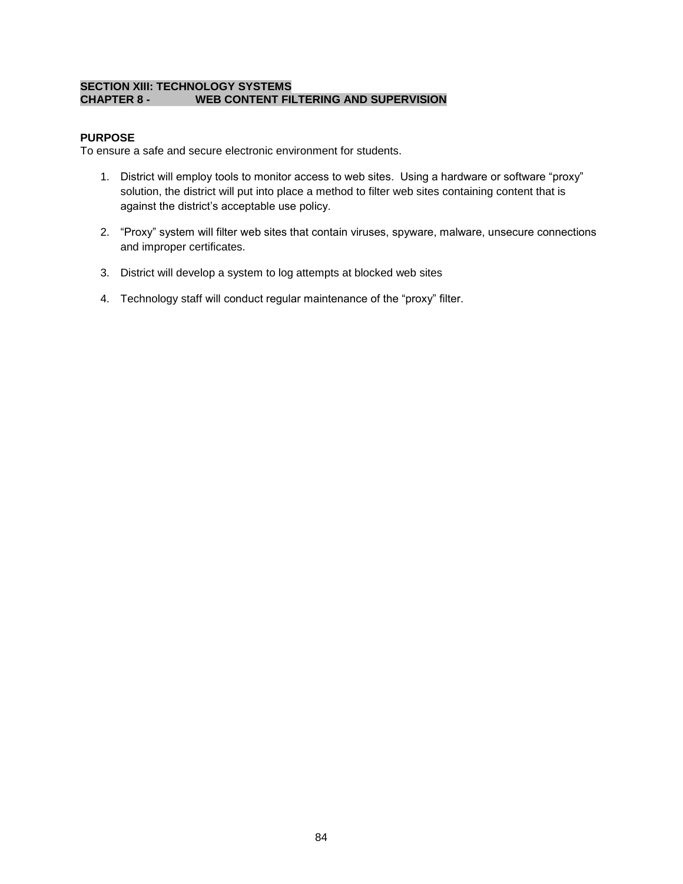## SECTION XIII: TECHNOLOGY SYSTEMS
## CHAPTER 8 - WEB CONTENT FILTERING AND SUPERVISION

**PURPOSE**

To ensure a safe and secure electronic environment for students.

1. District will employ tools to monitor access to web sites. Using a hardware or software “proxy” solution, the district will put into place a method to filter web sites containing content that is against the district’s acceptable use policy.

2. “Proxy” system will filter web sites that contain viruses, spyware, malware, unsecure connections and improper certificates.

3. District will develop a system to log attempts at blocked web sites

4. Technology staff will conduct regular maintenance of the “proxy” filter.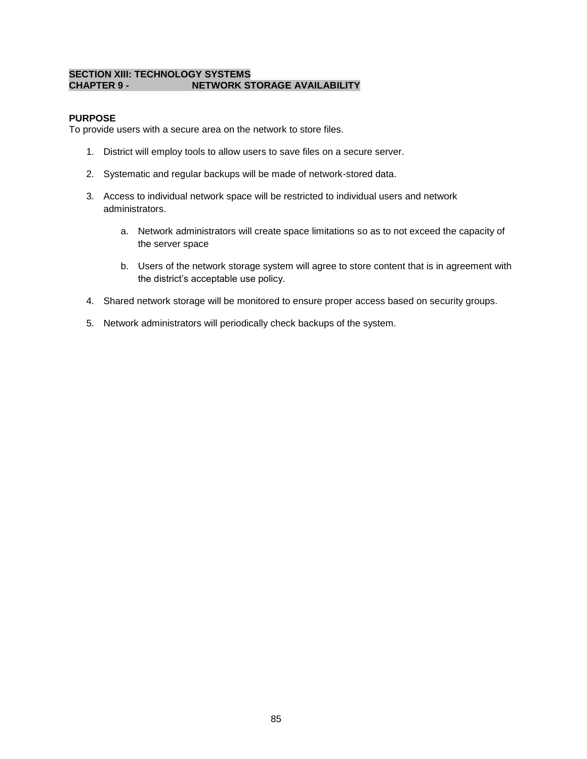## SECTION XIII: TECHNOLOGY SYSTEMS
## CHAPTER 9 - NETWORK STORAGE AVAILABILITY

**PURPOSE**

To provide users with a secure area on the network to store files.

1. District will employ tools to allow users to save files on a secure server.

2. Systematic and regular backups will be made of network-stored data.

3. Access to individual network space will be restricted to individual users and network administrators.

    a. Network administrators will create space limitations so as to not exceed the capacity of the server space

    b. Users of the network storage system will agree to store content that is in agreement with the district's acceptable use policy.

4. Shared network storage will be monitored to ensure proper access based on security groups.

5. Network administrators will periodically check backups of the system.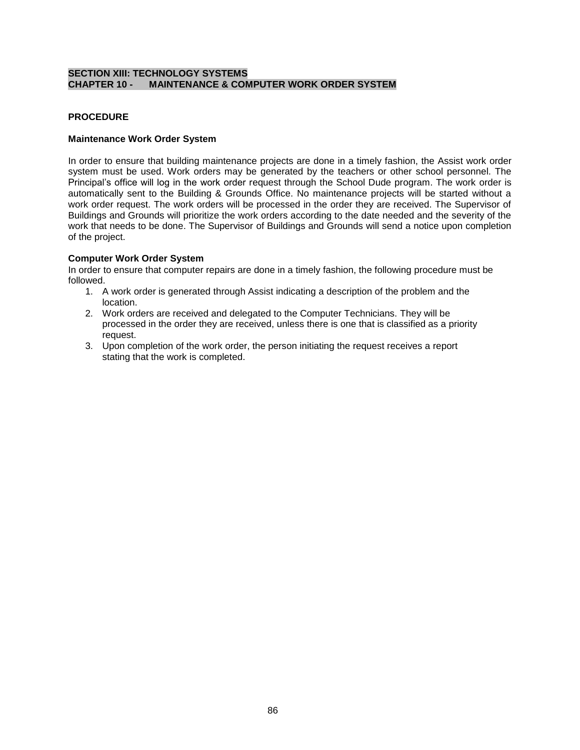## SECTION XIII: TECHNOLOGY SYSTEMS
## CHAPTER 10 - MAINTENANCE & COMPUTER WORK ORDER SYSTEM

**PROCEDURE**

**Maintenance Work Order System**

In order to ensure that building maintenance projects are done in a timely fashion, the Assist work order system must be used. Work orders may be generated by the teachers or other school personnel. The Principal's office will log in the work order request through the School Dude program. The work order is automatically sent to the Building & Grounds Office. No maintenance projects will be started without a work order request. The work orders will be processed in the order they are received. The Supervisor of Buildings and Grounds will prioritize the work orders according to the date needed and the severity of the work that needs to be done. The Supervisor of Buildings and Grounds will send a notice upon completion of the project.

**Computer Work Order System**

In order to ensure that computer repairs are done in a timely fashion, the following procedure must be followed.

1. A work order is generated through Assist indicating a description of the problem and the location.
2. Work orders are received and delegated to the Computer Technicians. They will be processed in the order they are received, unless there is one that is classified as a priority request.
3. Upon completion of the work order, the person initiating the request receives a report stating that the work is completed.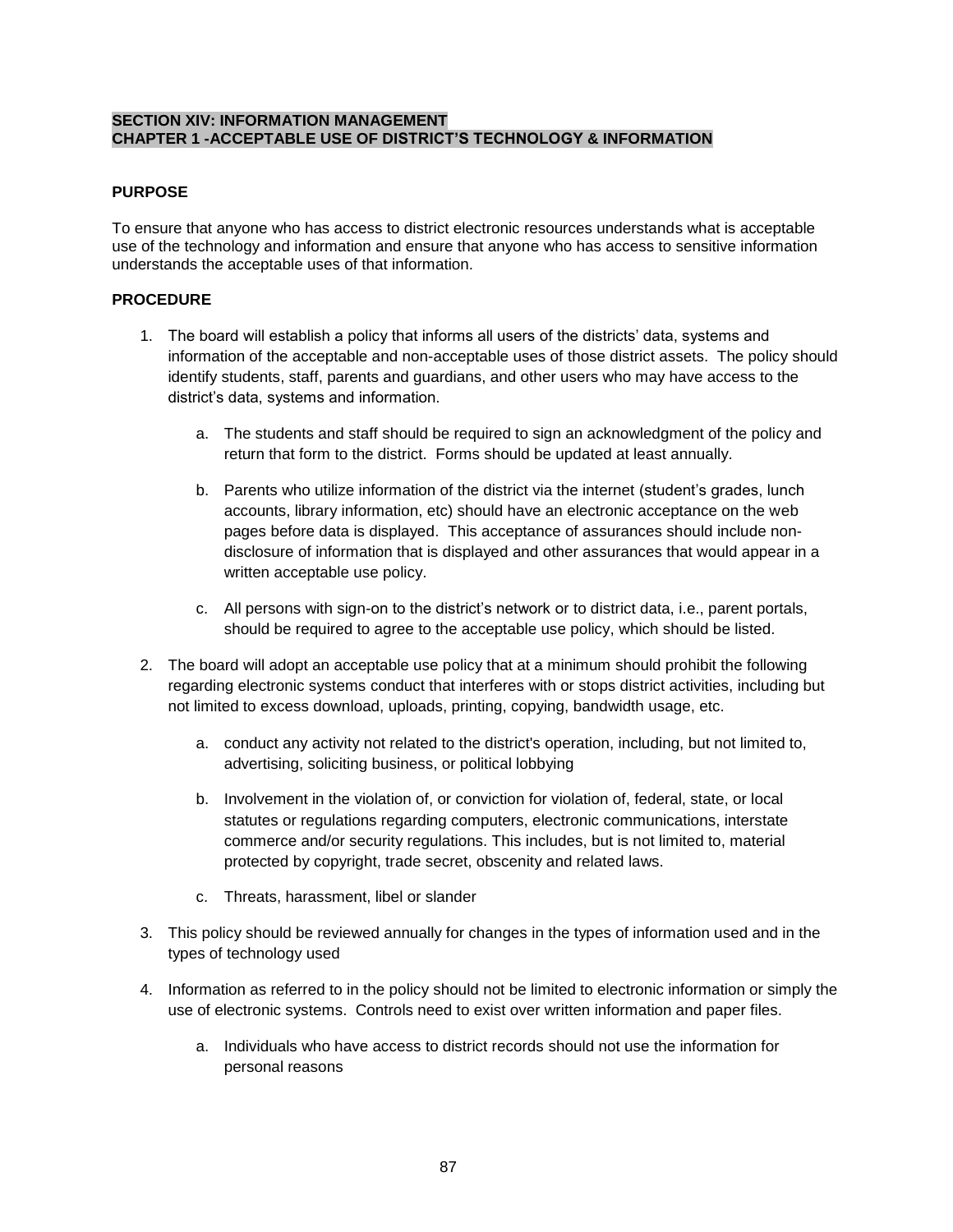## SECTION XIV: INFORMATION MANAGEMENT
## CHAPTER 1 -ACCEPTABLE USE OF DISTRICT'S TECHNOLOGY & INFORMATION

**PURPOSE**

To ensure that anyone who has access to district electronic resources understands what is acceptable use of the technology and information and ensure that anyone who has access to sensitive information understands the acceptable uses of that information.

**PROCEDURE**

1. The board will establish a policy that informs all users of the districts' data, systems and information of the acceptable and non-acceptable uses of those district assets. The policy should identify students, staff, parents and guardians, and other users who may have access to the district's data, systems and information.

    a. The students and staff should be required to sign an acknowledgment of the policy and return that form to the district. Forms should be updated at least annually.

    b. Parents who utilize information of the district via the internet (student's grades, lunch accounts, library information, etc) should have an electronic acceptance on the web pages before data is displayed. This acceptance of assurances should include non-disclosure of information that is displayed and other assurances that would appear in a written acceptable use policy.

    c. All persons with sign-on to the district's network or to district data, i.e., parent portals, should be required to agree to the acceptable use policy, which should be listed.

2. The board will adopt an acceptable use policy that at a minimum should prohibit the following regarding electronic systems conduct that interferes with or stops district activities, including but not limited to excess download, uploads, printing, copying, bandwidth usage, etc.

    a. conduct any activity not related to the district's operation, including, but not limited to, advertising, soliciting business, or political lobbying

    b. Involvement in the violation of, or conviction for violation of, federal, state, or local statutes or regulations regarding computers, electronic communications, interstate commerce and/or security regulations. This includes, but is not limited to, material protected by copyright, trade secret, obscenity and related laws.

    c. Threats, harassment, libel or slander

3. This policy should be reviewed annually for changes in the types of information used and in the types of technology used

4. Information as referred to in the policy should not be limited to electronic information or simply the use of electronic systems. Controls need to exist over written information and paper files.

    a. Individuals who have access to district records should not use the information for personal reasons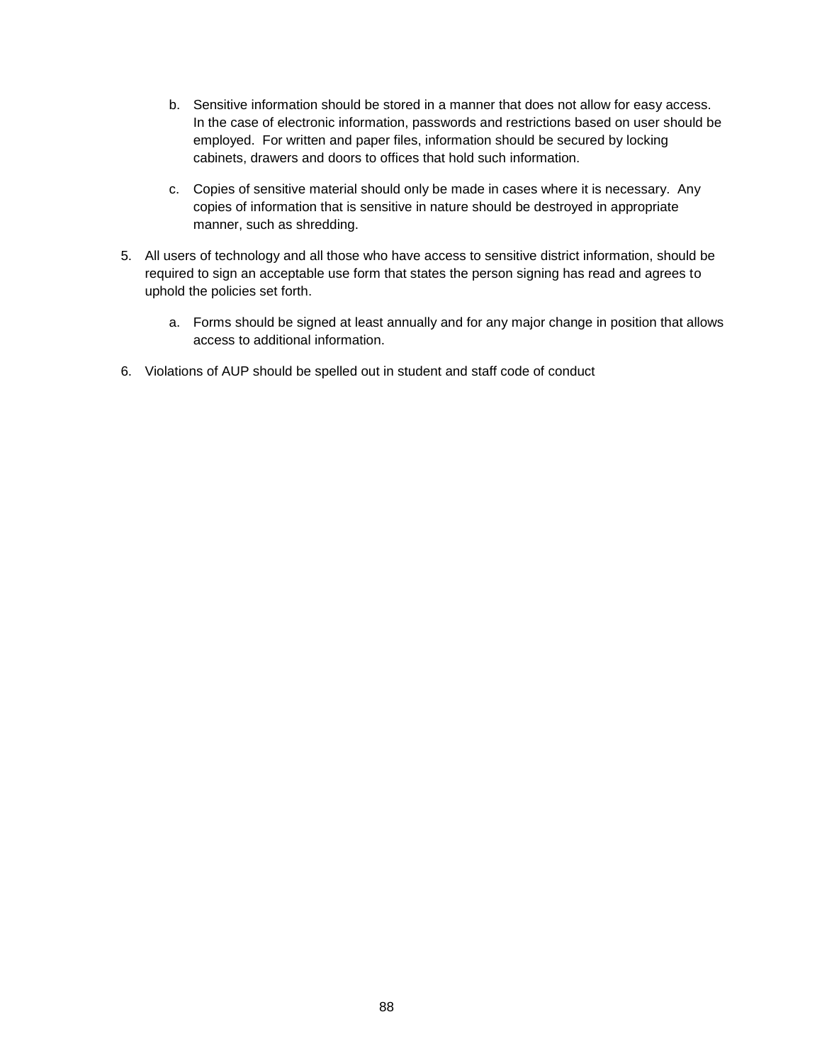b. Sensitive information should be stored in a manner that does not allow for easy access. In the case of electronic information, passwords and restrictions based on user should be employed. For written and paper files, information should be secured by locking cabinets, drawers and doors to offices that hold such information.

   c. Copies of sensitive material should only be made in cases where it is necessary. Any copies of information that is sensitive in nature should be destroyed in appropriate manner, such as shredding.

5. All users of technology and all those who have access to sensitive district information, should be required to sign an acceptable use form that states the person signing has read and agrees to uphold the policies set forth.

   a. Forms should be signed at least annually and for any major change in position that allows access to additional information.

6. Violations of AUP should be spelled out in student and staff code of conduct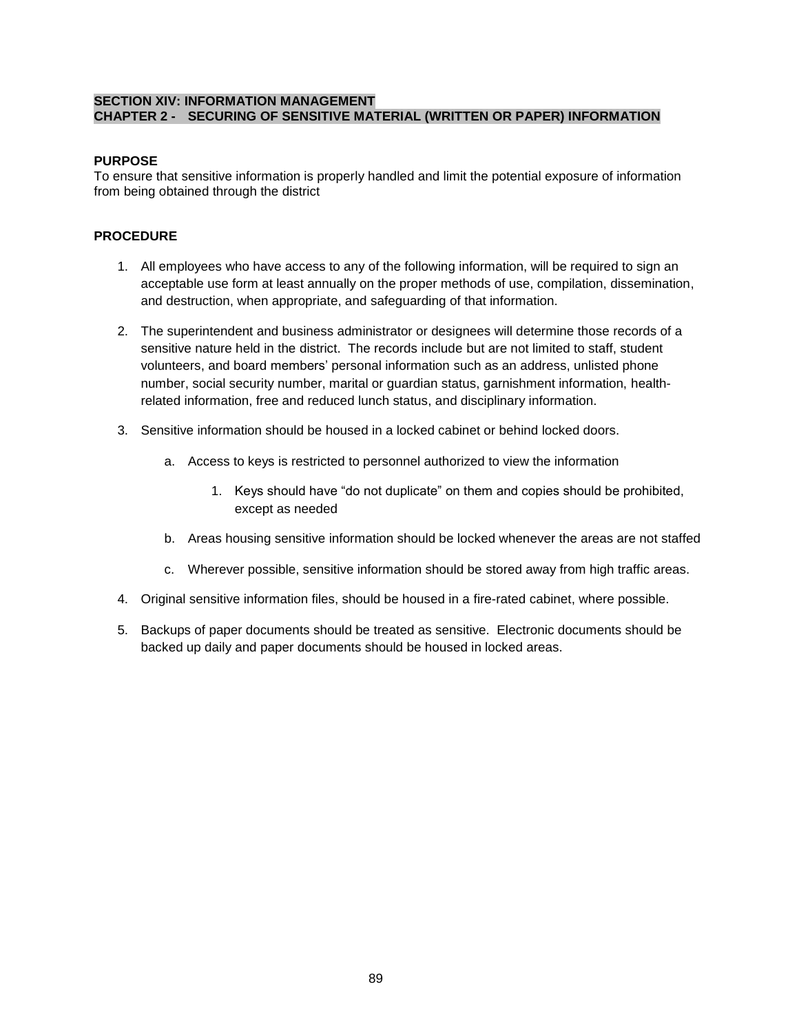## SECTION XIV: INFORMATION MANAGEMENT
## CHAPTER 2 - SECURING OF SENSITIVE MATERIAL (WRITTEN OR PAPER) INFORMATION

**PURPOSE**

To ensure that sensitive information is properly handled and limit the potential exposure of information from being obtained through the district

**PROCEDURE**

1. All employees who have access to any of the following information, will be required to sign an acceptable use form at least annually on the proper methods of use, compilation, dissemination, and destruction, when appropriate, and safeguarding of that information.

2. The superintendent and business administrator or designees will determine those records of a sensitive nature held in the district. The records include but are not limited to staff, student volunteers, and board members' personal information such as an address, unlisted phone number, social security number, marital or guardian status, garnishment information, health-related information, free and reduced lunch status, and disciplinary information.

3. Sensitive information should be housed in a locked cabinet or behind locked doors.

    a. Access to keys is restricted to personnel authorized to view the information

        1. Keys should have "do not duplicate" on them and copies should be prohibited, except as needed

    b. Areas housing sensitive information should be locked whenever the areas are not staffed

    c. Wherever possible, sensitive information should be stored away from high traffic areas.

4. Original sensitive information files, should be housed in a fire-rated cabinet, where possible.

5. Backups of paper documents should be treated as sensitive. Electronic documents should be backed up daily and paper documents should be housed in locked areas.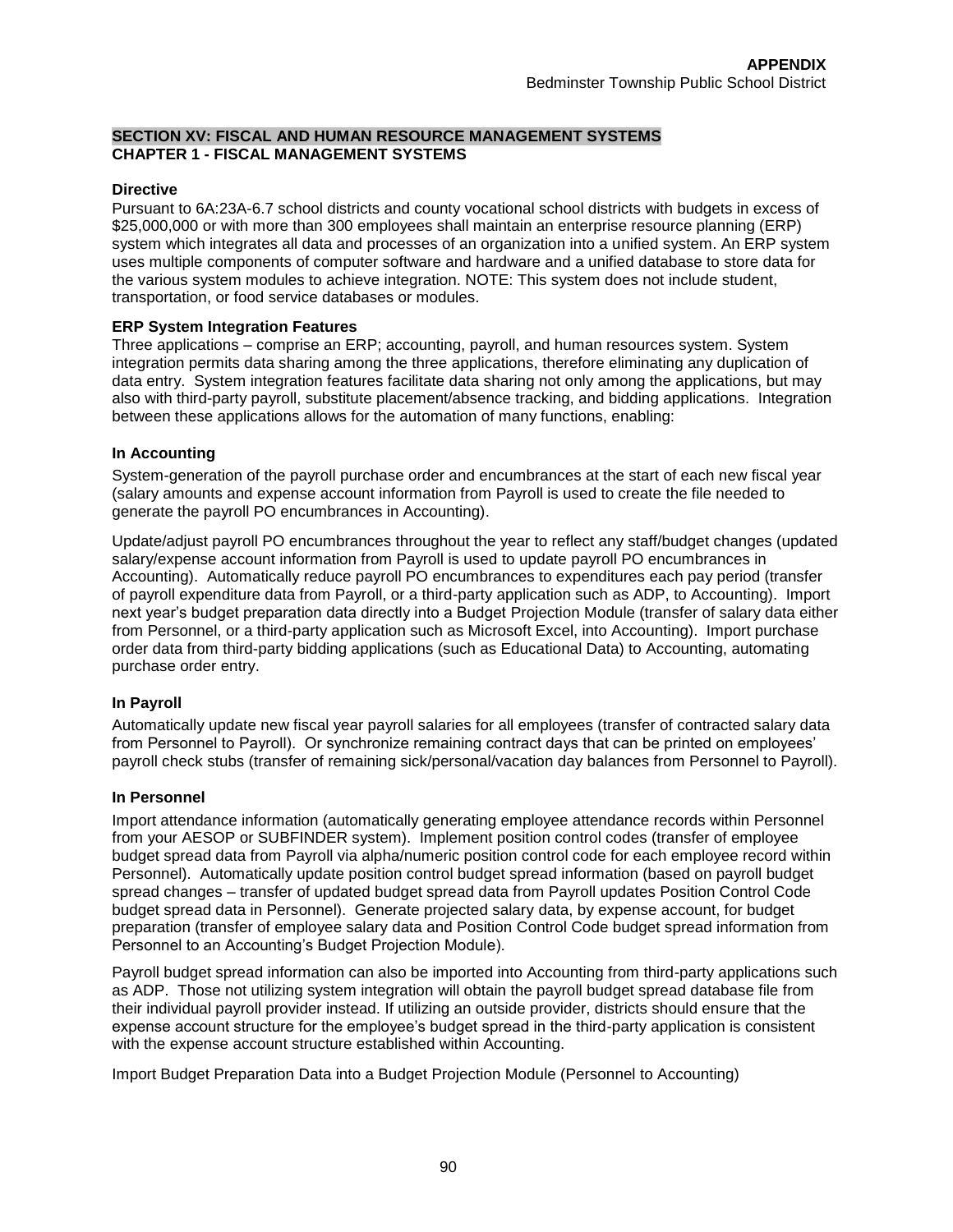## SECTION XV: FISCAL AND HUMAN RESOURCE MANAGEMENT SYSTEMS
### CHAPTER 1 - FISCAL MANAGEMENT SYSTEMS

**Directive**

Pursuant to 6A:23A-6.7 school districts and county vocational school districts with budgets in excess of $25,000,000 or with more than 300 employees shall maintain an enterprise resource planning (ERP) system which integrates all data and processes of an organization into a unified system. An ERP system uses multiple components of computer software and hardware and a unified database to store data for the various system modules to achieve integration. NOTE: This system does not include student, transportation, or food service databases or modules.

**ERP System Integration Features**

Three applications – comprise an ERP; accounting, payroll, and human resources system. System integration permits data sharing among the three applications, therefore eliminating any duplication of data entry. System integration features facilitate data sharing not only among the applications, but may also with third-party payroll, substitute placement/absence tracking, and bidding applications. Integration between these applications allows for the automation of many functions, enabling:

**In Accounting**

System-generation of the payroll purchase order and encumbrances at the start of each new fiscal year (salary amounts and expense account information from Payroll is used to create the file needed to generate the payroll PO encumbrances in Accounting).

Update/adjust payroll PO encumbrances throughout the year to reflect any staff/budget changes (updated salary/expense account information from Payroll is used to update payroll PO encumbrances in Accounting). Automatically reduce payroll PO encumbrances to expenditures each pay period (transfer of payroll expenditure data from Payroll, or a third-party application such as ADP, to Accounting). Import next year's budget preparation data directly into a Budget Projection Module (transfer of salary data either from Personnel, or a third-party application such as Microsoft Excel, into Accounting). Import purchase order data from third-party bidding applications (such as Educational Data) to Accounting, automating purchase order entry.

**In Payroll**

Automatically update new fiscal year payroll salaries for all employees (transfer of contracted salary data from Personnel to Payroll). Or synchronize remaining contract days that can be printed on employees' payroll check stubs (transfer of remaining sick/personal/vacation day balances from Personnel to Payroll).

**In Personnel**

Import attendance information (automatically generating employee attendance records within Personnel from your AESOP or SUBFINDER system). Implement position control codes (transfer of employee budget spread data from Payroll via alpha/numeric position control code for each employee record within Personnel). Automatically update position control budget spread information (based on payroll budget spread changes – transfer of updated budget spread data from Payroll updates Position Control Code budget spread data in Personnel). Generate projected salary data, by expense account, for budget preparation (transfer of employee salary data and Position Control Code budget spread information from Personnel to an Accounting's Budget Projection Module).

Payroll budget spread information can also be imported into Accounting from third-party applications such as ADP. Those not utilizing system integration will obtain the payroll budget spread database file from their individual payroll provider instead. If utilizing an outside provider, districts should ensure that the expense account structure for the employee's budget spread in the third-party application is consistent with the expense account structure established within Accounting.

Import Budget Preparation Data into a Budget Projection Module (Personnel to Accounting)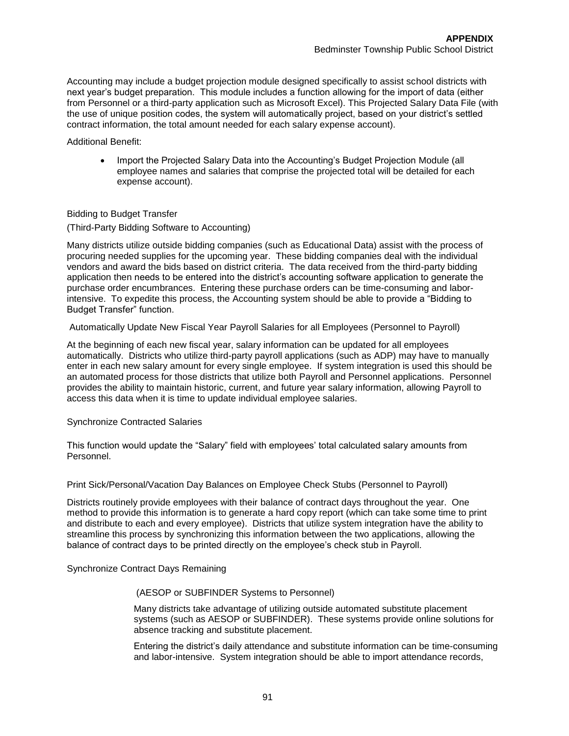Accounting may include a budget projection module designed specifically to assist school districts with next year's budget preparation. This module includes a function allowing for the import of data (either from Personnel or a third-party application such as Microsoft Excel). This Projected Salary Data File (with the use of unique position codes, the system will automatically project, based on your district's settled contract information, the total amount needed for each salary expense account).

Additional Benefit:

- Import the Projected Salary Data into the Accounting's Budget Projection Module (all employee names and salaries that comprise the projected total will be detailed for each expense account).

Bidding to Budget Transfer

(Third-Party Bidding Software to Accounting)

Many districts utilize outside bidding companies (such as Educational Data) assist with the process of procuring needed supplies for the upcoming year. These bidding companies deal with the individual vendors and award the bids based on district criteria. The data received from the third-party bidding application then needs to be entered into the district's accounting software application to generate the purchase order encumbrances. Entering these purchase orders can be time-consuming and labor-intensive. To expedite this process, the Accounting system should be able to provide a "Bidding to Budget Transfer" function.

Automatically Update New Fiscal Year Payroll Salaries for all Employees (Personnel to Payroll)

At the beginning of each new fiscal year, salary information can be updated for all employees automatically. Districts who utilize third-party payroll applications (such as ADP) may have to manually enter in each new salary amount for every single employee. If system integration is used this should be an automated process for those districts that utilize both Payroll and Personnel applications. Personnel provides the ability to maintain historic, current, and future year salary information, allowing Payroll to access this data when it is time to update individual employee salaries.

Synchronize Contracted Salaries

This function would update the "Salary" field with employees' total calculated salary amounts from Personnel.

Print Sick/Personal/Vacation Day Balances on Employee Check Stubs (Personnel to Payroll)

Districts routinely provide employees with their balance of contract days throughout the year. One method to provide this information is to generate a hard copy report (which can take some time to print and distribute to each and every employee). Districts that utilize system integration have the ability to streamline this process by synchronizing this information between the two applications, allowing the balance of contract days to be printed directly on the employee's check stub in Payroll.

Synchronize Contract Days Remaining

(AESOP or SUBFINDER Systems to Personnel)

Many districts take advantage of utilizing outside automated substitute placement systems (such as AESOP or SUBFINDER). These systems provide online solutions for absence tracking and substitute placement.

Entering the district's daily attendance and substitute information can be time-consuming and labor-intensive. System integration should be able to import attendance records,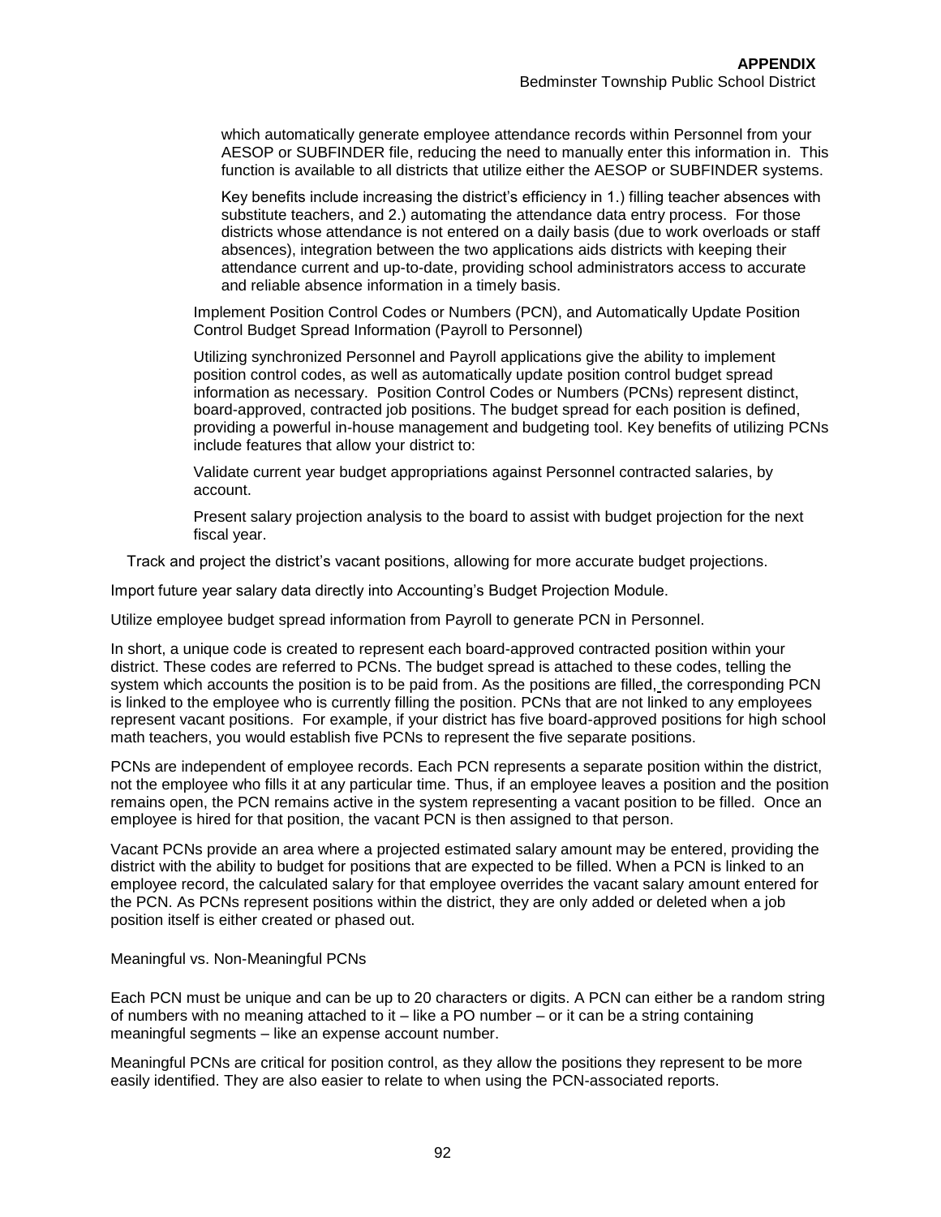which automatically generate employee attendance records within Personnel from your AESOP or SUBFINDER file, reducing the need to manually enter this information in. This function is available to all districts that utilize either the AESOP or SUBFINDER systems.

Key benefits include increasing the district's efficiency in 1.) filling teacher absences with substitute teachers, and 2.) automating the attendance data entry process. For those districts whose attendance is not entered on a daily basis (due to work overloads or staff absences), integration between the two applications aids districts with keeping their attendance current and up-to-date, providing school administrators access to accurate and reliable absence information in a timely basis.

Implement Position Control Codes or Numbers (PCN), and Automatically Update Position Control Budget Spread Information (Payroll to Personnel)

Utilizing synchronized Personnel and Payroll applications give the ability to implement position control codes, as well as automatically update position control budget spread information as necessary. Position Control Codes or Numbers (PCNs) represent distinct, board-approved, contracted job positions. The budget spread for each position is defined, providing a powerful in-house management and budgeting tool. Key benefits of utilizing PCNs include features that allow your district to:

Validate current year budget appropriations against Personnel contracted salaries, by account.

Present salary projection analysis to the board to assist with budget projection for the next fiscal year.

Track and project the district's vacant positions, allowing for more accurate budget projections.

Import future year salary data directly into Accounting's Budget Projection Module.

Utilize employee budget spread information from Payroll to generate PCN in Personnel.

In short, a unique code is created to represent each board-approved contracted position within your district. These codes are referred to PCNs. The budget spread is attached to these codes, telling the system which accounts the position is to be paid from. As the positions are filled, the corresponding PCN is linked to the employee who is currently filling the position. PCNs that are not linked to any employees represent vacant positions. For example, if your district has five board-approved positions for high school math teachers, you would establish five PCNs to represent the five separate positions.

PCNs are independent of employee records. Each PCN represents a separate position within the district, not the employee who fills it at any particular time. Thus, if an employee leaves a position and the position remains open, the PCN remains active in the system representing a vacant position to be filled. Once an employee is hired for that position, the vacant PCN is then assigned to that person.

Vacant PCNs provide an area where a projected estimated salary amount may be entered, providing the district with the ability to budget for positions that are expected to be filled. When a PCN is linked to an employee record, the calculated salary for that employee overrides the vacant salary amount entered for the PCN. As PCNs represent positions within the district, they are only added or deleted when a job position itself is either created or phased out.

Meaningful vs. Non-Meaningful PCNs

Each PCN must be unique and can be up to 20 characters or digits. A PCN can either be a random string of numbers with no meaning attached to it – like a PO number – or it can be a string containing meaningful segments – like an expense account number.

Meaningful PCNs are critical for position control, as they allow the positions they represent to be more easily identified. They are also easier to relate to when using the PCN-associated reports.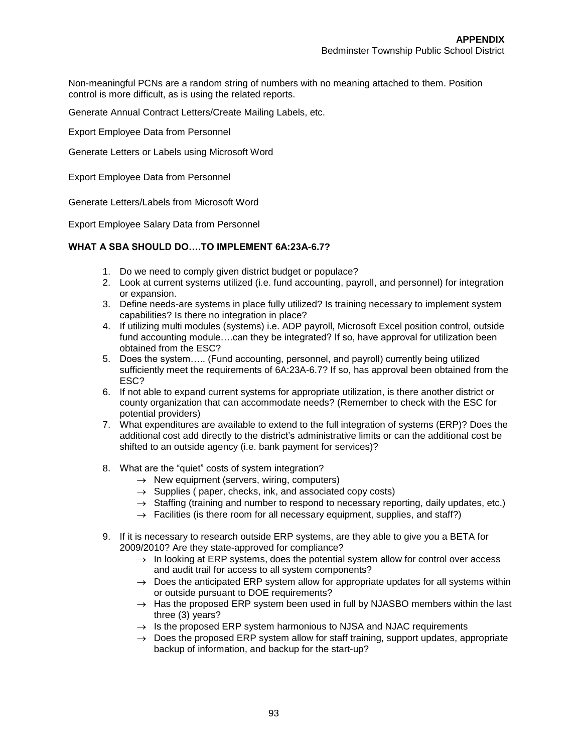Non-meaningful PCNs are a random string of numbers with no meaning attached to them. Position control is more difficult, as is using the related reports.

Generate Annual Contract Letters/Create Mailing Labels, etc.

Export Employee Data from Personnel

Generate Letters or Labels using Microsoft Word

Export Employee Data from Personnel

Generate Letters/Labels from Microsoft Word

Export Employee Salary Data from Personnel

**WHAT A SBA SHOULD DO….TO IMPLEMENT 6A:23A-6.7?**

1. Do we need to comply given district budget or populace?
2. Look at current systems utilized (i.e. fund accounting, payroll, and personnel) for integration or expansion.
3. Define needs-are systems in place fully utilized? Is training necessary to implement system capabilities? Is there no integration in place?
4. If utilizing multi modules (systems) i.e. ADP payroll, Microsoft Excel position control, outside fund accounting module….can they be integrated? If so, have approval for utilization been obtained from the ESC?
5. Does the system….. (Fund accounting, personnel, and payroll) currently being utilized sufficiently meet the requirements of 6A:23A-6.7? If so, has approval been obtained from the ESC?
6. If not able to expand current systems for appropriate utilization, is there another district or county organization that can accommodate needs? (Remember to check with the ESC for potential providers)
7. What expenditures are available to extend to the full integration of systems (ERP)? Does the additional cost add directly to the district's administrative limits or can the additional cost be shifted to an outside agency (i.e. bank payment for services)?
8. What are the "quiet" costs of system integration?
   - → New equipment (servers, wiring, computers)
   - → Supplies ( paper, checks, ink, and associated copy costs)
   - → Staffing (training and number to respond to necessary reporting, daily updates, etc.)
   - → Facilities (is there room for all necessary equipment, supplies, and staff?)
9. If it is necessary to research outside ERP systems, are they able to give you a BETA for 2009/2010? Are they state-approved for compliance?
   - → In looking at ERP systems, does the potential system allow for control over access and audit trail for access to all system components?
   - → Does the anticipated ERP system allow for appropriate updates for all systems within or outside pursuant to DOE requirements?
   - → Has the proposed ERP system been used in full by NJASBO members within the last three (3) years?
   - → Is the proposed ERP system harmonious to NJSA and NJAC requirements
   - → Does the proposed ERP system allow for staff training, support updates, appropriate backup of information, and backup for the start-up?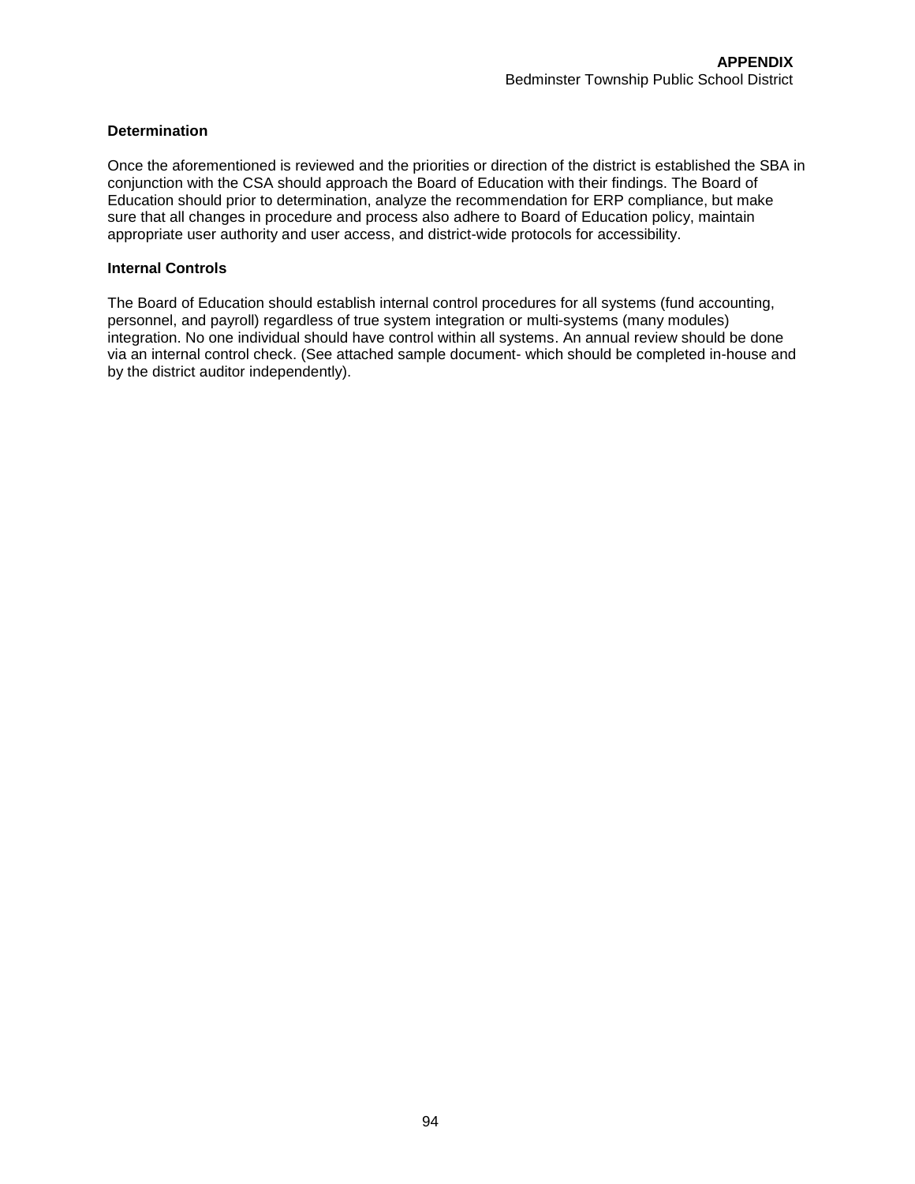**Determination**

Once the aforementioned is reviewed and the priorities or direction of the district is established the SBA in conjunction with the CSA should approach the Board of Education with their findings. The Board of Education should prior to determination, analyze the recommendation for ERP compliance, but make sure that all changes in procedure and process also adhere to Board of Education policy, maintain appropriate user authority and user access, and district-wide protocols for accessibility.

**Internal Controls**

The Board of Education should establish internal control procedures for all systems (fund accounting, personnel, and payroll) regardless of true system integration or multi-systems (many modules) integration. No one individual should have control within all systems. An annual review should be done via an internal control check. (See attached sample document- which should be completed in-house and by the district auditor independently).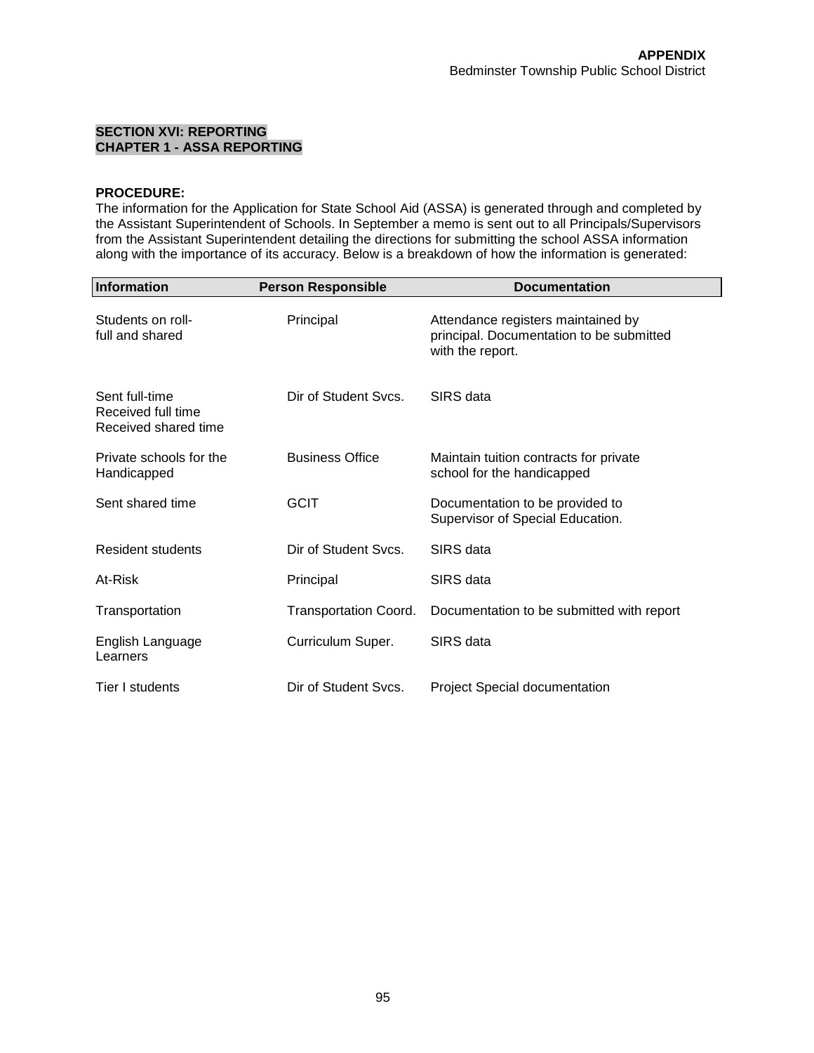**SECTION XVI: REPORTING**
**CHAPTER 1 - ASSA REPORTING**

**PROCEDURE:**
The information for the Application for State School Aid (ASSA) is generated through and completed by the Assistant Superintendent of Schools. In September a memo is sent out to all Principals/Supervisors from the Assistant Superintendent detailing the directions for submitting the school ASSA information along with the importance of its accuracy. Below is a breakdown of how the information is generated:

| Information | Person Responsible | Documentation |
|---|---|---|
| Students on roll- full and shared | Principal | Attendance registers maintained by principal. Documentation to be submitted with the report. |
| Sent full-time<br>Received full time<br>Received shared time | Dir of Student Svcs. | SIRS data |
| Private schools for the Handicapped | Business Office | Maintain tuition contracts for private school for the handicapped |
| Sent shared time | GCIT | Documentation to be provided to Supervisor of Special Education. |
| Resident students | Dir of Student Svcs. | SIRS data |
| At-Risk | Principal | SIRS data |
| Transportation | Transportation Coord. | Documentation to be submitted with report |
| English Language Learners | Curriculum Super. | SIRS data |
| Tier I students | Dir of Student Svcs. | Project Special documentation |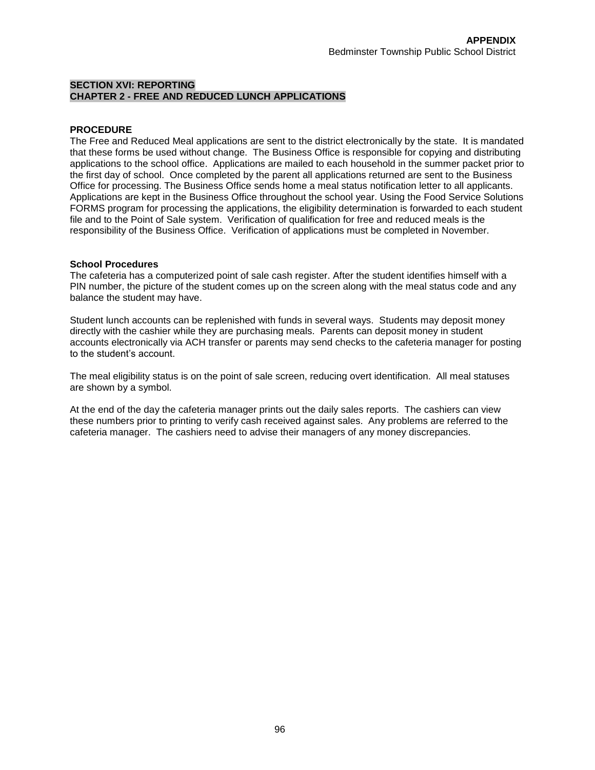## SECTION XVI: REPORTING
## CHAPTER 2 - FREE AND REDUCED LUNCH APPLICATIONS

### PROCEDURE

The Free and Reduced Meal applications are sent to the district electronically by the state. It is mandated that these forms be used without change. The Business Office is responsible for copying and distributing applications to the school office. Applications are mailed to each household in the summer packet prior to the first day of school. Once completed by the parent all applications returned are sent to the Business Office for processing. The Business Office sends home a meal status notification letter to all applicants. Applications are kept in the Business Office throughout the school year. Using the Food Service Solutions FORMS program for processing the applications, the eligibility determination is forwarded to each student file and to the Point of Sale system. Verification of qualification for free and reduced meals is the responsibility of the Business Office. Verification of applications must be completed in November.

### School Procedures

The cafeteria has a computerized point of sale cash register. After the student identifies himself with a PIN number, the picture of the student comes up on the screen along with the meal status code and any balance the student may have.

Student lunch accounts can be replenished with funds in several ways. Students may deposit money directly with the cashier while they are purchasing meals. Parents can deposit money in student accounts electronically via ACH transfer or parents may send checks to the cafeteria manager for posting to the student's account.

The meal eligibility status is on the point of sale screen, reducing overt identification. All meal statuses are shown by a symbol.

At the end of the day the cafeteria manager prints out the daily sales reports. The cashiers can view these numbers prior to printing to verify cash received against sales. Any problems are referred to the cafeteria manager. The cashiers need to advise their managers of any money discrepancies.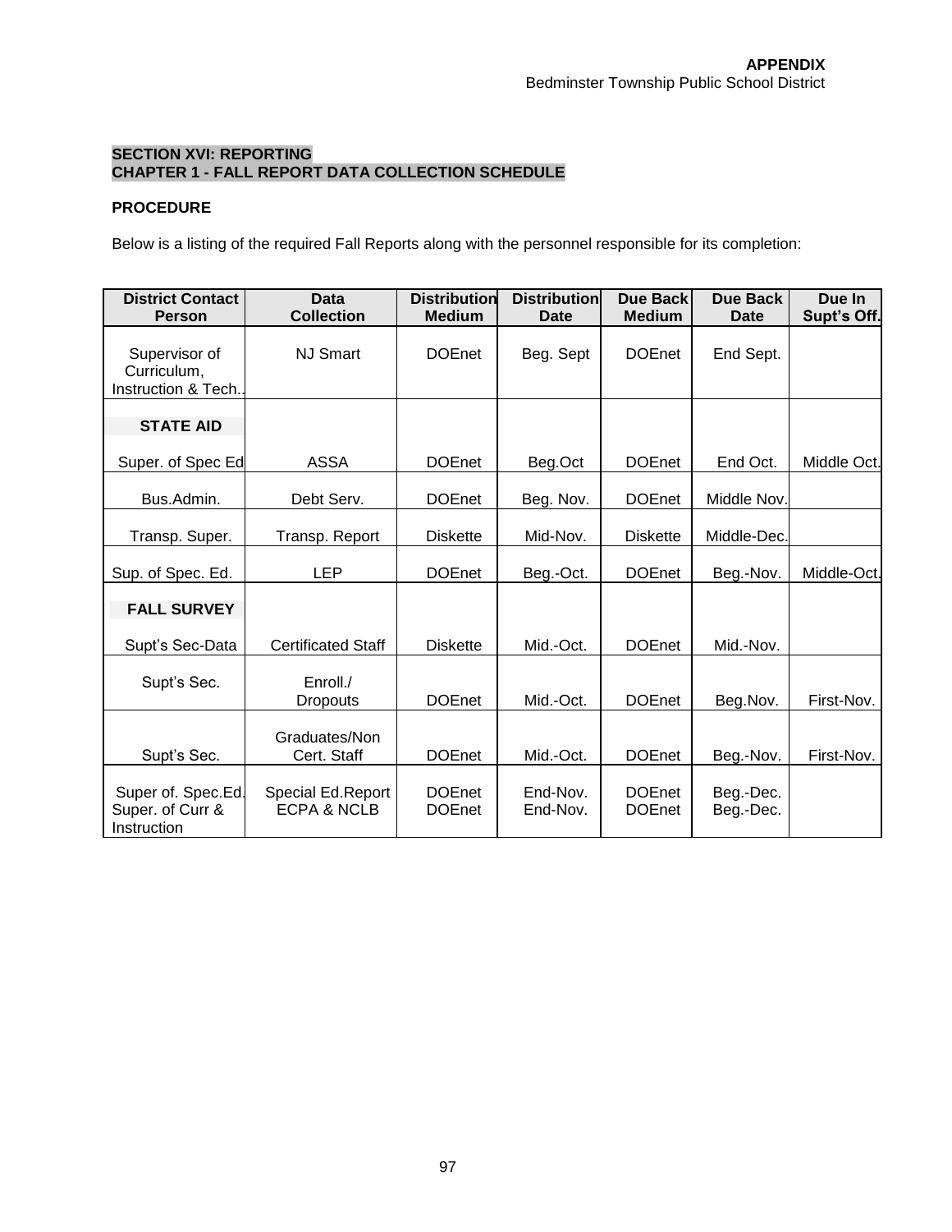**APPENDIX**
Bedminster Township Public School District

## SECTION XVI: REPORTING
## CHAPTER 1 - FALL REPORT DATA COLLECTION SCHEDULE

**PROCEDURE**

Below is a listing of the required Fall Reports along with the personnel responsible for its completion:

| District Contact Person | Data Collection | Distribution Medium | Distribution Date | Due Back Medium | Due Back Date | Due In Supt's Off. |
|---|---|---|---|---|---|---|
| Supervisor of Curriculum, Instruction & Tech.. | NJ Smart | DOEnet | Beg. Sept | DOEnet | End Sept. | |
| **STATE AID** | | | | | | |
| Super. of Spec Ed | ASSA | DOEnet | Beg.Oct | DOEnet | End Oct. | Middle Oct. |
| Bus.Admin. | Debt Serv. | DOEnet | Beg. Nov. | DOEnet | Middle Nov. | |
| Transp. Super. | Transp. Report | Diskette | Mid-Nov. | Diskette | Middle-Dec. | |
| Sup. of Spec. Ed. | LEP | DOEnet | Beg.-Oct. | DOEnet | Beg.-Nov. | Middle-Oct. |
| **FALL SURVEY** | | | | | | |
| Supt's Sec-Data | Certificated Staff | Diskette | Mid.-Oct. | DOEnet | Mid.-Nov. | |
| Supt's Sec. | Enroll./ Dropouts | DOEnet | Mid.-Oct. | DOEnet | Beg.Nov. | First-Nov. |
| Supt's Sec. | Graduates/Non Cert. Staff | DOEnet | Mid.-Oct. | DOEnet | Beg.-Nov. | First-Nov. |
| Super of. Spec.Ed. | Special Ed.Report | DOEnet | End-Nov. | DOEnet | Beg.-Dec. | |
| Super. of Curr & Instruction | ECPA & NCLB | DOEnet | End-Nov. | DOEnet | Beg.-Dec. | |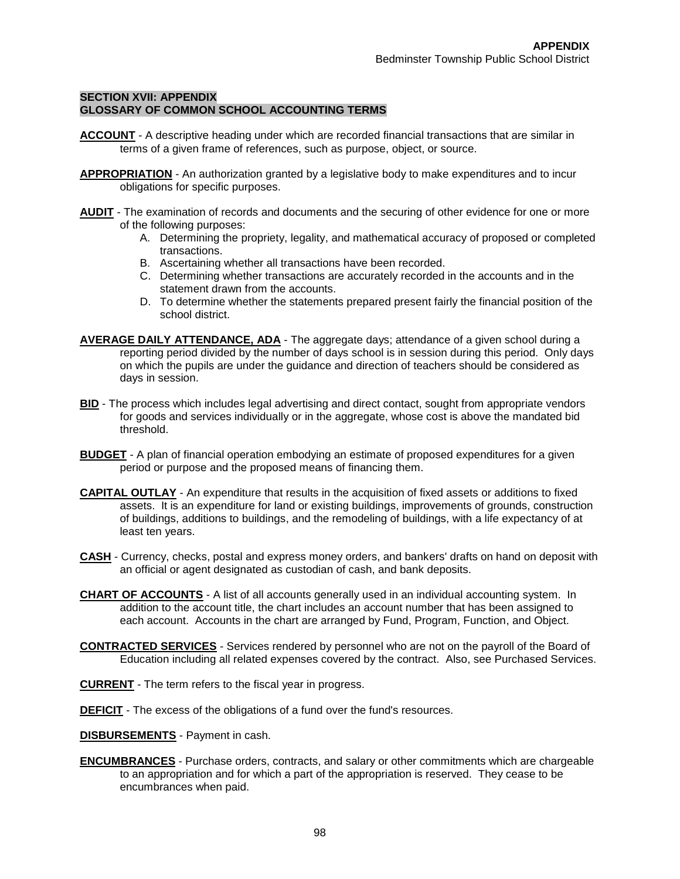## SECTION XVII: APPENDIX
## GLOSSARY OF COMMON SCHOOL ACCOUNTING TERMS

**ACCOUNT** - A descriptive heading under which are recorded financial transactions that are similar in terms of a given frame of references, such as purpose, object, or source.

**APPROPRIATION** - An authorization granted by a legislative body to make expenditures and to incur obligations for specific purposes.

**AUDIT** - The examination of records and documents and the securing of other evidence for one or more of the following purposes:

A. Determining the propriety, legality, and mathematical accuracy of proposed or completed transactions.
B. Ascertaining whether all transactions have been recorded.
C. Determining whether transactions are accurately recorded in the accounts and in the statement drawn from the accounts.
D. To determine whether the statements prepared present fairly the financial position of the school district.

**AVERAGE DAILY ATTENDANCE, ADA** - The aggregate days; attendance of a given school during a reporting period divided by the number of days school is in session during this period. Only days on which the pupils are under the guidance and direction of teachers should be considered as days in session.

**BID** - The process which includes legal advertising and direct contact, sought from appropriate vendors for goods and services individually or in the aggregate, whose cost is above the mandated bid threshold.

**BUDGET** - A plan of financial operation embodying an estimate of proposed expenditures for a given period or purpose and the proposed means of financing them.

**CAPITAL OUTLAY** - An expenditure that results in the acquisition of fixed assets or additions to fixed assets. It is an expenditure for land or existing buildings, improvements of grounds, construction of buildings, additions to buildings, and the remodeling of buildings, with a life expectancy of at least ten years.

**CASH** - Currency, checks, postal and express money orders, and bankers' drafts on hand on deposit with an official or agent designated as custodian of cash, and bank deposits.

**CHART OF ACCOUNTS** - A list of all accounts generally used in an individual accounting system. In addition to the account title, the chart includes an account number that has been assigned to each account. Accounts in the chart are arranged by Fund, Program, Function, and Object.

**CONTRACTED SERVICES** - Services rendered by personnel who are not on the payroll of the Board of Education including all related expenses covered by the contract. Also, see Purchased Services.

**CURRENT** - The term refers to the fiscal year in progress.

**DEFICIT** - The excess of the obligations of a fund over the fund's resources.

**DISBURSEMENTS** - Payment in cash.

**ENCUMBRANCES** - Purchase orders, contracts, and salary or other commitments which are chargeable to an appropriation and for which a part of the appropriation is reserved. They cease to be encumbrances when paid.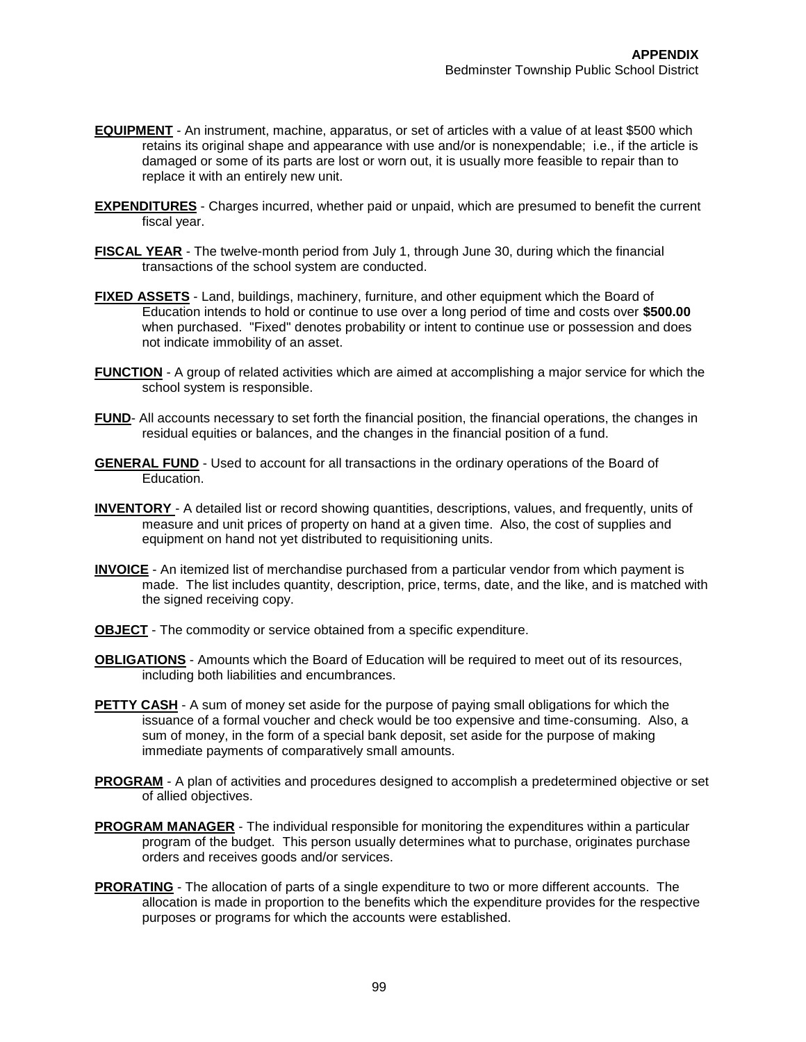**EQUIPMENT** - An instrument, machine, apparatus, or set of articles with a value of at least $500 which retains its original shape and appearance with use and/or is nonexpendable; i.e., if the article is damaged or some of its parts are lost or worn out, it is usually more feasible to repair than to replace it with an entirely new unit.

**EXPENDITURES** - Charges incurred, whether paid or unpaid, which are presumed to benefit the current fiscal year.

**FISCAL YEAR** - The twelve-month period from July 1, through June 30, during which the financial transactions of the school system are conducted.

**FIXED ASSETS** - Land, buildings, machinery, furniture, and other equipment which the Board of Education intends to hold or continue to use over a long period of time and costs over **$500.00** when purchased. "Fixed" denotes probability or intent to continue use or possession and does not indicate immobility of an asset.

**FUNCTION** - A group of related activities which are aimed at accomplishing a major service for which the school system is responsible.

**FUND**- All accounts necessary to set forth the financial position, the financial operations, the changes in residual equities or balances, and the changes in the financial position of a fund.

**GENERAL FUND** - Used to account for all transactions in the ordinary operations of the Board of Education.

**INVENTORY** - A detailed list or record showing quantities, descriptions, values, and frequently, units of measure and unit prices of property on hand at a given time. Also, the cost of supplies and equipment on hand not yet distributed to requisitioning units.

**INVOICE** - An itemized list of merchandise purchased from a particular vendor from which payment is made. The list includes quantity, description, price, terms, date, and the like, and is matched with the signed receiving copy.

**OBJECT** - The commodity or service obtained from a specific expenditure.

**OBLIGATIONS** - Amounts which the Board of Education will be required to meet out of its resources, including both liabilities and encumbrances.

**PETTY CASH** - A sum of money set aside for the purpose of paying small obligations for which the issuance of a formal voucher and check would be too expensive and time-consuming. Also, a sum of money, in the form of a special bank deposit, set aside for the purpose of making immediate payments of comparatively small amounts.

**PROGRAM** - A plan of activities and procedures designed to accomplish a predetermined objective or set of allied objectives.

**PROGRAM MANAGER** - The individual responsible for monitoring the expenditures within a particular program of the budget. This person usually determines what to purchase, originates purchase orders and receives goods and/or services.

**PRORATING** - The allocation of parts of a single expenditure to two or more different accounts. The allocation is made in proportion to the benefits which the expenditure provides for the respective purposes or programs for which the accounts were established.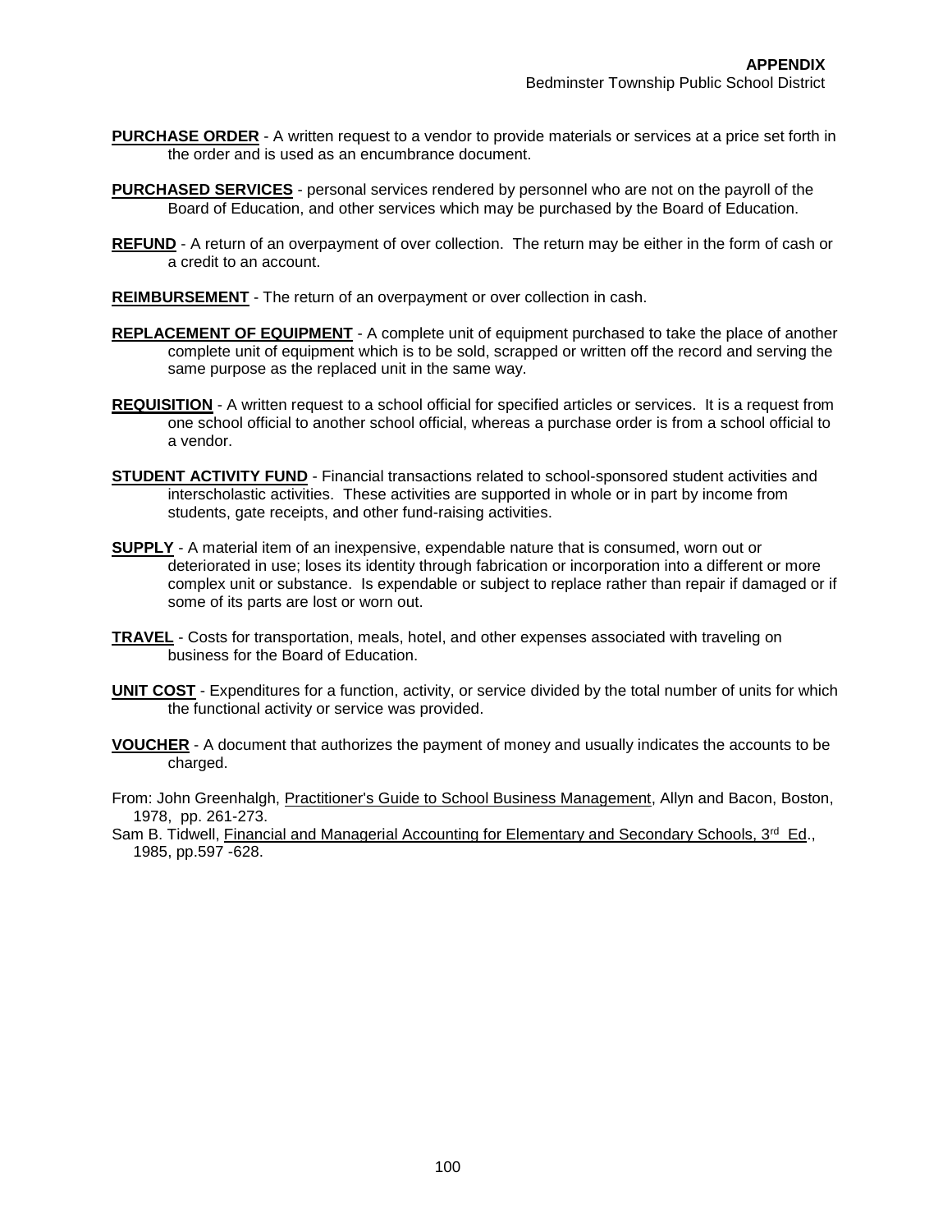**PURCHASE ORDER** - A written request to a vendor to provide materials or services at a price set forth in the order and is used as an encumbrance document.

**PURCHASED SERVICES** - personal services rendered by personnel who are not on the payroll of the Board of Education, and other services which may be purchased by the Board of Education.

**REFUND** - A return of an overpayment of over collection. The return may be either in the form of cash or a credit to an account.

**REIMBURSEMENT** - The return of an overpayment or over collection in cash.

**REPLACEMENT OF EQUIPMENT** - A complete unit of equipment purchased to take the place of another complete unit of equipment which is to be sold, scrapped or written off the record and serving the same purpose as the replaced unit in the same way.

**REQUISITION** - A written request to a school official for specified articles or services. It is a request from one school official to another school official, whereas a purchase order is from a school official to a vendor.

**STUDENT ACTIVITY FUND** - Financial transactions related to school-sponsored student activities and interscholastic activities. These activities are supported in whole or in part by income from students, gate receipts, and other fund-raising activities.

**SUPPLY** - A material item of an inexpensive, expendable nature that is consumed, worn out or deteriorated in use; loses its identity through fabrication or incorporation into a different or more complex unit or substance. Is expendable or subject to replace rather than repair if damaged or if some of its parts are lost or worn out.

**TRAVEL** - Costs for transportation, meals, hotel, and other expenses associated with traveling on business for the Board of Education.

**UNIT COST** - Expenditures for a function, activity, or service divided by the total number of units for which the functional activity or service was provided.

**VOUCHER** - A document that authorizes the payment of money and usually indicates the accounts to be charged.

From: John Greenhalgh, Practitioner's Guide to School Business Management, Allyn and Bacon, Boston, 1978, pp. 261-273.

Sam B. Tidwell, Financial and Managerial Accounting for Elementary and Secondary Schools, 3rd Ed., 1985, pp.597 -628.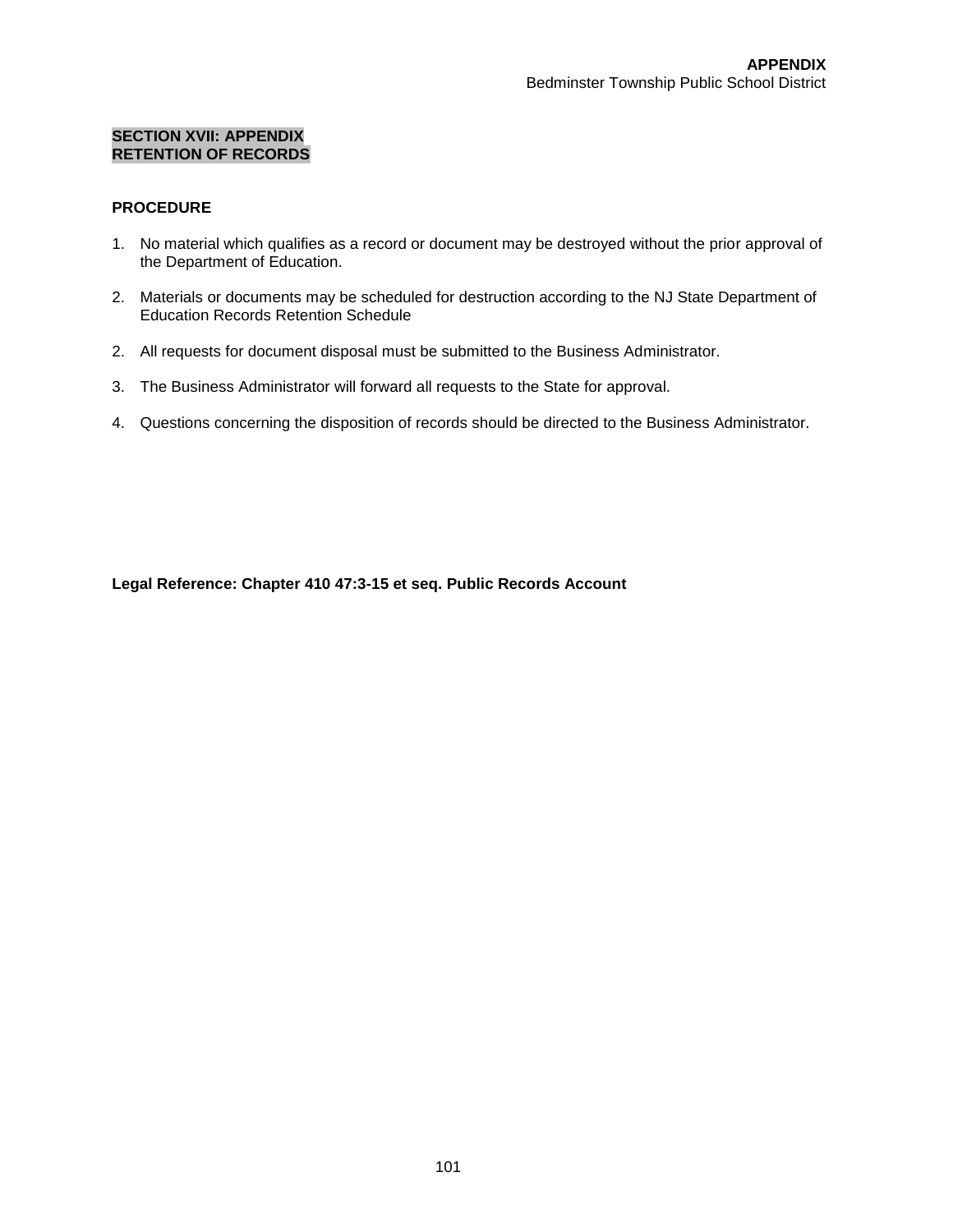**SECTION XVII: APPENDIX**
**RETENTION OF RECORDS**

**PROCEDURE**

1. No material which qualifies as a record or document may be destroyed without the prior approval of the Department of Education.

2. Materials or documents may be scheduled for destruction according to the NJ State Department of Education Records Retention Schedule

2. All requests for document disposal must be submitted to the Business Administrator.

3. The Business Administrator will forward all requests to the State for approval.

4. Questions concerning the disposition of records should be directed to the Business Administrator.

**Legal Reference: Chapter 410 47:3-15 et seq. Public Records Account**